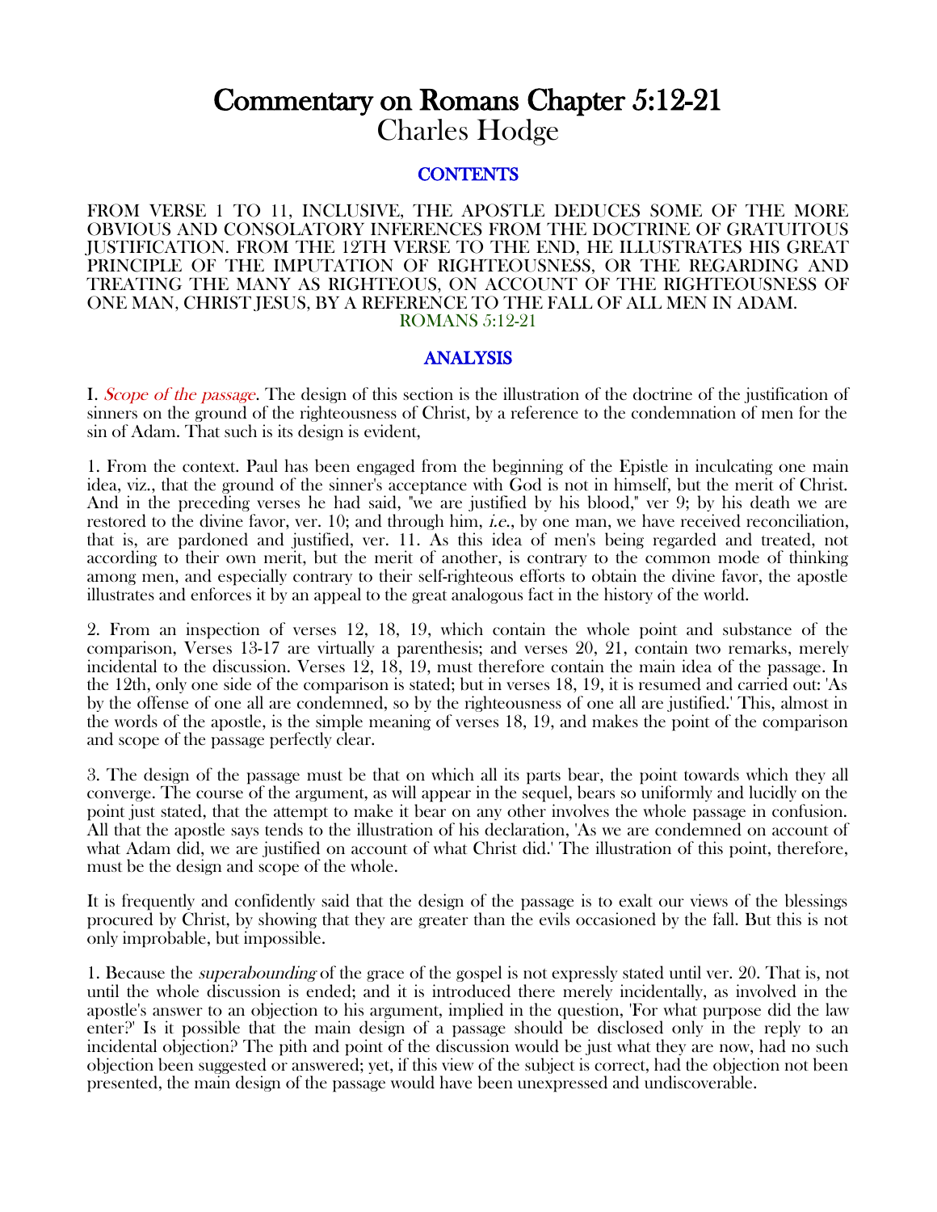# Commentary on Romans Chapter 5:12-21
Charles Hodge

## CONTENTS

FROM VERSE 1 TO 11, INCLUSIVE, THE APOSTLE DEDUCES SOME OF THE MORE OBVIOUS AND CONSOLATORY INFERENCES FROM THE DOCTRINE OF GRATUITOUS JUSTIFICATION. FROM THE 12TH VERSE TO THE END, HE ILLUSTRATES HIS GREAT PRINCIPLE OF THE IMPUTATION OF RIGHTEOUSNESS, OR THE REGARDING AND TREATING THE MANY AS RIGHTEOUS, ON ACCOUNT OF THE RIGHTEOUSNESS OF ONE MAN, CHRIST JESUS, BY A REFERENCE TO THE FALL OF ALL MEN IN ADAM.
ROMANS 5:12-21

## ANALYSIS

I. *Scope of the passage*. The design of this section is the illustration of the doctrine of the justification of sinners on the ground of the righteousness of Christ, by a reference to the condemnation of men for the sin of Adam. That such is its design is evident,

1. From the context. Paul has been engaged from the beginning of the Epistle in inculcating one main idea, viz., that the ground of the sinner's acceptance with God is not in himself, but the merit of Christ. And in the preceding verses he had said, "we are justified by his blood," ver 9; by his death we are restored to the divine favor, ver. 10; and through him, *i.e.*, by one man, we have received reconciliation, that is, are pardoned and justified, ver. 11. As this idea of men's being regarded and treated, not according to their own merit, but the merit of another, is contrary to the common mode of thinking among men, and especially contrary to their self-righteous efforts to obtain the divine favor, the apostle illustrates and enforces it by an appeal to the great analogous fact in the history of the world.

2. From an inspection of verses 12, 18, 19, which contain the whole point and substance of the comparison, Verses 13-17 are virtually a parenthesis; and verses 20, 21, contain two remarks, merely incidental to the discussion. Verses 12, 18, 19, must therefore contain the main idea of the passage. In the 12th, only one side of the comparison is stated; but in verses 18, 19, it is resumed and carried out: 'As by the offense of one all are condemned, so by the righteousness of one all are justified.' This, almost in the words of the apostle, is the simple meaning of verses 18, 19, and makes the point of the comparison and scope of the passage perfectly clear.

3. The design of the passage must be that on which all its parts bear, the point towards which they all converge. The course of the argument, as will appear in the sequel, bears so uniformly and lucidly on the point just stated, that the attempt to make it bear on any other involves the whole passage in confusion. All that the apostle says tends to the illustration of his declaration, 'As we are condemned on account of what Adam did, we are justified on account of what Christ did.' The illustration of this point, therefore, must be the design and scope of the whole.

It is frequently and confidently said that the design of the passage is to exalt our views of the blessings procured by Christ, by showing that they are greater than the evils occasioned by the fall. But this is not only improbable, but impossible.

1. Because the *superabounding* of the grace of the gospel is not expressly stated until ver. 20. That is, not until the whole discussion is ended; and it is introduced there merely incidentally, as involved in the apostle's answer to an objection to his argument, implied in the question, 'For what purpose did the law enter?' Is it possible that the main design of a passage should be disclosed only in the reply to an incidental objection? The pith and point of the discussion would be just what they are now, had no such objection been suggested or answered; yet, if this view of the subject is correct, had the objection not been presented, the main design of the passage would have been unexpressed and undiscoverable.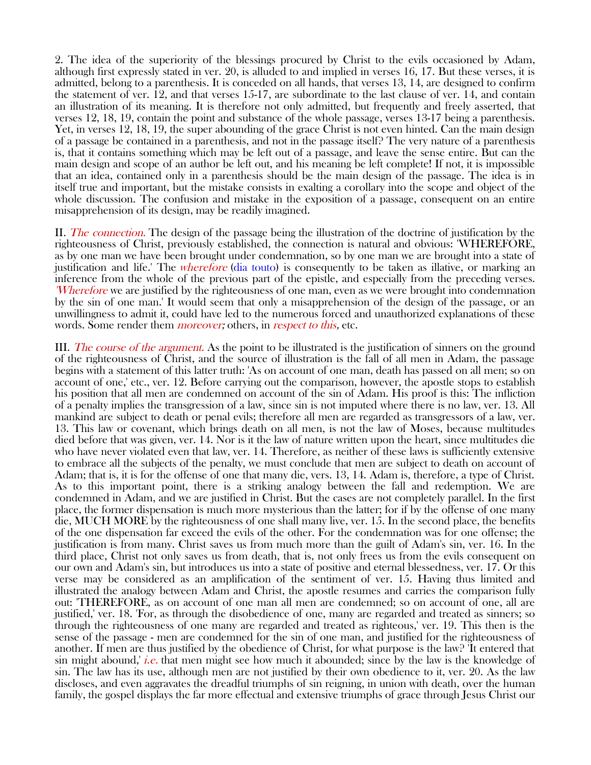2. The idea of the superiority of the blessings procured by Christ to the evils occasioned by Adam, although first expressly stated in ver. 20, is alluded to and implied in verses 16, 17. But these verses, it is admitted, belong to a parenthesis. It is conceded on all hands, that verses 13, 14, are designed to confirm the statement of ver. 12, and that verses 15-17, are subordinate to the last clause of ver. 14, and contain an illustration of its meaning. It is therefore not only admitted, but frequently and freely asserted, that verses 12, 18, 19, contain the point and substance of the whole passage, verses 13-17 being a parenthesis. Yet, in verses 12, 18, 19, the super abounding of the grace Christ is not even hinted. Can the main design of a passage be contained in a parenthesis, and not in the passage itself? The very nature of a parenthesis is, that it contains something which may be left out of a passage, and leave the sense entire. But can the main design and scope of an author be left out, and his meaning be left complete! If not, it is impossible that an idea, contained only in a parenthesis should be the main design of the passage. The idea is in itself true and important, but the mistake consists in exalting a corollary into the scope and object of the whole discussion. The confusion and mistake in the exposition of a passage, consequent on an entire misapprehension of its design, may be readily imagined.

II. *The connection.* The design of the passage being the illustration of the doctrine of justification by the righteousness of Christ, previously established, the connection is natural and obvious: 'WHEREFORE, as by one man we have been brought under condemnation, so by one man we are brought into a state of justification and life.' The *wherefore* (dia touto) is consequently to be taken as illative, or marking an inference from the whole of the previous part of the epistle, and especially from the preceding verses. *'Wherefore* we are justified by the righteousness of one man, even as we were brought into condemnation by the sin of one man.' It would seem that only a misapprehension of the design of the passage, or an unwillingness to admit it, could have led to the numerous forced and unauthorized explanations of these words. Some render them *moreover;* others, in *respect to this,* etc.

III. *The course of the argument.* As the point to be illustrated is the justification of sinners on the ground of the righteousness of Christ, and the source of illustration is the fall of all men in Adam, the passage begins with a statement of this latter truth: 'As on account of one man, death has passed on all men; so on account of one,' etc., ver. 12. Before carrying out the comparison, however, the apostle stops to establish his position that all men are condemned on account of the sin of Adam. His proof is this: The infliction of a penalty implies the transgression of a law, since sin is not imputed where there is no law, ver. 13. All mankind are subject to death or penal evils; therefore all men are regarded as transgressors of a law, ver. 13. This law or covenant, which brings death on all men, is not the law of Moses, because multitudes died before that was given, ver. 14. Nor is it the law of nature written upon the heart, since multitudes die who have never violated even that law, ver. 14. Therefore, as neither of these laws is sufficiently extensive to embrace all the subjects of the penalty, we must conclude that men are subject to death on account of Adam; that is, it is for the offense of one that many die, vers. 13, 14. Adam is, therefore, a type of Christ. As to this important point, there is a striking analogy between the fall and redemption. We are condemned in Adam, and we are justified in Christ. But the cases are not completely parallel. In the first place, the former dispensation is much more mysterious than the latter; for if by the offense of one many die, MUCH MORE by the righteousness of one shall many live, ver. 15. In the second place, the benefits of the one dispensation far exceed the evils of the other. For the condemnation was for one offense; the justification is from many. Christ saves us from much more than the guilt of Adam's sin, ver. 16. In the third place, Christ not only saves us from death, that is, not only frees us from the evils consequent on our own and Adam's sin, but introduces us into a state of positive and eternal blessedness, ver. 17. Or this verse may be considered as an amplification of the sentiment of ver. 15. Having thus limited and illustrated the analogy between Adam and Christ, the apostle resumes and carries the comparison fully out: 'THEREFORE, as on account of one man all men are condemned; so on account of one, all are justified,' ver. 18. 'For, as through the disobedience of one, many are regarded and treated as sinners; so through the righteousness of one many are regarded and treated as righteous,' ver. 19. This then is the sense of the passage - men are condemned for the sin of one man, and justified for the righteousness of another. If men are thus justified by the obedience of Christ, for what purpose is the law? 'It entered that sin might abound,' *i.e.* that men might see how much it abounded; since by the law is the knowledge of sin. The law has its use, although men are not justified by their own obedience to it, ver. 20. As the law discloses, and even aggravates the dreadful triumphs of sin reigning, in union with death, over the human family, the gospel displays the far more effectual and extensive triumphs of grace through Jesus Christ our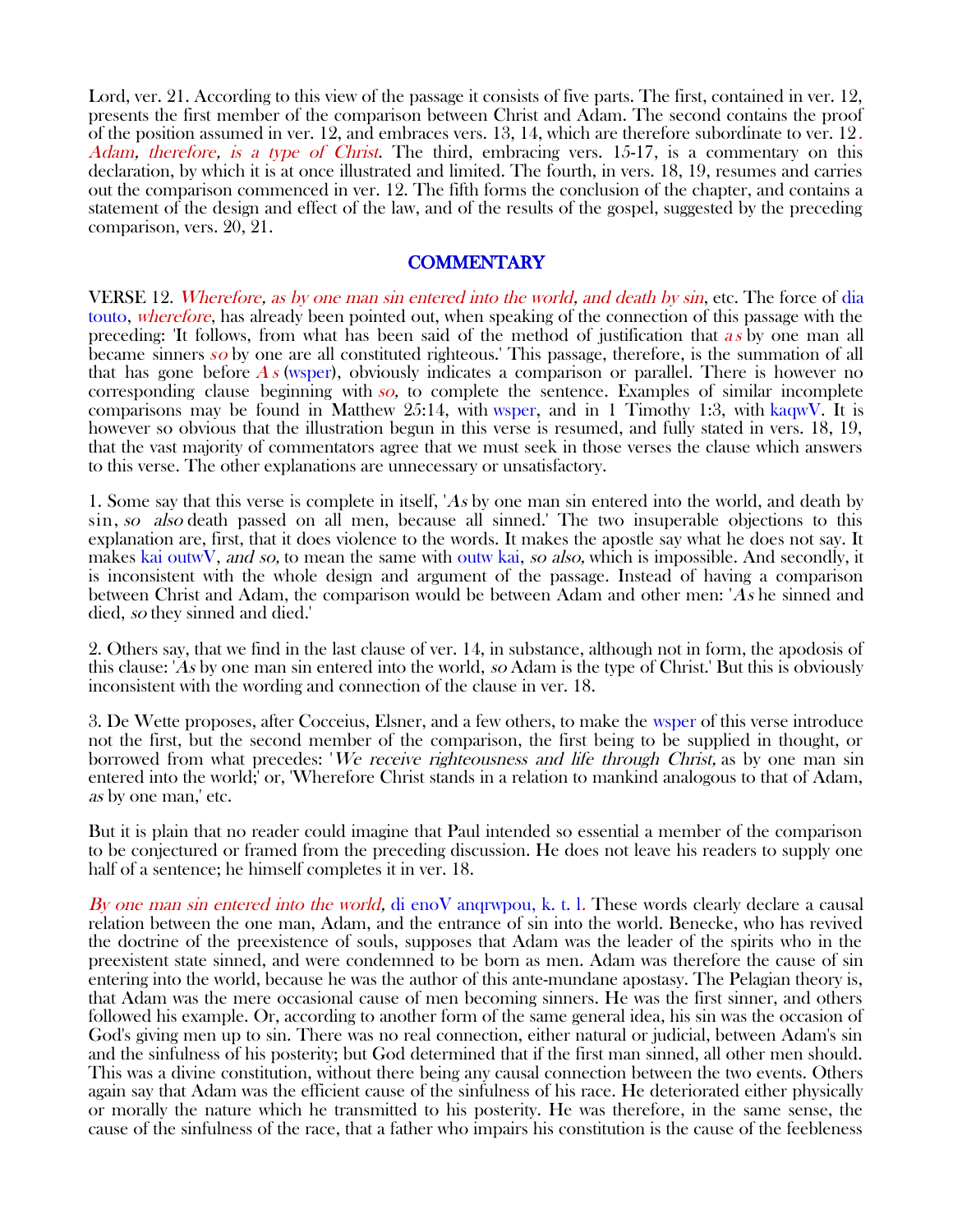Lord, ver. 21. According to this view of the passage it consists of five parts. The first, contained in ver. 12, presents the first member of the comparison between Christ and Adam. The second contains the proof of the position assumed in ver. 12, and embraces vers. 13, 14, which are therefore subordinate to ver. 12. *Adam, therefore, is a type of Christ*. The third, embracing vers. 15-17, is a commentary on this declaration, by which it is at once illustrated and limited. The fourth, in vers. 18, 19, resumes and carries out the comparison commenced in ver. 12. The fifth forms the conclusion of the chapter, and contains a statement of the design and effect of the law, and of the results of the gospel, suggested by the preceding comparison, vers. 20, 21.

## COMMENTARY

VERSE 12. *Wherefore, as by one man sin entered into the world, and death by sin*, etc. The force of dia touto, *wherefore*, has already been pointed out, when speaking of the connection of this passage with the preceding: 'It follows, from what has been said of the method of justification that *as* by one man all became sinners *so* by one are all constituted righteous.' This passage, therefore, is the summation of all that has gone before *As* (wsper), obviously indicates a comparison or parallel. There is however no corresponding clause beginning with *so,* to complete the sentence. Examples of similar incomplete comparisons may be found in Matthew 25:14, with wsper, and in 1 Timothy 1:3, with kaqwV. It is however so obvious that the illustration begun in this verse is resumed, and fully stated in vers. 18, 19, that the vast majority of commentators agree that we must seek in those verses the clause which answers to this verse. The other explanations are unnecessary or unsatisfactory.

1. Some say that this verse is complete in itself, '*As* by one man sin entered into the world, and death by sin, *so also* death passed on all men, because all sinned.' The two insuperable objections to this explanation are, first, that it does violence to the words. It makes the apostle say what he does not say. It makes kai outwV, *and so,* to mean the same with outw kai, *so also,* which is impossible. And secondly, it is inconsistent with the whole design and argument of the passage. Instead of having a comparison between Christ and Adam, the comparison would be between Adam and other men: '*As* he sinned and died, *so* they sinned and died.'

2. Others say, that we find in the last clause of ver. 14, in substance, although not in form, the apodosis of this clause: '*As* by one man sin entered into the world, *so* Adam is the type of Christ.' But this is obviously inconsistent with the wording and connection of the clause in ver. 18.

3. De Wette proposes, after Cocceius, Elsner, and a few others, to make the wsper of this verse introduce not the first, but the second member of the comparison, the first being to be supplied in thought, or borrowed from what precedes: '*We receive righteousness and life through Christ,* as by one man sin entered into the world;' or, 'Wherefore Christ stands in a relation to mankind analogous to that of Adam, *as* by one man,' etc.

But it is plain that no reader could imagine that Paul intended so essential a member of the comparison to be conjectured or framed from the preceding discussion. He does not leave his readers to supply one half of a sentence; he himself completes it in ver. 18.

*By one man sin entered into the world,* di enoV anqrwpou, k. t. l. These words clearly declare a causal relation between the one man, Adam, and the entrance of sin into the world. Benecke, who has revived the doctrine of the preexistence of souls, supposes that Adam was the leader of the spirits who in the preexistent state sinned, and were condemned to be born as men. Adam was therefore the cause of sin entering into the world, because he was the author of this ante-mundane apostasy. The Pelagian theory is, that Adam was the mere occasional cause of men becoming sinners. He was the first sinner, and others followed his example. Or, according to another form of the same general idea, his sin was the occasion of God's giving men up to sin. There was no real connection, either natural or judicial, between Adam's sin and the sinfulness of his posterity; but God determined that if the first man sinned, all other men should. This was a divine constitution, without there being any causal connection between the two events. Others again say that Adam was the efficient cause of the sinfulness of his race. He deteriorated either physically or morally the nature which he transmitted to his posterity. He was therefore, in the same sense, the cause of the sinfulness of the race, that a father who impairs his constitution is the cause of the feebleness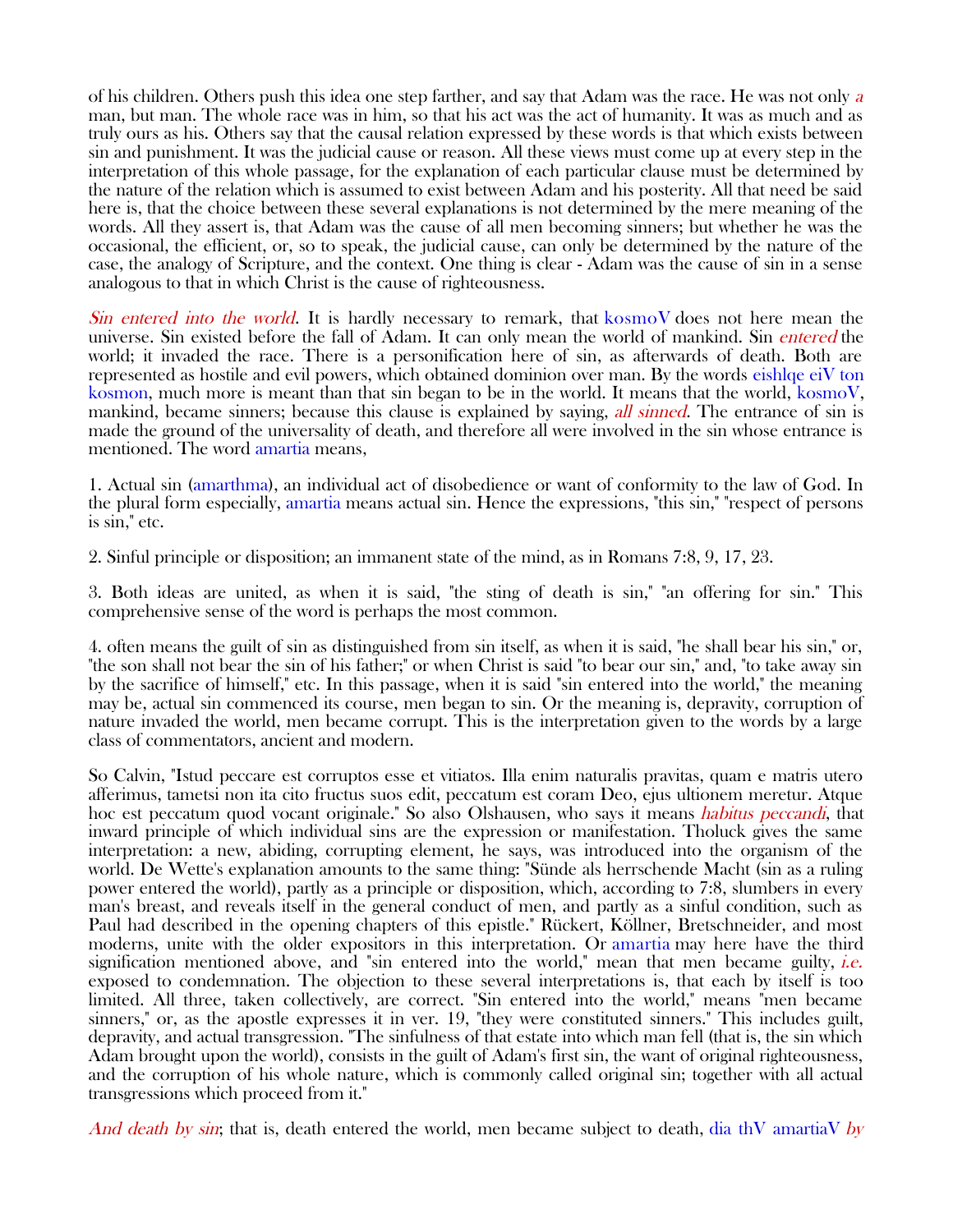of his children. Others push this idea one step farther, and say that Adam was the race. He was not only *a* man, but man. The whole race was in him, so that his act was the act of humanity. It was as much and as truly ours as his. Others say that the causal relation expressed by these words is that which exists between sin and punishment. It was the judicial cause or reason. All these views must come up at every step in the interpretation of this whole passage, for the explanation of each particular clause must be determined by the nature of the relation which is assumed to exist between Adam and his posterity. All that need be said here is, that the choice between these several explanations is not determined by the mere meaning of the words. All they assert is, that Adam was the cause of all men becoming sinners; but whether he was the occasional, the efficient, or, so to speak, the judicial cause, can only be determined by the nature of the case, the analogy of Scripture, and the context. One thing is clear - Adam was the cause of sin in a sense analogous to that in which Christ is the cause of righteousness.

*Sin entered into the world*. It is hardly necessary to remark, that kosmoV does not here mean the universe. Sin existed before the fall of Adam. It can only mean the world of mankind. Sin *entered* the world; it invaded the race. There is a personification here of sin, as afterwards of death. Both are represented as hostile and evil powers, which obtained dominion over man. By the words eishlqe eiV ton kosmon, much more is meant than that sin began to be in the world. It means that the world, kosmoV, mankind, became sinners; because this clause is explained by saying, *all sinned*. The entrance of sin is made the ground of the universality of death, and therefore all were involved in the sin whose entrance is mentioned. The word amartia means,

1. Actual sin (amarthma), an individual act of disobedience or want of conformity to the law of God. In the plural form especially, amartia means actual sin. Hence the expressions, "this sin," "respect of persons is sin," etc.

2. Sinful principle or disposition; an immanent state of the mind, as in Romans 7:8, 9, 17, 23.

3. Both ideas are united, as when it is said, "the sting of death is sin," "an offering for sin." This comprehensive sense of the word is perhaps the most common.

4. often means the guilt of sin as distinguished from sin itself, as when it is said, "he shall bear his sin," or, "the son shall not bear the sin of his father;" or when Christ is said "to bear our sin," and, "to take away sin by the sacrifice of himself," etc. In this passage, when it is said "sin entered into the world," the meaning may be, actual sin commenced its course, men began to sin. Or the meaning is, depravity, corruption of nature invaded the world, men became corrupt. This is the interpretation given to the words by a large class of commentators, ancient and modern.

So Calvin, "Istud peccare est corruptos esse et vitiatos. Illa enim naturalis pravitas, quam e matris utero afferimus, tametsi non ita cito fructus suos edit, peccatum est coram Deo, ejus ultionem meretur. Atque hoc est peccatum quod vocant originale." So also Olshausen, who says it means *habitus peccandi*, that inward principle of which individual sins are the expression or manifestation. Tholuck gives the same interpretation: a new, abiding, corrupting element, he says, was introduced into the organism of the world. De Wette's explanation amounts to the same thing: "Sünde als herrschende Macht (sin as a ruling power entered the world), partly as a principle or disposition, which, according to 7:8, slumbers in every man's breast, and reveals itself in the general conduct of men, and partly as a sinful condition, such as Paul had described in the opening chapters of this epistle." Rückert, Köllner, Bretschneider, and most moderns, unite with the older expositors in this interpretation. Or amartia may here have the third signification mentioned above, and "sin entered into the world," mean that men became guilty, *i.e.* exposed to condemnation. The objection to these several interpretations is, that each by itself is too limited. All three, taken collectively, are correct. "Sin entered into the world," means "men became sinners," or, as the apostle expresses it in ver. 19, "they were constituted sinners." This includes guilt, depravity, and actual transgression. "The sinfulness of that estate into which man fell (that is, the sin which Adam brought upon the world), consists in the guilt of Adam's first sin, the want of original righteousness, and the corruption of his whole nature, which is commonly called original sin; together with all actual transgressions which proceed from it."

*And death by sin*; that is, death entered the world, men became subject to death, dia thV amartiaV *by*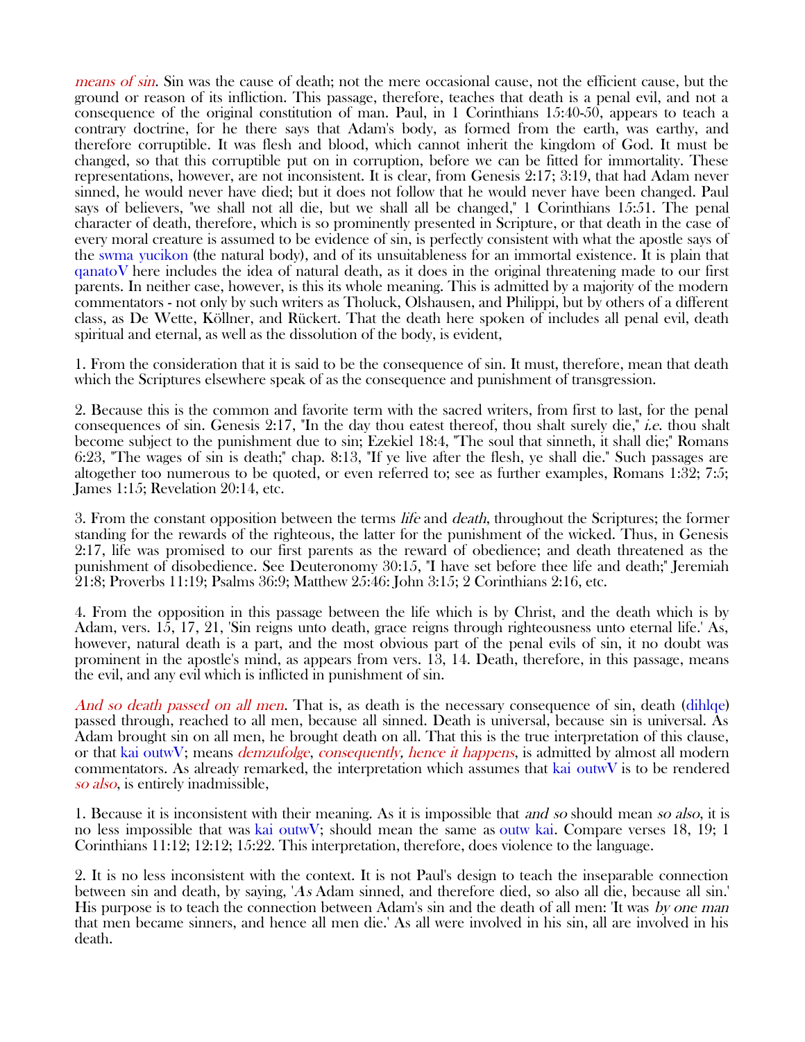*means of sin*. Sin was the cause of death; not the mere occasional cause, not the efficient cause, but the ground or reason of its infliction. This passage, therefore, teaches that death is a penal evil, and not a consequence of the original constitution of man. Paul, in 1 Corinthians 15:40-50, appears to teach a contrary doctrine, for he there says that Adam's body, as formed from the earth, was earthy, and therefore corruptible. It was flesh and blood, which cannot inherit the kingdom of God. It must be changed, so that this corruptible put on in corruption, before we can be fitted for immortality. These representations, however, are not inconsistent. It is clear, from Genesis 2:17; 3:19, that had Adam never sinned, he would never have died; but it does not follow that he would never have been changed. Paul says of believers, "we shall not all die, but we shall all be changed," 1 Corinthians 15:51. The penal character of death, therefore, which is so prominently presented in Scripture, or that death in the case of every moral creature is assumed to be evidence of sin, is perfectly consistent with what the apostle says of the swma yucikon (the natural body), and of its unsuitableness for an immortal existence. It is plain that qanatoV here includes the idea of natural death, as it does in the original threatening made to our first parents. In neither case, however, is this its whole meaning. This is admitted by a majority of the modern commentators - not only by such writers as Tholuck, Olshausen, and Philippi, but by others of a different class, as De Wette, Köllner, and Rückert. That the death here spoken of includes all penal evil, death spiritual and eternal, as well as the dissolution of the body, is evident,

1. From the consideration that it is said to be the consequence of sin. It must, therefore, mean that death which the Scriptures elsewhere speak of as the consequence and punishment of transgression.

2. Because this is the common and favorite term with the sacred writers, from first to last, for the penal consequences of sin. Genesis 2:17, "In the day thou eatest thereof, thou shalt surely die," *i.e.* thou shalt become subject to the punishment due to sin; Ezekiel 18:4, "The soul that sinneth, it shall die;" Romans 6:23, "The wages of sin is death;" chap. 8:13, "If ye live after the flesh, ye shall die." Such passages are altogether too numerous to be quoted, or even referred to; see as further examples, Romans 1:32; 7:5; James 1:15; Revelation 20:14, etc.

3. From the constant opposition between the terms *life* and *death*, throughout the Scriptures; the former standing for the rewards of the righteous, the latter for the punishment of the wicked. Thus, in Genesis 2:17, life was promised to our first parents as the reward of obedience; and death threatened as the punishment of disobedience. See Deuteronomy 30:15, "I have set before thee life and death;" Jeremiah 21:8; Proverbs 11:19; Psalms 36:9; Matthew 25:46: John 3:15; 2 Corinthians 2:16, etc.

4. From the opposition in this passage between the life which is by Christ, and the death which is by Adam, vers. 15, 17, 21, 'Sin reigns unto death, grace reigns through righteousness unto eternal life.' As, however, natural death is a part, and the most obvious part of the penal evils of sin, it no doubt was prominent in the apostle's mind, as appears from vers. 13, 14. Death, therefore, in this passage, means the evil, and any evil which is inflicted in punishment of sin.

*And so death passed on all men*. That is, as death is the necessary consequence of sin, death (dihlqe) passed through, reached to all men, because all sinned. Death is universal, because sin is universal. As Adam brought sin on all men, he brought death on all. That this is the true interpretation of this clause, or that kai outwV; means *demzufolge*, *consequently, hence it happens*, is admitted by almost all modern commentators. As already remarked, the interpretation which assumes that kai outwV is to be rendered *so also*, is entirely inadmissible,

1. Because it is inconsistent with their meaning. As it is impossible that *and so* should mean *so also*, it is no less impossible that was kai outwV; should mean the same as outw kai. Compare verses 18, 19; 1 Corinthians 11:12; 12:12; 15:22. This interpretation, therefore, does violence to the language.

2. It is no less inconsistent with the context. It is not Paul's design to teach the inseparable connection between sin and death, by saying, '*As* Adam sinned, and therefore died, so also all die, because all sin.' His purpose is to teach the connection between Adam's sin and the death of all men: 'It was *by one man* that men became sinners, and hence all men die.' As all were involved in his sin, all are involved in his death.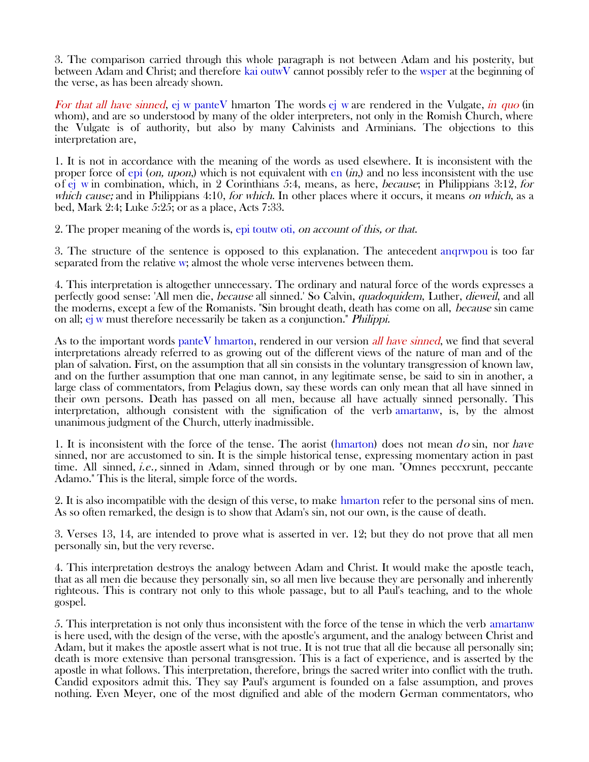3. The comparison carried through this whole paragraph is not between Adam and his posterity, but between Adam and Christ; and therefore kai outwV cannot possibly refer to the wsper at the beginning of the verse, as has been already shown.

*For that all have sinned*, ej w panteV hmarton The words ej w are rendered in the Vulgate, *in quo* (in whom), and are so understood by many of the older interpreters, not only in the Romish Church, where the Vulgate is of authority, but also by many Calvinists and Arminians. The objections to this interpretation are,

1. It is not in accordance with the meaning of the words as used elsewhere. It is inconsistent with the proper force of epi (*on, upon*,) which is not equivalent with en (*in*,) and no less inconsistent with the use of ej w in combination, which, in 2 Corinthians 5:4, means, as here, *because*; in Philippians 3:12, *for which cause;* and in Philippians 4:10, *for which.* In other places where it occurs, it means *on which,* as a bed, Mark 2:4; Luke 5:25; or as a place, Acts 7:33.

2. The proper meaning of the words is, epi toutw oti, *on account of this, or that.*

3. The structure of the sentence is opposed to this explanation. The antecedent anqrwpou is too far separated from the relative w; almost the whole verse intervenes between them.

4. This interpretation is altogether unnecessary. The ordinary and natural force of the words expresses a perfectly good sense: 'All men die, *because* all sinned.' So Calvin, *quadoquidem*, Luther, *dieweil*, and all the moderns, except a few of the Romanists. "Sin brought death, death has come on all, *because* sin came on all; ej w must therefore necessarily be taken as a conjunction." *Philippi.*

As to the important words panteV hmarton, rendered in our version *all have sinned*, we find that several interpretations already referred to as growing out of the different views of the nature of man and of the plan of salvation. First, on the assumption that all sin consists in the voluntary transgression of known law, and on the further assumption that one man cannot, in any legitimate sense, be said to sin in another, a large class of commentators, from Pelagius down, say these words can only mean that all have sinned in their own persons. Death has passed on all men, because all have actually sinned personally. This interpretation, although consistent with the signification of the verb amartanw, is, by the almost unanimous judgment of the Church, utterly inadmissible.

1. It is inconsistent with the force of the tense. The aorist (hmarton) does not mean *do* sin, nor *have* sinned, nor are accustomed to sin. It is the simple historical tense, expressing momentary action in past time. All sinned, *i.e.,* sinned in Adam, sinned through or by one man. "Omnes peccxrunt, peccante Adamo." This is the literal, simple force of the words.

2. It is also incompatible with the design of this verse, to make hmarton refer to the personal sins of men. As so often remarked, the design is to show that Adam's sin, not our own, is the cause of death.

3. Verses 13, 14, are intended to prove what is asserted in ver. 12; but they do not prove that all men personally sin, but the very reverse.

4. This interpretation destroys the analogy between Adam and Christ. It would make the apostle teach, that as all men die because they personally sin, so all men live because they are personally and inherently righteous. This is contrary not only to this whole passage, but to all Paul's teaching, and to the whole gospel.

5. This interpretation is not only thus inconsistent with the force of the tense in which the verb amartanw is here used, with the design of the verse, with the apostle's argument, and the analogy between Christ and Adam, but it makes the apostle assert what is not true. It is not true that all die because all personally sin; death is more extensive than personal transgression. This is a fact of experience, and is asserted by the apostle in what follows. This interpretation, therefore, brings the sacred writer into conflict with the truth. Candid expositors admit this. They say Paul's argument is founded on a false assumption, and proves nothing. Even Meyer, one of the most dignified and able of the modern German commentators, who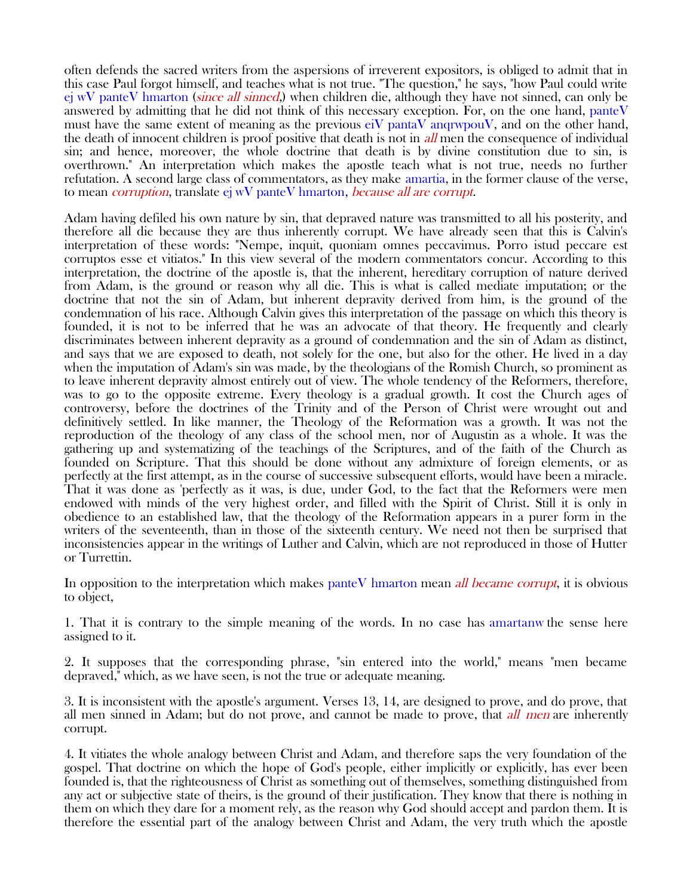often defends the sacred writers from the aspersions of irreverent expositors, is obliged to admit that in this case Paul forgot himself, and teaches what is not true. "The question," he says, "how Paul could write ej wV panteV hmarton (*since all sinned*,) when children die, although they have not sinned, can only be answered by admitting that he did not think of this necessary exception. For, on the one hand, panteV must have the same extent of meaning as the previous eiV pantaV anqrwpouV, and on the other hand, the death of innocent children is proof positive that death is not in *all* men the consequence of individual sin; and hence, moreover, the whole doctrine that death is by divine constitution due to sin, is overthrown." An interpretation which makes the apostle teach what is not true, needs no further refutation. A second large class of commentators, as they make amartia, in the former clause of the verse, to mean *corruption*, translate ej wV panteV hmarton, *because all are corrupt*.

Adam having defiled his own nature by sin, that depraved nature was transmitted to all his posterity, and therefore all die because they are thus inherently corrupt. We have already seen that this is Calvin's interpretation of these words: "Nempe, inquit, quoniam omnes peccavimus. Porro istud peccare est corruptos esse et vitiatos." In this view several of the modern commentators concur. According to this interpretation, the doctrine of the apostle is, that the inherent, hereditary corruption of nature derived from Adam, is the ground or reason why all die. This is what is called mediate imputation; or the doctrine that not the sin of Adam, but inherent depravity derived from him, is the ground of the condemnation of his race. Although Calvin gives this interpretation of the passage on which this theory is founded, it is not to be inferred that he was an advocate of that theory. He frequently and clearly discriminates between inherent depravity as a ground of condemnation and the sin of Adam as distinct, and says that we are exposed to death, not solely for the one, but also for the other. He lived in a day when the imputation of Adam's sin was made, by the theologians of the Romish Church, so prominent as to leave inherent depravity almost entirely out of view. The whole tendency of the Reformers, therefore, was to go to the opposite extreme. Every theology is a gradual growth. It cost the Church ages of controversy, before the doctrines of the Trinity and of the Person of Christ were wrought out and definitively settled. In like manner, the Theology of the Reformation was a growth. It was not the reproduction of the theology of any class of the school men, nor of Augustin as a whole. It was the gathering up and systematizing of the teachings of the Scriptures, and of the faith of the Church as founded on Scripture. That this should be done without any admixture of foreign elements, or as perfectly at the first attempt, as in the course of successive subsequent efforts, would have been a miracle. That it was done as 'perfectly as it was, is due, under God, to the fact that the Reformers were men endowed with minds of the very highest order, and filled with the Spirit of Christ. Still it is only in obedience to an established law, that the theology of the Reformation appears in a purer form in the writers of the seventeenth, than in those of the sixteenth century. We need not then be surprised that inconsistencies appear in the writings of Luther and Calvin, which are not reproduced in those of Hutter or Turrettin.

In opposition to the interpretation which makes panteV hmarton mean *all became corrupt*, it is obvious to object,

1. That it is contrary to the simple meaning of the words. In no case has amartanw the sense here assigned to it.

2. It supposes that the corresponding phrase, "sin entered into the world," means "men became depraved," which, as we have seen, is not the true or adequate meaning.

3. It is inconsistent with the apostle's argument. Verses 13, 14, are designed to prove, and do prove, that all men sinned in Adam; but do not prove, and cannot be made to prove, that *all men* are inherently corrupt.

4. It vitiates the whole analogy between Christ and Adam, and therefore saps the very foundation of the gospel. That doctrine on which the hope of God's people, either implicitly or explicitly, has ever been founded is, that the righteousness of Christ as something out of themselves, something distinguished from any act or subjective state of theirs, is the ground of their justification. They know that there is nothing in them on which they dare for a moment rely, as the reason why God should accept and pardon them. It is therefore the essential part of the analogy between Christ and Adam, the very truth which the apostle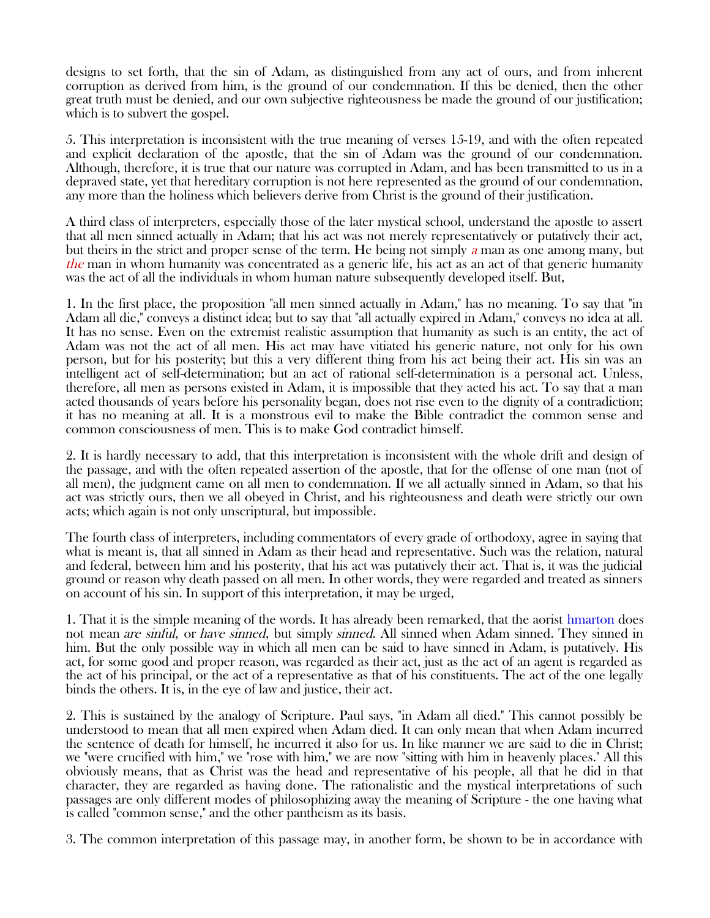designs to set forth, that the sin of Adam, as distinguished from any act of ours, and from inherent corruption as derived from him, is the ground of our condemnation. If this be denied, then the other great truth must be denied, and our own subjective righteousness be made the ground of our justification; which is to subvert the gospel.

5. This interpretation is inconsistent with the true meaning of verses 15-19, and with the often repeated and explicit declaration of the apostle, that the sin of Adam was the ground of our condemnation. Although, therefore, it is true that our nature was corrupted in Adam, and has been transmitted to us in a depraved state, yet that hereditary corruption is not here represented as the ground of our condemnation, any more than the holiness which believers derive from Christ is the ground of their justification.

A third class of interpreters, especially those of the later mystical school, understand the apostle to assert that all men sinned actually in Adam; that his act was not merely representatively or putatively their act, but theirs in the strict and proper sense of the term. He being not simply *a* man as one among many, but *the* man in whom humanity was concentrated as a generic life, his act as an act of that generic humanity was the act of all the individuals in whom human nature subsequently developed itself. But,

1. In the first place, the proposition "all men sinned actually in Adam," has no meaning. To say that "in Adam all die," conveys a distinct idea; but to say that "all actually expired in Adam," conveys no idea at all. It has no sense. Even on the extremist realistic assumption that humanity as such is an entity, the act of Adam was not the act of all men. His act may have vitiated his generic nature, not only for his own person, but for his posterity; but this a very different thing from his act being their act. His sin was an intelligent act of self-determination; but an act of rational self-determination is a personal act. Unless, therefore, all men as persons existed in Adam, it is impossible that they acted his act. To say that a man acted thousands of years before his personality began, does not rise even to the dignity of a contradiction; it has no meaning at all. It is a monstrous evil to make the Bible contradict the common sense and common consciousness of men. This is to make God contradict himself.

2. It is hardly necessary to add, that this interpretation is inconsistent with the whole drift and design of the passage, and with the often repeated assertion of the apostle, that for the offense of one man (not of all men), the judgment came on all men to condemnation. If we all actually sinned in Adam, so that his act was strictly ours, then we all obeyed in Christ, and his righteousness and death were strictly our own acts; which again is not only unscriptural, but impossible.

The fourth class of interpreters, including commentators of every grade of orthodoxy, agree in saying that what is meant is, that all sinned in Adam as their head and representative. Such was the relation, natural and federal, between him and his posterity, that his act was putatively their act. That is, it was the judicial ground or reason why death passed on all men. In other words, they were regarded and treated as sinners on account of his sin. In support of this interpretation, it may be urged,

1. That it is the simple meaning of the words. It has already been remarked, that the aorist hmarton does not mean *are sinful*, or *have sinned*, but simply *sinned*. All sinned when Adam sinned. They sinned in him. But the only possible way in which all men can be said to have sinned in Adam, is putatively. His act, for some good and proper reason, was regarded as their act, just as the act of an agent is regarded as the act of his principal, or the act of a representative as that of his constituents. The act of the one legally binds the others. It is, in the eye of law and justice, their act.

2. This is sustained by the analogy of Scripture. Paul says, "in Adam all died." This cannot possibly be understood to mean that all men expired when Adam died. It can only mean that when Adam incurred the sentence of death for himself, he incurred it also for us. In like manner we are said to die in Christ; we "were crucified with him," we "rose with him," we are now "sitting with him in heavenly places." All this obviously means, that as Christ was the head and representative of his people, all that he did in that character, they are regarded as having done. The rationalistic and the mystical interpretations of such passages are only different modes of philosophizing away the meaning of Scripture - the one having what is called "common sense," and the other pantheism as its basis.

3. The common interpretation of this passage may, in another form, be shown to be in accordance with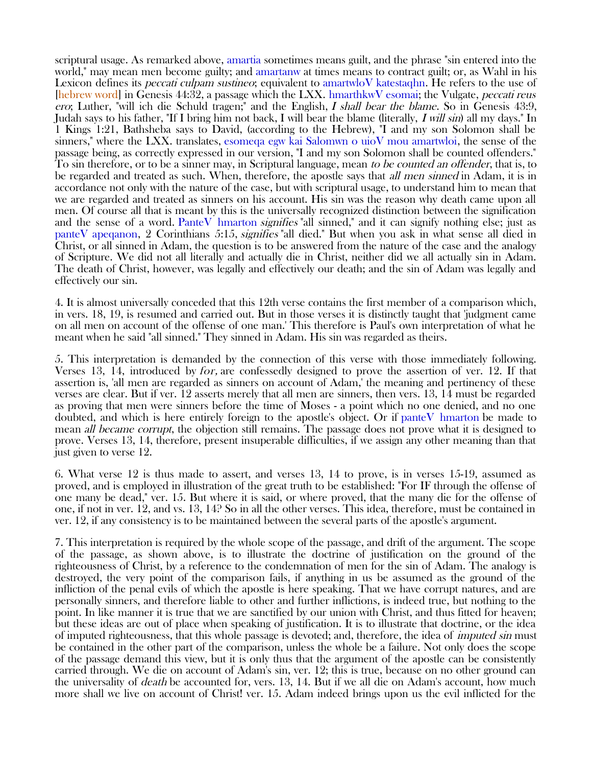scriptural usage. As remarked above, amartia sometimes means guilt, and the phrase "sin entered into the world," may mean men become guilty; and amartanw at times means to contract guilt; or, as Wahl in his Lexicon defines its *peccati culpam sustineo*; equivalent to amartwloV katestaqhn. He refers to the use of [hebrew word] in Genesis 44:32, a passage which the LXX. hmarthkwV esomai; the Vulgate, *peccati reus ero*; Luther, "will ich die Schuld tragen;" and the English, *I shall bear the blame*. So in Genesis 43:9, Judah says to his father, "If I bring him not back, I will bear the blame (literally, *I will sin*) all my days." In 1 Kings 1:21, Bathsheba says to David, (according to the Hebrew), "I and my son Solomon shall be sinners," where the LXX. translates, esomeqa egw kai Salomwn o uioV mou amartwloi, the sense of the passage being, as correctly expressed in our version, "I and my son Solomon shall be counted offenders." To sin therefore, or to be a sinner may, in Scriptural language, mean *to be counted an offender*, that is, to be regarded and treated as such. When, therefore, the apostle says that *all men sinned* in Adam, it is in accordance not only with the nature of the case, but with scriptural usage, to understand him to mean that we are regarded and treated as sinners on his account. His sin was the reason why death came upon all men. Of course all that is meant by this is the universally recognized distinction between the signification and the sense of a word. PanteV hmarton *signifies* "all sinned," and it can signify nothing else; just as panteV apeqanon, 2 Corinthians 5:15, *signifies* "all died." But when you ask in what sense all died in Christ, or all sinned in Adam, the question is to be answered from the nature of the case and the analogy of Scripture. We did not all literally and actually die in Christ, neither did we all actually sin in Adam. The death of Christ, however, was legally and effectively our death; and the sin of Adam was legally and effectively our sin.

4. It is almost universally conceded that this 12th verse contains the first member of a comparison which, in vers. 18, 19, is resumed and carried out. But in those verses it is distinctly taught that 'judgment came on all men on account of the offense of one man.' This therefore is Paul's own interpretation of what he meant when he said "all sinned." They sinned in Adam. His sin was regarded as theirs.

5. This interpretation is demanded by the connection of this verse with those immediately following. Verses 13, 14, introduced by *for,* are confessedly designed to prove the assertion of ver. 12. If that assertion is, 'all men are regarded as sinners on account of Adam,' the meaning and pertinency of these verses are clear. But if ver. 12 asserts merely that all men are sinners, then vers. 13, 14 must be regarded as proving that men were sinners before the time of Moses - a point which no one denied, and no one doubted, and which is here entirely foreign to the apostle's object. Or if panteV hmarton be made to mean *all became corrupt*, the objection still remains. The passage does not prove what it is designed to prove. Verses 13, 14, therefore, present insuperable difficulties, if we assign any other meaning than that just given to verse 12.

6. What verse 12 is thus made to assert, and verses 13, 14 to prove, is in verses 15-19, assumed as proved, and is employed in illustration of the great truth to be established: "For IF through the offense of one many be dead," ver. 15. But where it is said, or where proved, that the many die for the offense of one, if not in ver. 12, and vs. 13, 14? So in all the other verses. This idea, therefore, must be contained in ver. 12, if any consistency is to be maintained between the several parts of the apostle's argument.

7. This interpretation is required by the whole scope of the passage, and drift of the argument. The scope of the passage, as shown above, is to illustrate the doctrine of justification on the ground of the righteousness of Christ, by a reference to the condemnation of men for the sin of Adam. The analogy is destroyed, the very point of the comparison fails, if anything in us be assumed as the ground of the infliction of the penal evils of which the apostle is here speaking. That we have corrupt natures, and are personally sinners, and therefore liable to other and further inflictions, is indeed true, but nothing to the point. In like manner it is true that we are sanctified by our union with Christ, and thus fitted for heaven; but these ideas are out of place when speaking of justification. It is to illustrate that doctrine, or the idea of imputed righteousness, that this whole passage is devoted; and, therefore, the idea of *imputed sin* must be contained in the other part of the comparison, unless the whole be a failure. Not only does the scope of the passage demand this view, but it is only thus that the argument of the apostle can be consistently carried through. We die on account of Adam's sin, ver. 12; this is true, because on no other ground can the universality of *death* be accounted for, vers. 13, 14. But if we all die on Adam's account, how much more shall we live on account of Christ! ver. 15. Adam indeed brings upon us the evil inflicted for the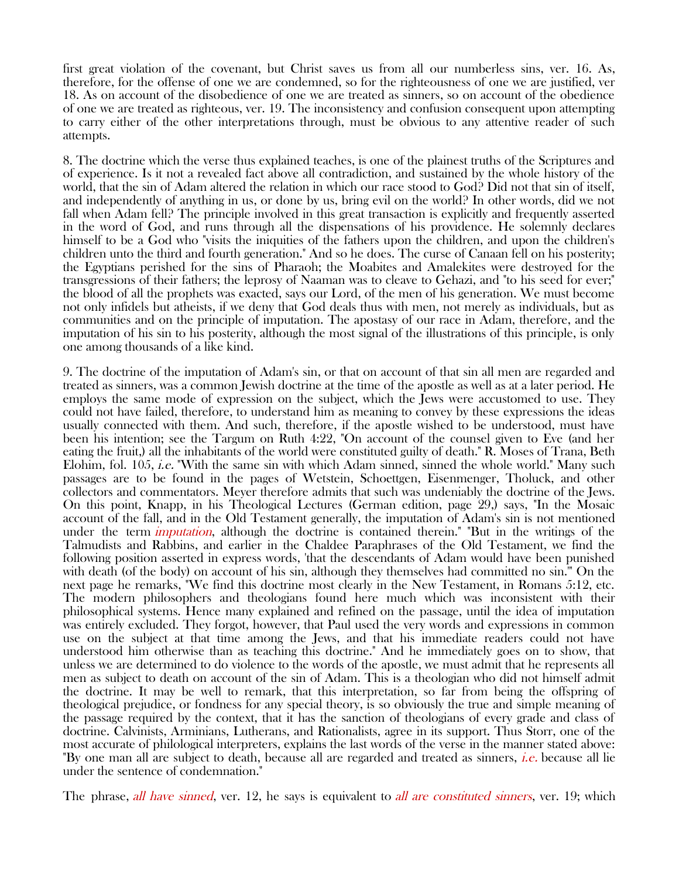first great violation of the covenant, but Christ saves us from all our numberless sins, ver. 16. As, therefore, for the offense of one we are condemned, so for the righteousness of one we are justified, ver 18. As on account of the disobedience of one we are treated as sinners, so on account of the obedience of one we are treated as righteous, ver. 19. The inconsistency and confusion consequent upon attempting to carry either of the other interpretations through, must be obvious to any attentive reader of such attempts.

8. The doctrine which the verse thus explained teaches, is one of the plainest truths of the Scriptures and of experience. Is it not a revealed fact above all contradiction, and sustained by the whole history of the world, that the sin of Adam altered the relation in which our race stood to God? Did not that sin of itself, and independently of anything in us, or done by us, bring evil on the world? In other words, did we not fall when Adam fell? The principle involved in this great transaction is explicitly and frequently asserted in the word of God, and runs through all the dispensations of his providence. He solemnly declares himself to be a God who "visits the iniquities of the fathers upon the children, and upon the children's children unto the third and fourth generation." And so he does. The curse of Canaan fell on his posterity; the Egyptians perished for the sins of Pharaoh; the Moabites and Amalekites were destroyed for the transgressions of their fathers; the leprosy of Naaman was to cleave to Gehazi, and "to his seed for ever;" the blood of all the prophets was exacted, says our Lord, of the men of his generation. We must become not only infidels but atheists, if we deny that God deals thus with men, not merely as individuals, but as communities and on the principle of imputation. The apostasy of our race in Adam, therefore, and the imputation of his sin to his posterity, although the most signal of the illustrations of this principle, is only one among thousands of a like kind.

9. The doctrine of the imputation of Adam's sin, or that on account of that sin all men are regarded and treated as sinners, was a common Jewish doctrine at the time of the apostle as well as at a later period. He employs the same mode of expression on the subject, which the Jews were accustomed to use. They could not have failed, therefore, to understand him as meaning to convey by these expressions the ideas usually connected with them. And such, therefore, if the apostle wished to be understood, must have been his intention; see the Targum on Ruth 4:22, "On account of the counsel given to Eve (and her eating the fruit,) all the inhabitants of the world were constituted guilty of death." R. Moses of Trana, Beth Elohim, fol. 105, *i.e.* "With the same sin with which Adam sinned, sinned the whole world." Many such passages are to be found in the pages of Wetstein, Schoettgen, Eisenmenger, Tholuck, and other collectors and commentators. Meyer therefore admits that such was undeniably the doctrine of the Jews. On this point, Knapp, in his Theological Lectures (German edition, page 29,) says, "In the Mosaic account of the fall, and in the Old Testament generally, the imputation of Adam's sin is not mentioned under the term *imputation*, although the doctrine is contained therein." "But in the writings of the Talmudists and Rabbins, and earlier in the Chaldee Paraphrases of the Old Testament, we find the following position asserted in express words, 'that the descendants of Adam would have been punished with death (of the body) on account of his sin, although they themselves had committed no sin.'" On the next page he remarks, "We find this doctrine most clearly in the New Testament, in Romans 5:12, etc. The modern philosophers and theologians found here much which was inconsistent with their philosophical systems. Hence many explained and refined on the passage, until the idea of imputation was entirely excluded. They forgot, however, that Paul used the very words and expressions in common use on the subject at that time among the Jews, and that his immediate readers could not have understood him otherwise than as teaching this doctrine." And he immediately goes on to show, that unless we are determined to do violence to the words of the apostle, we must admit that he represents all men as subject to death on account of the sin of Adam. This is a theologian who did not himself admit the doctrine. It may be well to remark, that this interpretation, so far from being the offspring of theological prejudice, or fondness for any special theory, is so obviously the true and simple meaning of the passage required by the context, that it has the sanction of theologians of every grade and class of doctrine. Calvinists, Arminians, Lutherans, and Rationalists, agree in its support. Thus Storr, one of the most accurate of philological interpreters, explains the last words of the verse in the manner stated above: "By one man all are subject to death, because all are regarded and treated as sinners, *i.e.* because all lie under the sentence of condemnation."

The phrase, *all have sinned*, ver. 12, he says is equivalent to *all are constituted sinners*, ver. 19; which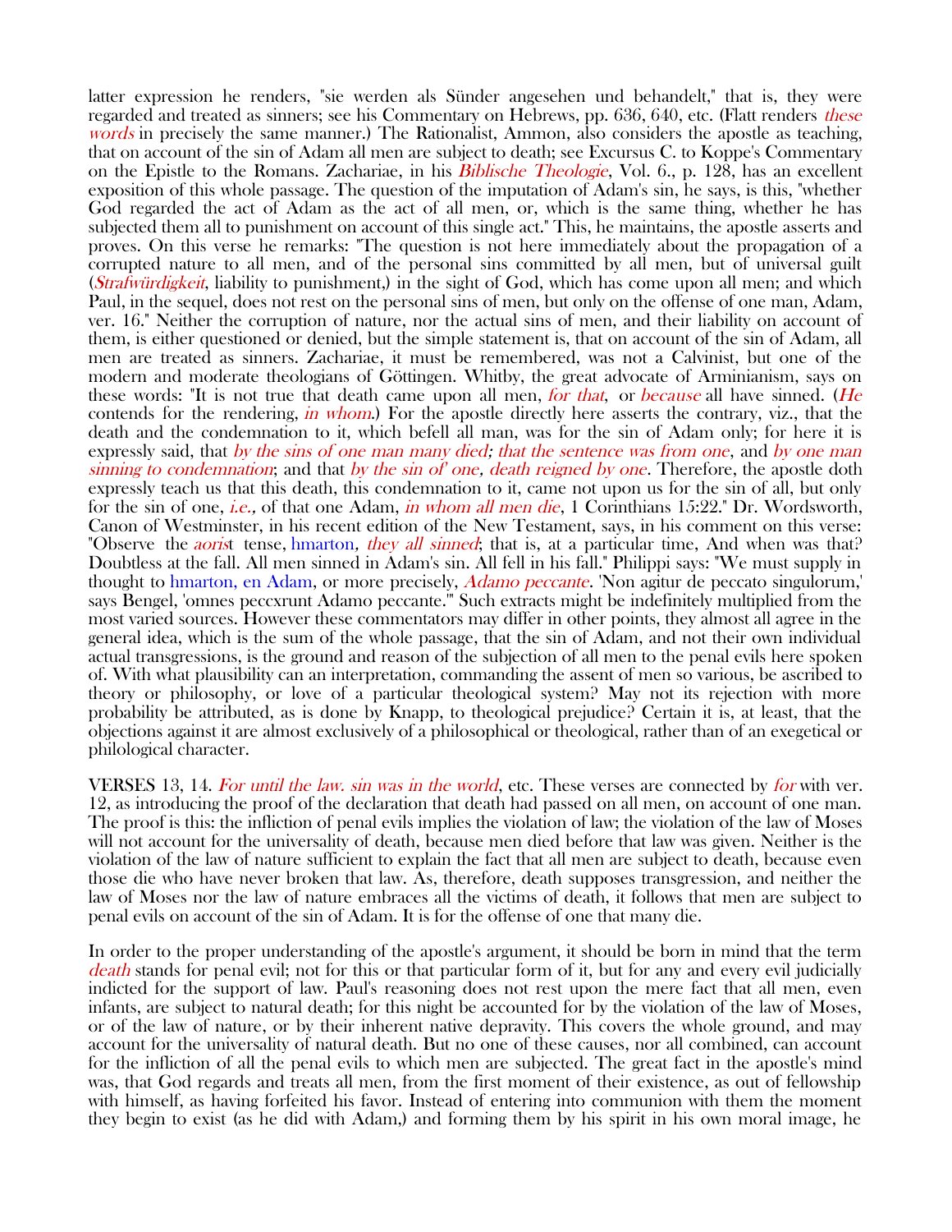latter expression he renders, "sie werden als Sünder angesehen und behandelt," that is, they were regarded and treated as sinners; see his Commentary on Hebrews, pp. 636, 640, etc. (Flatt renders *these words* in precisely the same manner.) The Rationalist, Ammon, also considers the apostle as teaching, that on account of the sin of Adam all men are subject to death; see Excursus C. to Koppe's Commentary on the Epistle to the Romans. Zachariae, in his *Biblische Theologie*, Vol. 6., p. 128, has an excellent exposition of this whole passage. The question of the imputation of Adam's sin, he says, is this, "whether God regarded the act of Adam as the act of all men, or, which is the same thing, whether he has subjected them all to punishment on account of this single act." This, he maintains, the apostle asserts and proves. On this verse he remarks: "The question is not here immediately about the propagation of a corrupted nature to all men, and of the personal sins committed by all men, but of universal guilt (*Strafwürdigkeit*, liability to punishment,) in the sight of God, which has come upon all men; and which Paul, in the sequel, does not rest on the personal sins of men, but only on the offense of one man, Adam, ver. 16." Neither the corruption of nature, nor the actual sins of men, and their liability on account of them, is either questioned or denied, but the simple statement is, that on account of the sin of Adam, all men are treated as sinners. Zachariae, it must be remembered, was not a Calvinist, but one of the modern and moderate theologians of Göttingen. Whitby, the great advocate of Arminianism, says on these words: "It is not true that death came upon all men, *for that*, or *because* all have sinned. (*He* contends for the rendering, *in whom*.) For the apostle directly here asserts the contrary, viz., that the death and the condemnation to it, which befell all man, was for the sin of Adam only; for here it is expressly said, that *by the sins of one man many died; that the sentence was from one*, and *by one man sinning to condemnation*; and that *by the sin of' one, death reigned by one*. Therefore, the apostle doth expressly teach us that this death, this condemnation to it, came not upon us for the sin of all, but only for the sin of one, *i.e.,* of that one Adam, *in whom all men die*, 1 Corinthians 15:22." Dr. Wordsworth, Canon of Westminster, in his recent edition of the New Testament, says, in his comment on this verse: "Observe the *aoris*t tense, hmarton, *they all sinned*; that is, at a particular time, And when was that? Doubtless at the fall. All men sinned in Adam's sin. All fell in his fall." Philippi says: "We must supply in thought to hmarton, en Adam, or more precisely, *Adamo peccante*. 'Non agitur de peccato singulorum,' says Bengel, 'omnes peccxrunt Adamo peccante.'" Such extracts might be indefinitely multiplied from the most varied sources. However these commentators may differ in other points, they almost all agree in the general idea, which is the sum of the whole passage, that the sin of Adam, and not their own individual actual transgressions, is the ground and reason of the subjection of all men to the penal evils here spoken of. With what plausibility can an interpretation, commanding the assent of men so various, be ascribed to theory or philosophy, or love of a particular theological system? May not its rejection with more probability be attributed, as is done by Knapp, to theological prejudice? Certain it is, at least, that the objections against it are almost exclusively of a philosophical or theological, rather than of an exegetical or philological character.

VERSES 13, 14. *For until the law. sin was in the world*, etc. These verses are connected by *for* with ver. 12, as introducing the proof of the declaration that death had passed on all men, on account of one man. The proof is this: the infliction of penal evils implies the violation of law; the violation of the law of Moses will not account for the universality of death, because men died before that law was given. Neither is the violation of the law of nature sufficient to explain the fact that all men are subject to death, because even those die who have never broken that law. As, therefore, death supposes transgression, and neither the law of Moses nor the law of nature embraces all the victims of death, it follows that men are subject to penal evils on account of the sin of Adam. It is for the offense of one that many die.

In order to the proper understanding of the apostle's argument, it should be born in mind that the term *death* stands for penal evil; not for this or that particular form of it, but for any and every evil judicially indicted for the support of law. Paul's reasoning does not rest upon the mere fact that all men, even infants, are subject to natural death; for this night be accounted for by the violation of the law of Moses, or of the law of nature, or by their inherent native depravity. This covers the whole ground, and may account for the universality of natural death. But no one of these causes, nor all combined, can account for the infliction of all the penal evils to which men are subjected. The great fact in the apostle's mind was, that God regards and treats all men, from the first moment of their existence, as out of fellowship with himself, as having forfeited his favor. Instead of entering into communion with them the moment they begin to exist (as he did with Adam,) and forming them by his spirit in his own moral image, he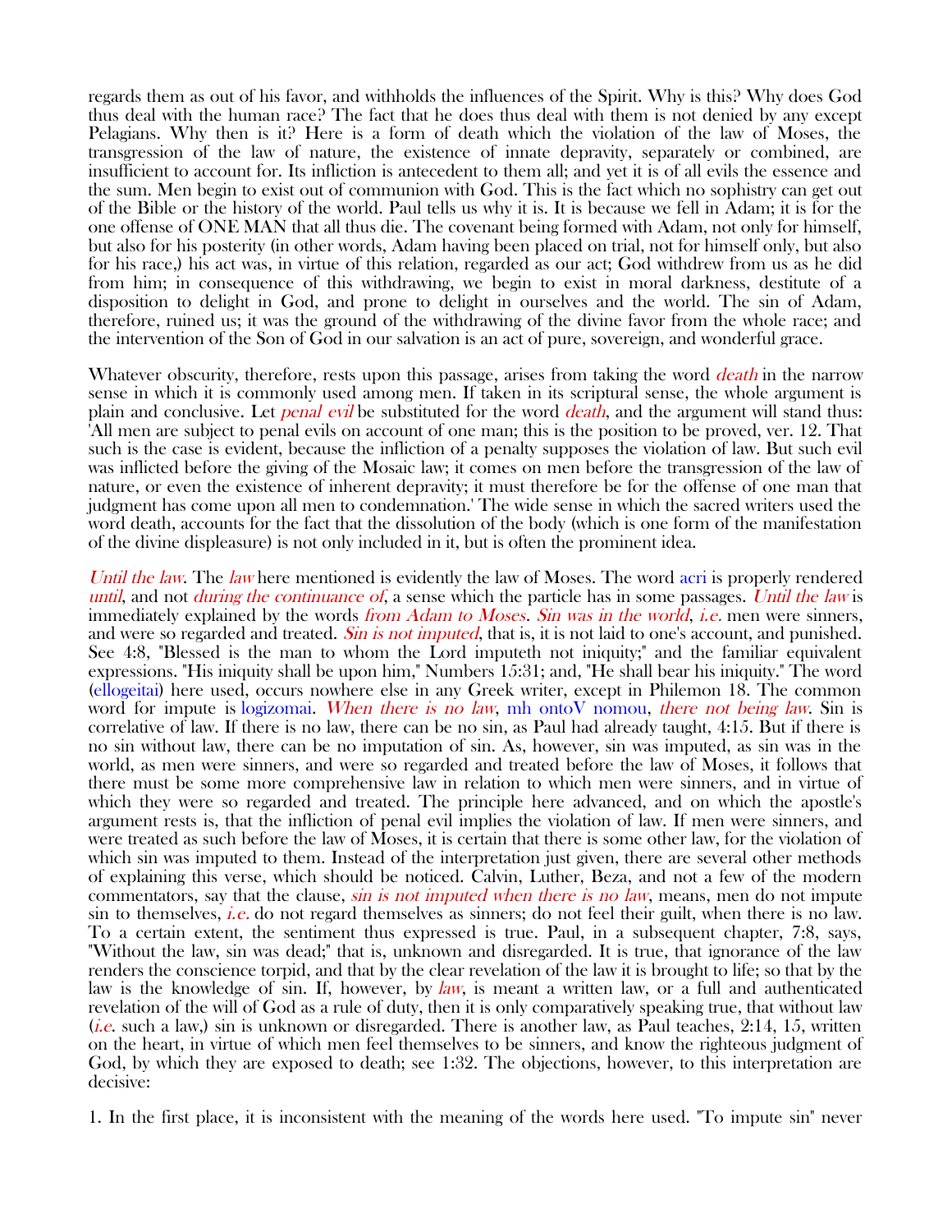regards them as out of his favor, and withholds the influences of the Spirit. Why is this? Why does God thus deal with the human race? The fact that he does thus deal with them is not denied by any except Pelagians. Why then is it? Here is a form of death which the violation of the law of Moses, the transgression of the law of nature, the existence of innate depravity, separately or combined, are insufficient to account for. Its infliction is antecedent to them all; and yet it is of all evils the essence and the sum. Men begin to exist out of communion with God. This is the fact which no sophistry can get out of the Bible or the history of the world. Paul tells us why it is. It is because we fell in Adam; it is for the one offense of ONE MAN that all thus die. The covenant being formed with Adam, not only for himself, but also for his posterity (in other words, Adam having been placed on trial, not for himself only, but also for his race,) his act was, in virtue of this relation, regarded as our act; God withdrew from us as he did from him; in consequence of this withdrawing, we begin to exist in moral darkness, destitute of a disposition to delight in God, and prone to delight in ourselves and the world. The sin of Adam, therefore, ruined us; it was the ground of the withdrawing of the divine favor from the whole race; and the intervention of the Son of God in our salvation is an act of pure, sovereign, and wonderful grace.

Whatever obscurity, therefore, rests upon this passage, arises from taking the word *death* in the narrow sense in which it is commonly used among men. If taken in its scriptural sense, the whole argument is plain and conclusive. Let *penal evil* be substituted for the word *death*, and the argument will stand thus: 'All men are subject to penal evils on account of one man; this is the position to be proved, ver. 12. That such is the case is evident, because the infliction of a penalty supposes the violation of law. But such evil was inflicted before the giving of the Mosaic law; it comes on men before the transgression of the law of nature, or even the existence of inherent depravity; it must therefore be for the offense of one man that judgment has come upon all men to condemnation.' The wide sense in which the sacred writers used the word death, accounts for the fact that the dissolution of the body (which is one form of the manifestation of the divine displeasure) is not only included in it, but is often the prominent idea.

*Until the law*. The *law* here mentioned is evidently the law of Moses. The word acri is properly rendered *until*, and not *during the continuance of*, a sense which the particle has in some passages. *Until the law* is immediately explained by the words *from Adam to Moses*. *Sin was in the world*, *i.e.* men were sinners, and were so regarded and treated. *Sin is not imputed*, that is, it is not laid to one's account, and punished. See 4:8, "Blessed is the man to whom the Lord imputeth not iniquity;" and the familiar equivalent expressions. "His iniquity shall be upon him," Numbers 15:31; and, "He shall bear his iniquity." The word (ellogeitai) here used, occurs nowhere else in any Greek writer, except in Philemon 18. The common word for impute is logizomai. *When there is no law*, mh ontoV nomou, *there not being law*. Sin is correlative of law. If there is no law, there can be no sin, as Paul had already taught, 4:15. But if there is no sin without law, there can be no imputation of sin. As, however, sin was imputed, as sin was in the world, as men were sinners, and were so regarded and treated before the law of Moses, it follows that there must be some more comprehensive law in relation to which men were sinners, and in virtue of which they were so regarded and treated. The principle here advanced, and on which the apostle's argument rests is, that the infliction of penal evil implies the violation of law. If men were sinners, and were treated as such before the law of Moses, it is certain that there is some other law, for the violation of which sin was imputed to them. Instead of the interpretation just given, there are several other methods of explaining this verse, which should be noticed. Calvin, Luther, Beza, and not a few of the modern commentators, say that the clause, *sin is not imputed when there is no law*, means, men do not impute sin to themselves, *i.e.* do not regard themselves as sinners; do not feel their guilt, when there is no law. To a certain extent, the sentiment thus expressed is true. Paul, in a subsequent chapter, 7:8, says, "Without the law, sin was dead;" that is, unknown and disregarded. It is true, that ignorance of the law renders the conscience torpid, and that by the clear revelation of the law it is brought to life; so that by the law is the knowledge of sin. If, however, by *law*, is meant a written law, or a full and authenticated revelation of the will of God as a rule of duty, then it is only comparatively speaking true, that without law (*i.e.* such a law,) sin is unknown or disregarded. There is another law, as Paul teaches, 2:14, 15, written on the heart, in virtue of which men feel themselves to be sinners, and know the righteous judgment of God, by which they are exposed to death; see 1:32. The objections, however, to this interpretation are decisive:

1. In the first place, it is inconsistent with the meaning of the words here used. "To impute sin" never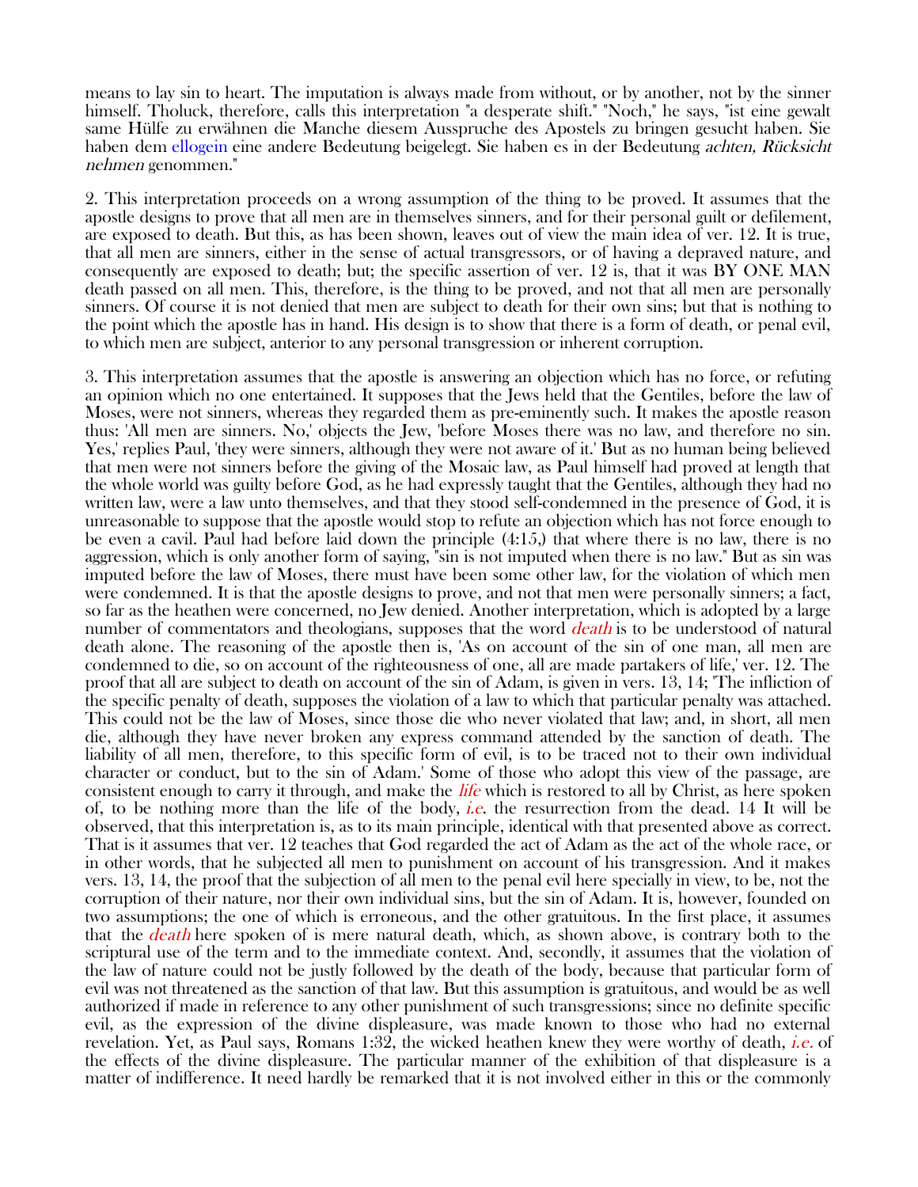means to lay sin to heart. The imputation is always made from without, or by another, not by the sinner himself. Tholuck, therefore, calls this interpretation "a desperate shift." "Noch," he says, "ist eine gewalt same Hülfe zu erwähnen die Manche diesem Ausspruche des Apostels zu bringen gesucht haben. Sie haben dem ellogein eine andere Bedeutung beigelegt. Sie haben es in der Bedeutung *achten, Rücksicht nehmen* genommen."

2. This interpretation proceeds on a wrong assumption of the thing to be proved. It assumes that the apostle designs to prove that all men are in themselves sinners, and for their personal guilt or defilement, are exposed to death. But this, as has been shown, leaves out of view the main idea of ver. 12. It is true, that all men are sinners, either in the sense of actual transgressors, or of having a depraved nature, and consequently are exposed to death; but; the specific assertion of ver. 12 is, that it was BY ONE MAN death passed on all men. This, therefore, is the thing to be proved, and not that all men are personally sinners. Of course it is not denied that men are subject to death for their own sins; but that is nothing to the point which the apostle has in hand. His design is to show that there is a form of death, or penal evil, to which men are subject, anterior to any personal transgression or inherent corruption.

3. This interpretation assumes that the apostle is answering an objection which has no force, or refuting an opinion which no one entertained. It supposes that the Jews held that the Gentiles, before the law of Moses, were not sinners, whereas they regarded them as pre-eminently such. It makes the apostle reason thus: 'All men are sinners. No,' objects the Jew, 'before Moses there was no law, and therefore no sin. Yes,' replies Paul, 'they were sinners, although they were not aware of it.' But as no human being believed that men were not sinners before the giving of the Mosaic law, as Paul himself had proved at length that the whole world was guilty before God, as he had expressly taught that the Gentiles, although they had no written law, were a law unto themselves, and that they stood self-condemned in the presence of God, it is unreasonable to suppose that the apostle would stop to refute an objection which has not force enough to be even a cavil. Paul had before laid down the principle (4:15,) that where there is no law, there is no aggression, which is only another form of saying, "sin is not imputed when there is no law." But as sin was imputed before the law of Moses, there must have been some other law, for the violation of which men were condemned. It is that the apostle designs to prove, and not that men were personally sinners; a fact, so far as the heathen were concerned, no Jew denied. Another interpretation, which is adopted by a large number of commentators and theologians, supposes that the word *death* is to be understood of natural death alone. The reasoning of the apostle then is, 'As on account of the sin of one man, all men are condemned to die, so on account of the righteousness of one, all are made partakers of life,' ver. 12. The proof that all are subject to death on account of the sin of Adam, is given in vers. 13, 14; 'The infliction of the specific penalty of death, supposes the violation of a law to which that particular penalty was attached. This could not be the law of Moses, since those die who never violated that law; and, in short, all men die, although they have never broken any express command attended by the sanction of death. The liability of all men, therefore, to this specific form of evil, is to be traced not to their own individual character or conduct, but to the sin of Adam.' Some of those who adopt this view of the passage, are consistent enough to carry it through, and make the *life* which is restored to all by Christ, as here spoken of, to be nothing more than the life of the body, *i.e.* the resurrection from the dead. 14 It will be observed, that this interpretation is, as to its main principle, identical with that presented above as correct. That is it assumes that ver. 12 teaches that God regarded the act of Adam as the act of the whole race, or in other words, that he subjected all men to punishment on account of his transgression. And it makes vers. 13, 14, the proof that the subjection of all men to the penal evil here specially in view, to be, not the corruption of their nature, nor their own individual sins, but the sin of Adam. It is, however, founded on two assumptions; the one of which is erroneous, and the other gratuitous. In the first place, it assumes that the *death* here spoken of is mere natural death, which, as shown above, is contrary both to the scriptural use of the term and to the immediate context. And, secondly, it assumes that the violation of the law of nature could not be justly followed by the death of the body, because that particular form of evil was not threatened as the sanction of that law. But this assumption is gratuitous, and would be as well authorized if made in reference to any other punishment of such transgressions; since no definite specific evil, as the expression of the divine displeasure, was made known to those who had no external revelation. Yet, as Paul says, Romans 1:32, the wicked heathen knew they were worthy of death, *i.e.* of the effects of the divine displeasure. The particular manner of the exhibition of that displeasure is a matter of indifference. It need hardly be remarked that it is not involved either in this or the commonly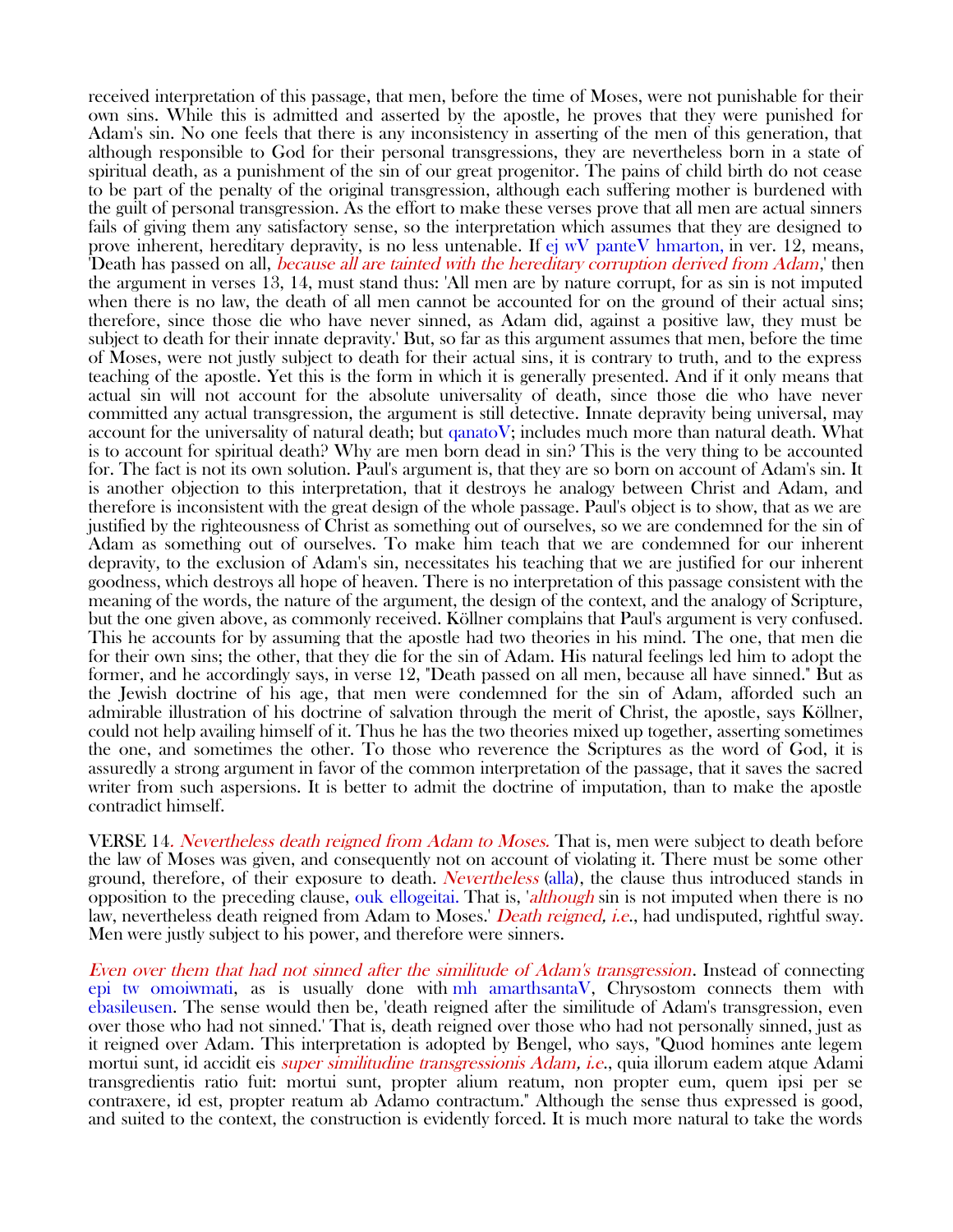received interpretation of this passage, that men, before the time of Moses, were not punishable for their own sins. While this is admitted and asserted by the apostle, he proves that they were punished for Adam's sin. No one feels that there is any inconsistency in asserting of the men of this generation, that although responsible to God for their personal transgressions, they are nevertheless born in a state of spiritual death, as a punishment of the sin of our great progenitor. The pains of child birth do not cease to be part of the penalty of the original transgression, although each suffering mother is burdened with the guilt of personal transgression. As the effort to make these verses prove that all men are actual sinners fails of giving them any satisfactory sense, so the interpretation which assumes that they are designed to prove inherent, hereditary depravity, is no less untenable. If ej wV panteV hmarton, in ver. 12, means, 'Death has passed on all, *because all are tainted with the hereditary corruption derived from Adam*,' then the argument in verses 13, 14, must stand thus: 'All men are by nature corrupt, for as sin is not imputed when there is no law, the death of all men cannot be accounted for on the ground of their actual sins; therefore, since those die who have never sinned, as Adam did, against a positive law, they must be subject to death for their innate depravity.' But, so far as this argument assumes that men, before the time of Moses, were not justly subject to death for their actual sins, it is contrary to truth, and to the express teaching of the apostle. Yet this is the form in which it is generally presented. And if it only means that actual sin will not account for the absolute universality of death, since those die who have never committed any actual transgression, the argument is still defective. Innate depravity being universal, may account for the universality of natural death; but qanatoV; includes much more than natural death. What is to account for spiritual death? Why are men born dead in sin? This is the very thing to be accounted for. The fact is not its own solution. Paul's argument is, that they are so born on account of Adam's sin. It is another objection to this interpretation, that it destroys he analogy between Christ and Adam, and therefore is inconsistent with the great design of the whole passage. Paul's object is to show, that as we are justified by the righteousness of Christ as something out of ourselves, so we are condemned for the sin of Adam as something out of ourselves. To make him teach that we are condemned for our inherent depravity, to the exclusion of Adam's sin, necessitates his teaching that we are justified for our inherent goodness, which destroys all hope of heaven. There is no interpretation of this passage consistent with the meaning of the words, the nature of the argument, the design of the context, and the analogy of Scripture, but the one given above, as commonly received. Köllner complains that Paul's argument is very confused. This he accounts for by assuming that the apostle had two theories in his mind. The one, that men die for their own sins; the other, that they die for the sin of Adam. His natural feelings led him to adopt the former, and he accordingly says, in verse 12, "Death passed on all men, because all have sinned." But as the Jewish doctrine of his age, that men were condemned for the sin of Adam, afforded such an admirable illustration of his doctrine of salvation through the merit of Christ, the apostle, says Köllner, could not help availing himself of it. Thus he has the two theories mixed up together, asserting sometimes the one, and sometimes the other. To those who reverence the Scriptures as the word of God, it is assuredly a strong argument in favor of the common interpretation of the passage, that it saves the sacred writer from such aspersions. It is better to admit the doctrine of imputation, than to make the apostle contradict himself.

VERSE 14. *Nevertheless death reigned from Adam to Moses.* That is, men were subject to death before the law of Moses was given, and consequently not on account of violating it. There must be some other ground, therefore, of their exposure to death. *Nevertheless* (alla), the clause thus introduced stands in opposition to the preceding clause, ouk ellogeitai. That is, '*although* sin is not imputed when there is no law, nevertheless death reigned from Adam to Moses.' *Death reigned, i.e.*, had undisputed, rightful sway. Men were justly subject to his power, and therefore were sinners.

*Even over them that had not sinned after the similitude of Adam's transgression*. Instead of connecting epi tw omoiwmati, as is usually done with mh amarthsantaV, Chrysostom connects them with ebasileusen. The sense would then be, 'death reigned after the similitude of Adam's transgression, even over those who had not sinned.' That is, death reigned over those who had not personally sinned, just as it reigned over Adam. This interpretation is adopted by Bengel, who says, "Quod homines ante legem mortui sunt, id accidit eis *super similitudine transgressionis Adam, i.e.*, quia illorum eadem atque Adami transgredientis ratio fuit: mortui sunt, propter alium reatum, non propter eum, quem ipsi per se contraxere, id est, propter reatum ab Adamo contractum." Although the sense thus expressed is good, and suited to the context, the construction is evidently forced. It is much more natural to take the words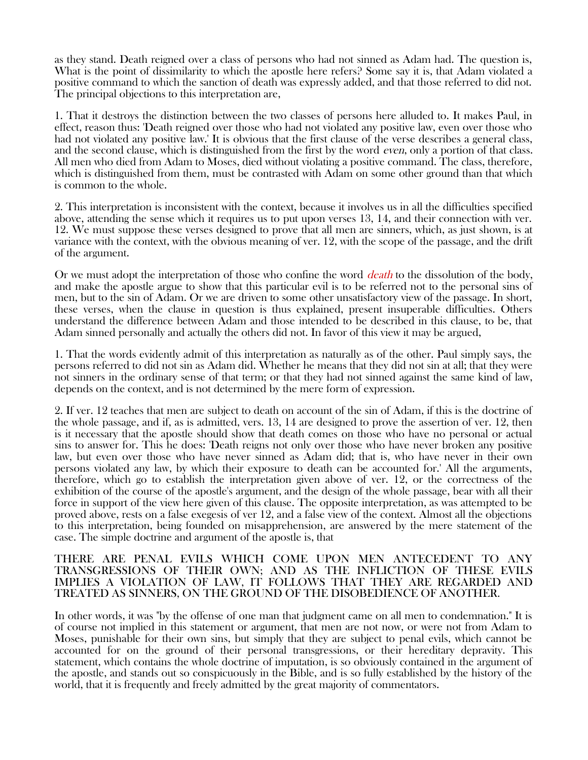as they stand. Death reigned over a class of persons who had not sinned as Adam had. The question is, What is the point of dissimilarity to which the apostle here refers? Some say it is, that Adam violated a positive command to which the sanction of death was expressly added, and that those referred to did not. The principal objections to this interpretation are,

1. That it destroys the distinction between the two classes of persons here alluded to. It makes Paul, in effect, reason thus: 'Death reigned over those who had not violated any positive law, even over those who had not violated any positive law.' It is obvious that the first clause of the verse describes a general class, and the second clause, which is distinguished from the first by the word *even*, only a portion of that class. All men who died from Adam to Moses, died without violating a positive command. The class, therefore, which is distinguished from them, must be contrasted with Adam on some other ground than that which is common to the whole.

2. This interpretation is inconsistent with the context, because it involves us in all the difficulties specified above, attending the sense which it requires us to put upon verses 13, 14, and their connection with ver. 12. We must suppose these verses designed to prove that all men are sinners, which, as just shown, is at variance with the context, with the obvious meaning of ver. 12, with the scope of the passage, and the drift of the argument.

Or we must adopt the interpretation of those who confine the word *death* to the dissolution of the body, and make the apostle argue to show that this particular evil is to be referred not to the personal sins of men, but to the sin of Adam. Or we are driven to some other unsatisfactory view of the passage. In short, these verses, when the clause in question is thus explained, present insuperable difficulties. Others understand the difference between Adam and those intended to be described in this clause, to be, that Adam sinned personally and actually the others did not. In favor of this view it may be argued,

1. That the words evidently admit of this interpretation as naturally as of the other. Paul simply says, the persons referred to did not sin as Adam did. Whether he means that they did not sin at all; that they were not sinners in the ordinary sense of that term; or that they had not sinned against the same kind of law, depends on the context, and is not determined by the mere form of expression.

2. If ver. 12 teaches that men are subject to death on account of the sin of Adam, if this is the doctrine of the whole passage, and if, as is admitted, vers. 13, 14 are designed to prove the assertion of ver. 12, then is it necessary that the apostle should show that death comes on those who have no personal or actual sins to answer for. This he does: 'Death reigns not only over those who have never broken any positive law, but even over those who have never sinned as Adam did; that is, who have never in their own persons violated any law, by which their exposure to death can be accounted for.' All the arguments, therefore, which go to establish the interpretation given above of ver. 12, or the correctness of the exhibition of the course of the apostle's argument, and the design of the whole passage, bear with all their force in support of the view here given of this clause. The opposite interpretation, as was attempted to be proved above, rests on a false exegesis of ver 12, and a false view of the context. Almost all the objections to this interpretation, being founded on misapprehension, are answered by the mere statement of the case. The simple doctrine and argument of the apostle is, that

THERE ARE PENAL EVILS WHICH COME UPON MEN ANTECEDENT TO ANY TRANSGRESSIONS OF THEIR OWN; AND AS THE INFLICTION OF THESE EVILS IMPLIES A VIOLATION OF LAW, IT FOLLOWS THAT THEY ARE REGARDED AND TREATED AS SINNERS, ON THE GROUND OF THE DISOBEDIENCE OF ANOTHER.

In other words, it was "by the offense of one man that judgment came on all men to condemnation." It is of course not implied in this statement or argument, that men are not now, or were not from Adam to Moses, punishable for their own sins, but simply that they are subject to penal evils, which cannot be accounted for on the ground of their personal transgressions, or their hereditary depravity. This statement, which contains the whole doctrine of imputation, is so obviously contained in the argument of the apostle, and stands out so conspicuously in the Bible, and is so fully established by the history of the world, that it is frequently and freely admitted by the great majority of commentators.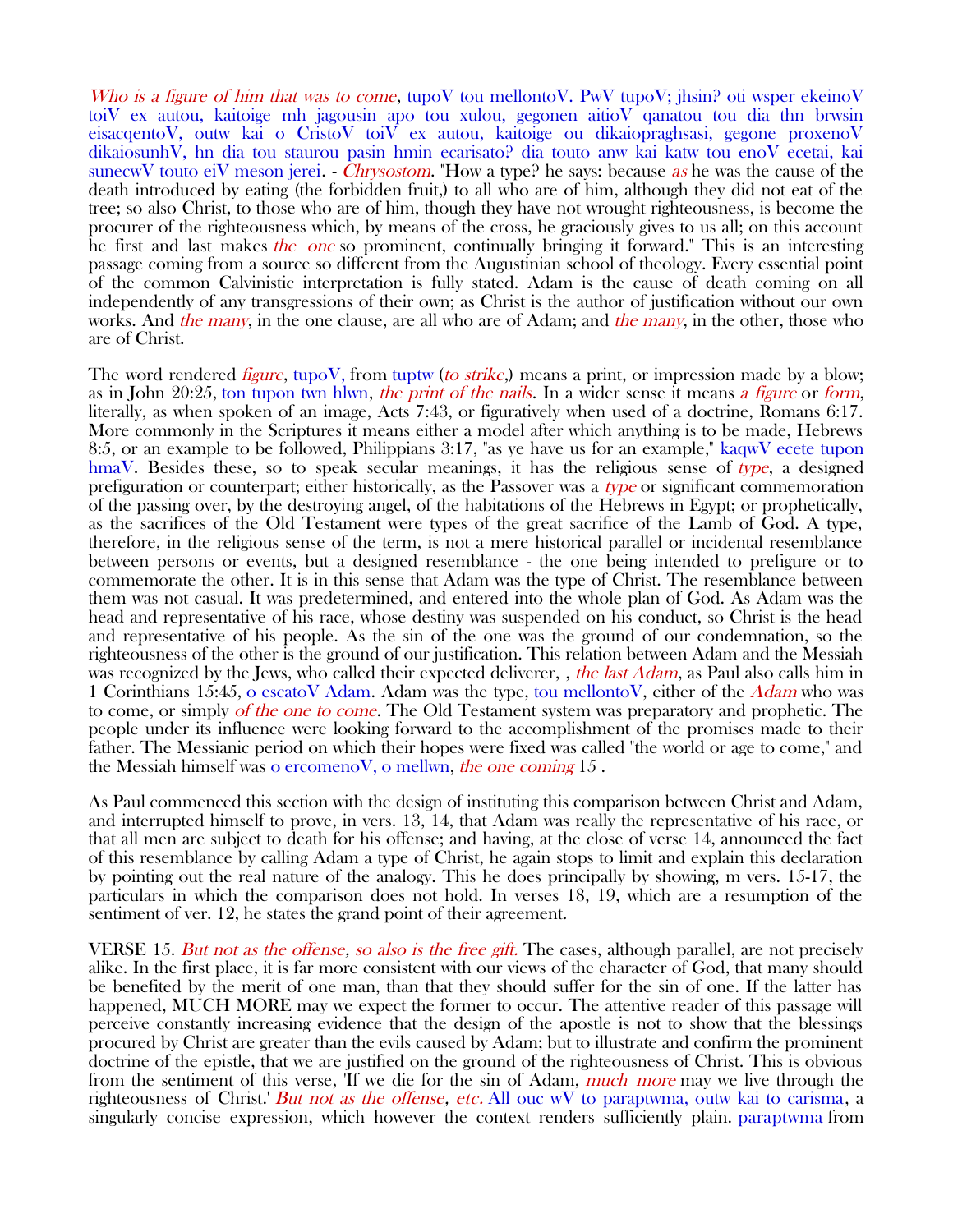*Who is a figure of him that was to come*, tupoV tou mellontoV. PwV tupoV; jhsin? oti wsper ekeinoV toiV ex autou, kaitoige mh jagousin apo tou xulou, gegonen aitioV qanatou tou dia thn brwsin eisacqentoV, outw kai o CristoV toiV ex autou, kaitoige ou dikaiopraghsasi, gegone proxenoV dikaiosunhV, hn dia tou staurou pasin hmin ecarisato? dia touto anw kai katw tou enoV ecetai, kai sunecwV touto eiV meson jerei. - *Chrysostom*. "How a type? he says: because *as* he was the cause of the death introduced by eating (the forbidden fruit,) to all who are of him, although they did not eat of the tree; so also Christ, to those who are of him, though they have not wrought righteousness, is become the procurer of the righteousness which, by means of the cross, he graciously gives to us all; on this account he first and last makes *the one* so prominent, continually bringing it forward." This is an interesting passage coming from a source so different from the Augustinian school of theology. Every essential point of the common Calvinistic interpretation is fully stated. Adam is the cause of death coming on all independently of any transgressions of their own; as Christ is the author of justification without our own works. And *the many*, in the one clause, are all who are of Adam; and *the many*, in the other, those who are of Christ.

The word rendered *figure*, tupoV, from tuptw (*to strike*,) means a print, or impression made by a blow; as in John 20:25, ton tupon twn hlwn, *the print of the nails*. In a wider sense it means *a figure* or *form*, literally, as when spoken of an image, Acts 7:43, or figuratively when used of a doctrine, Romans 6:17. More commonly in the Scriptures it means either a model after which anything is to be made, Hebrews 8:5, or an example to be followed, Philippians 3:17, "as ye have us for an example," kaqwV ecete tupon hmaV. Besides these, so to speak secular meanings, it has the religious sense of *type*, a designed prefiguration or counterpart; either historically, as the Passover was a *type* or significant commemoration of the passing over, by the destroying angel, of the habitations of the Hebrews in Egypt; or prophetically, as the sacrifices of the Old Testament were types of the great sacrifice of the Lamb of God. A type, therefore, in the religious sense of the term, is not a mere historical parallel or incidental resemblance between persons or events, but a designed resemblance - the one being intended to prefigure or to commemorate the other. It is in this sense that Adam was the type of Christ. The resemblance between them was not casual. It was predetermined, and entered into the whole plan of God. As Adam was the head and representative of his race, whose destiny was suspended on his conduct, so Christ is the head and representative of his people. As the sin of the one was the ground of our condemnation, so the righteousness of the other is the ground of our justification. This relation between Adam and the Messiah was recognized by the Jews, who called their expected deliverer, , *the last Adam*, as Paul also calls him in 1 Corinthians 15:45, o escatoV Adam. Adam was the type, tou mellontoV, either of the *Adam* who was to come, or simply *of the one to come*. The Old Testament system was preparatory and prophetic. The people under its influence were looking forward to the accomplishment of the promises made to their father. The Messianic period on which their hopes were fixed was called "the world or age to come," and the Messiah himself was o ercomenoV, o mellwn, *the one coming* 15 .

As Paul commenced this section with the design of instituting this comparison between Christ and Adam, and interrupted himself to prove, in vers. 13, 14, that Adam was really the representative of his race, or that all men are subject to death for his offense; and having, at the close of verse 14, announced the fact of this resemblance by calling Adam a type of Christ, he again stops to limit and explain this declaration by pointing out the real nature of the analogy. This he does principally by showing, m vers. 15-17, the particulars in which the comparison does not hold. In verses 18, 19, which are a resumption of the sentiment of ver. 12, he states the grand point of their agreement.

VERSE 15. *But not as the offense, so also is the free gift.* The cases, although parallel, are not precisely alike. In the first place, it is far more consistent with our views of the character of God, that many should be benefited by the merit of one man, than that they should suffer for the sin of one. If the latter has happened, MUCH MORE may we expect the former to occur. The attentive reader of this passage will perceive constantly increasing evidence that the design of the apostle is not to show that the blessings procured by Christ are greater than the evils caused by Adam; but to illustrate and confirm the prominent doctrine of the epistle, that we are justified on the ground of the righteousness of Christ. This is obvious from the sentiment of this verse, 'If we die for the sin of Adam, *much more* may we live through the righteousness of Christ.' *But not as the offense, etc.* All ouc wV to paraptwma, outw kai to carisma, a singularly concise expression, which however the context renders sufficiently plain. paraptwma from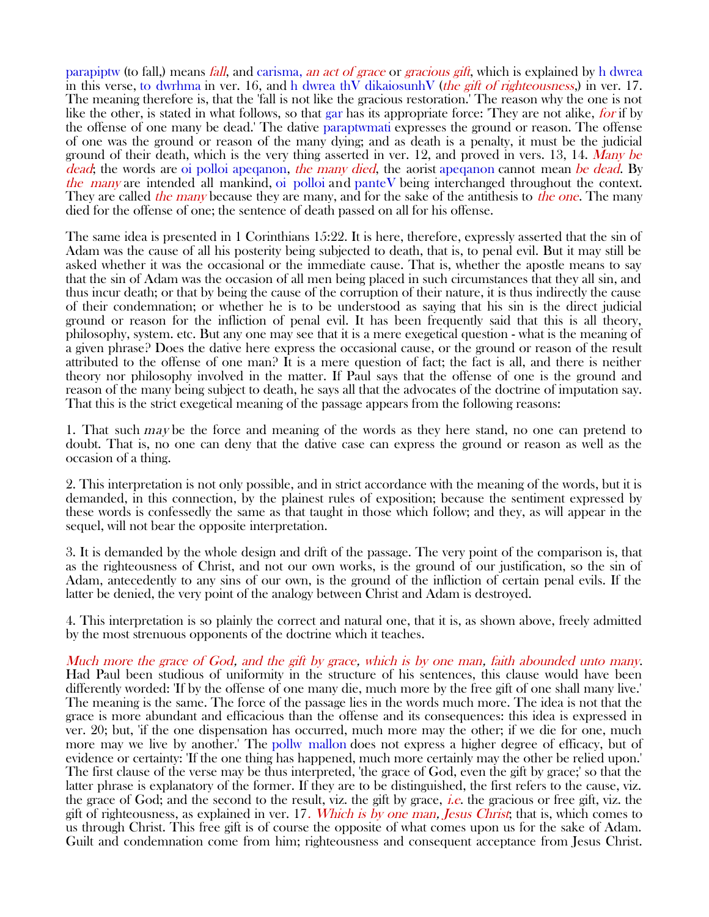parapiptw (to fall,) means *fall*, and carisma, *an act of grace* or *gracious gift*, which is explained by h dwrea in this verse, to dwrhma in ver. 16, and h dwrea thV dikaiosunhV (*the gift of righteousness*,) in ver. 17. The meaning therefore is, that the 'fall is not like the gracious restoration.' The reason why the one is not like the other, is stated in what follows, so that gar has its appropriate force: 'They are not alike, *for* if by the offense of one many be dead.' The dative paraptwmati expresses the ground or reason. The offense of one was the ground or reason of the many dying; and as death is a penalty, it must be the judicial ground of their death, which is the very thing asserted in ver. 12, and proved in vers. 13, 14. *Many be dead*; the words are oi polloi apeqanon, *the many died*, the aorist apeqanon cannot mean *be dead*. By *the many* are intended all mankind, oi polloi and panteV being interchanged throughout the context. They are called *the many* because they are many, and for the sake of the antithesis to *the one*. The many died for the offense of one; the sentence of death passed on all for his offense.

The same idea is presented in 1 Corinthians 15:22. It is here, therefore, expressly asserted that the sin of Adam was the cause of all his posterity being subjected to death, that is, to penal evil. But it may still be asked whether it was the occasional or the immediate cause. That is, whether the apostle means to say that the sin of Adam was the occasion of all men being placed in such circumstances that they all sin, and thus incur death; or that by being the cause of the corruption of their nature, it is thus indirectly the cause of their condemnation; or whether he is to be understood as saying that his sin is the direct judicial ground or reason for the infliction of penal evil. It has been frequently said that this is all theory, philosophy, system. etc. But any one may see that it is a mere exegetical question - what is the meaning of a given phrase? Does the dative here express the occasional cause, or the ground or reason of the result attributed to the offense of one man? It is a mere question of fact; the fact is all, and there is neither theory nor philosophy involved in the matter. If Paul says that the offense of one is the ground and reason of the many being subject to death, he says all that the advocates of the doctrine of imputation say. That this is the strict exegetical meaning of the passage appears from the following reasons:

1. That such *may* be the force and meaning of the words as they here stand, no one can pretend to doubt. That is, no one can deny that the dative case can express the ground or reason as well as the occasion of a thing.

2. This interpretation is not only possible, and in strict accordance with the meaning of the words, but it is demanded, in this connection, by the plainest rules of exposition; because the sentiment expressed by these words is confessedly the same as that taught in those which follow; and they, as will appear in the sequel, will not bear the opposite interpretation.

3. It is demanded by the whole design and drift of the passage. The very point of the comparison is, that as the righteousness of Christ, and not our own works, is the ground of our justification, so the sin of Adam, antecedently to any sins of our own, is the ground of the infliction of certain penal evils. If the latter be denied, the very point of the analogy between Christ and Adam is destroyed.

4. This interpretation is so plainly the correct and natural one, that it is, as shown above, freely admitted by the most strenuous opponents of the doctrine which it teaches.

*Much more the grace of God, and the gift by grace, which is by one man, faith abounded unto many*. Had Paul been studious of uniformity in the structure of his sentences, this clause would have been differently worded: 'If by the offense of one many die, much more by the free gift of one shall many live.' The meaning is the same. The force of the passage lies in the words much more. The idea is not that the grace is more abundant and efficacious than the offense and its consequences: this idea is expressed in ver. 20; but, 'if the one dispensation has occurred, much more may the other; if we die for one, much more may we live by another.' The pollw mallon does not express a higher degree of efficacy, but of evidence or certainty: 'If the one thing has happened, much more certainly may the other be relied upon.' The first clause of the verse may be thus interpreted, 'the grace of God, even the gift by grace;' so that the latter phrase is explanatory of the former. If they are to be distinguished, the first refers to the cause, viz. the grace of God; and the second to the result, viz. the gift by grace, *i.e.* the gracious or free gift, viz. the gift of righteousness, as explained in ver. 17. *Which is by one man, Jesus Christ*; that is, which comes to us through Christ. This free gift is of course the opposite of what comes upon us for the sake of Adam. Guilt and condemnation come from him; righteousness and consequent acceptance from Jesus Christ.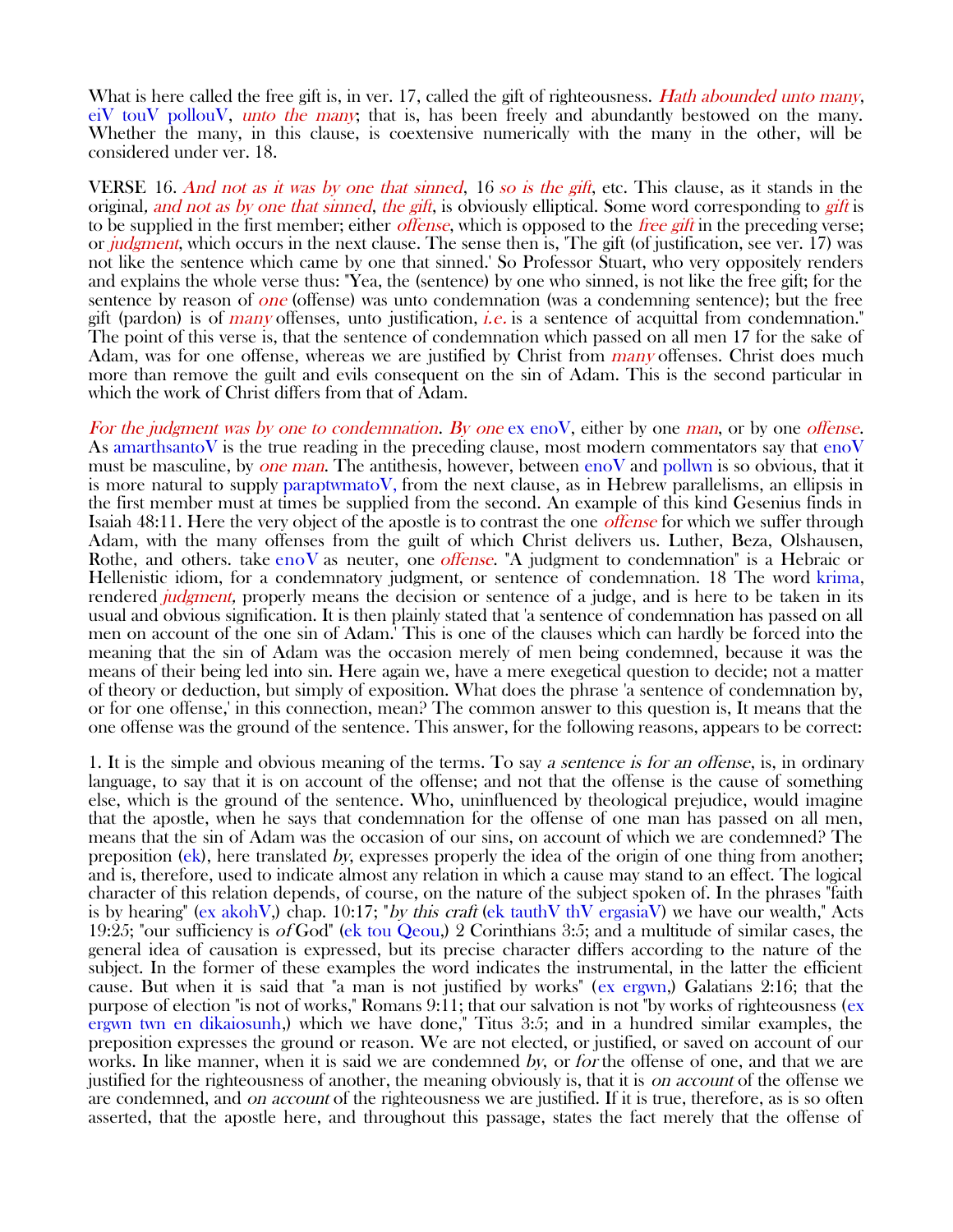What is here called the free gift is, in ver. 17, called the gift of righteousness. *Hath abounded unto many*, eiV touV pollouV, *unto the many*; that is, has been freely and abundantly bestowed on the many. Whether the many, in this clause, is coextensive numerically with the many in the other, will be considered under ver. 18.

VERSE 16. *And not as it was by one that sinned*, 16 *so is the gift*, etc. This clause, as it stands in the original*, and not as by one that sinned*, *the gift*, is obviously elliptical. Some word corresponding to *gift* is to be supplied in the first member; either *offense*, which is opposed to the *free gift* in the preceding verse; or *judgment*, which occurs in the next clause. The sense then is, 'The gift (of justification, see ver. 17) was not like the sentence which came by one that sinned.' So Professor Stuart, who very oppositely renders and explains the whole verse thus: "Yea, the (sentence) by one who sinned, is not like the free gift; for the sentence by reason of *one* (offense) was unto condemnation (was a condemning sentence); but the free gift (pardon) is of *many* offenses, unto justification, *i.e.* is a sentence of acquittal from condemnation." The point of this verse is, that the sentence of condemnation which passed on all men 17 for the sake of Adam, was for one offense, whereas we are justified by Christ from *many* offenses. Christ does much more than remove the guilt and evils consequent on the sin of Adam. This is the second particular in which the work of Christ differs from that of Adam.

*For the judgment was by one to condemnation*. *By one* ex enoV, either by one *man*, or by one *offense*. As amarthsantoV is the true reading in the preceding clause, most modern commentators say that enoV must be masculine, by *one man*. The antithesis, however, between enoV and pollwn is so obvious, that it is more natural to supply paraptwmatoV, from the next clause, as in Hebrew parallelisms, an ellipsis in the first member must at times be supplied from the second. An example of this kind Gesenius finds in Isaiah 48:11. Here the very object of the apostle is to contrast the one *offense* for which we suffer through Adam, with the many offenses from the guilt of which Christ delivers us. Luther, Beza, Olshausen, Rothe, and others. take enoV as neuter, one *offense*. "A judgment to condemnation" is a Hebraic or Hellenistic idiom, for a condemnatory judgment, or sentence of condemnation. 18 The word krima, rendered *judgment,* properly means the decision or sentence of a judge, and is here to be taken in its usual and obvious signification. It is then plainly stated that 'a sentence of condemnation has passed on all men on account of the one sin of Adam.' This is one of the clauses which can hardly be forced into the meaning that the sin of Adam was the occasion merely of men being condemned, because it was the means of their being led into sin. Here again we, have a mere exegetical question to decide; not a matter of theory or deduction, but simply of exposition. What does the phrase 'a sentence of condemnation by, or for one offense,' in this connection, mean? The common answer to this question is, It means that the one offense was the ground of the sentence. This answer, for the following reasons, appears to be correct:

1. It is the simple and obvious meaning of the terms. To say *a sentence is for an offense*, is, in ordinary language, to say that it is on account of the offense; and not that the offense is the cause of something else, which is the ground of the sentence. Who, uninfluenced by theological prejudice, would imagine that the apostle, when he says that condemnation for the offense of one man has passed on all men, means that the sin of Adam was the occasion of our sins, on account of which we are condemned? The preposition (ek), here translated *by*, expresses properly the idea of the origin of one thing from another; and is, therefore, used to indicate almost any relation in which a cause may stand to an effect. The logical character of this relation depends, of course, on the nature of the subject spoken of. In the phrases "faith is by hearing" (ex akohV,) chap. 10:17; "*by this craft* (ek tauthV thV ergasiaV) we have our wealth," Acts 19:25; "our sufficiency is *of* God" (ek tou Qeou,) 2 Corinthians 3:5; and a multitude of similar cases, the general idea of causation is expressed, but its precise character differs according to the nature of the subject. In the former of these examples the word indicates the instrumental, in the latter the efficient cause. But when it is said that "a man is not justified by works" (ex ergwn,) Galatians 2:16; that the purpose of election "is not of works," Romans 9:11; that our salvation is not "by works of righteousness (ex ergwn twn en dikaiosunh,) which we have done," Titus 3:5; and in a hundred similar examples, the preposition expresses the ground or reason. We are not elected, or justified, or saved on account of our works. In like manner, when it is said we are condemned *by*, or *for* the offense of one, and that we are justified for the righteousness of another, the meaning obviously is, that it is *on account* of the offense we are condemned, and *on account* of the righteousness we are justified. If it is true, therefore, as is so often asserted, that the apostle here, and throughout this passage, states the fact merely that the offense of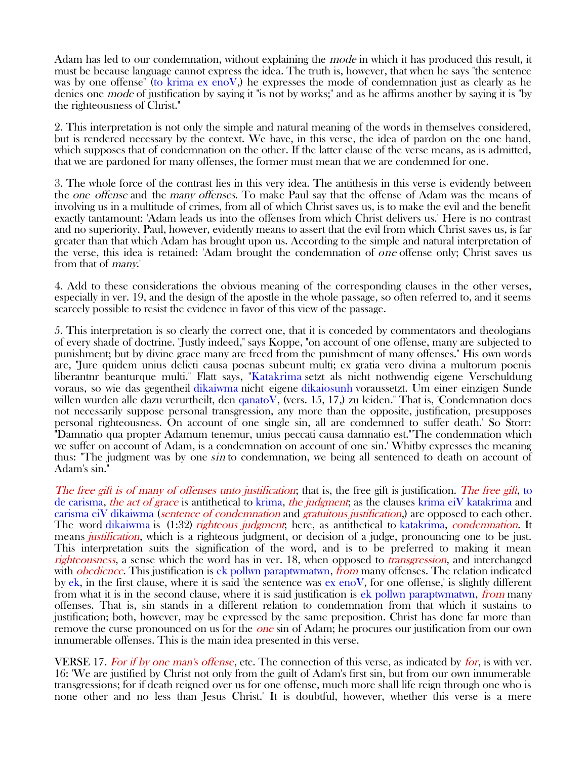Adam has led to our condemnation, without explaining the *mode* in which it has produced this result, it must be because language cannot express the idea. The truth is, however, that when he says "the sentence was by one offense" (to krima ex enoV,) he expresses the mode of condemnation just as clearly as he denies one *mode* of justification by saying it "is not by works;" and as he affirms another by saying it is "by the righteousness of Christ."

2. This interpretation is not only the simple and natural meaning of the words in themselves considered, but is rendered necessary by the context. We have, in this verse, the idea of pardon on the one hand, which supposes that of condemnation on the other. If the latter clause of the verse means, as is admitted, that we are pardoned for many offenses, the former must mean that we are condemned for one.

3. The whole force of the contrast lies in this very idea. The antithesis in this verse is evidently between the *one offense* and the *many offenses*. To make Paul say that the offense of Adam was the means of involving us in a multitude of crimes, from all of which Christ saves us, is to make the evil and the benefit exactly tantamount: 'Adam leads us into the offenses from which Christ delivers us.' Here is no contrast and no superiority. Paul, however, evidently means to assert that the evil from which Christ saves us, is far greater than that which Adam has brought upon us. According to the simple and natural interpretation of the verse, this idea is retained: 'Adam brought the condemnation of *one* offense only; Christ saves us from that of *many*.'

4. Add to these considerations the obvious meaning of the corresponding clauses in the other verses, especially in ver. 19, and the design of the apostle in the whole passage, so often referred to, and it seems scarcely possible to resist the evidence in favor of this view of the passage.

5. This interpretation is so clearly the correct one, that it is conceded by commentators and theologians of every shade of doctrine. "Justly indeed," says Koppe, "on account of one offense, many are subjected to punishment; but by divine grace many are freed from the punishment of many offenses." His own words are, "Jure quidem unius delicti causa poenas subeunt multi; ex gratia vero divina a multorum poenis liberantnr beanturque multi." Flatt says, "Katakrima setzt als nicht nothwendig eigene Verschuldung voraus, so wie das gegentheil dikaiwma nicht eigene dikaiosunh voraussetzt. Um einer einzigen Sunde willen wurden alle dazu verurtheilt, den qanatoV, (vers. 15, 17,) zu leiden." That is, 'Condemnation does not necessarily suppose personal transgression, any more than the opposite, justification, presupposes personal righteousness. On account of one single sin, all are condemned to suffer death.' So Storr: "Damnatio qua propter Adamum tenemur, unius peccati causa damnatio est."'The condemnation which we suffer on account of Adam, is a condemnation on account of one sin.' Whitby expresses the meaning thus: "The judgment was by one *sin* to condemnation, we being all sentenced to death on account of Adam's sin."

*The free gift is of many of offenses unto justification*; that is, the free gift is justification. *The free gift*, to de carisma, *the act of grace* is antithetical to krima, *the judgment*; as the clauses krima eiV katakrima and carisma eiV dikaiwma (*sentence of condemnation* and *gratuitous justification*,) are opposed to each other. The word dikaiwma is (1:32) *righteous judgment*; here, as antithetical to katakrima, *condemnation*. It means *justification*, which is a righteous judgment, or decision of a judge, pronouncing one to be just. This interpretation suits the signification of the word, and is to be preferred to making it mean *righteousness*, a sense which the word has in ver. 18, when opposed to *transgression*, and interchanged with *obedience*. This justification is ek pollwn paraptwmatwn, *from* many offenses. The relation indicated by ek, in the first clause, where it is said 'the sentence was ex enoV, for one offense,' is slightly different from what it is in the second clause, where it is said justification is ek pollwn paraptwmatwn, *from* many offenses. That is, sin stands in a different relation to condemnation from that which it sustains to justification; both, however, may be expressed by the same preposition. Christ has done far more than remove the curse pronounced on us for the *one* sin of Adam; he procures our justification from our own innumerable offenses. This is the main idea presented in this verse.

VERSE 17. *For if by one man's offense*, etc. The connection of this verse, as indicated by *for*, is with ver. 16: 'We are justified by Christ not only from the guilt of Adam's first sin, but from our own innumerable transgressions; for if death reigned over us for one offense, much more shall life reign through one who is none other and no less than Jesus Christ.' It is doubtful, however, whether this verse is a mere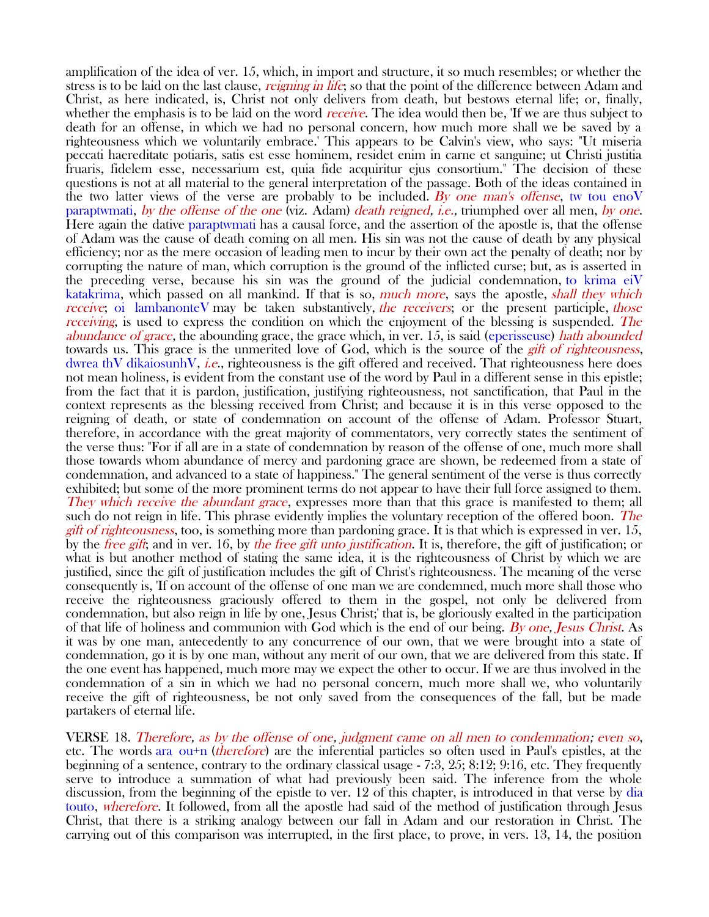amplification of the idea of ver. 15, which, in import and structure, it so much resembles; or whether the stress is to be laid on the last clause, *reigning in life*; so that the point of the difference between Adam and Christ, as here indicated, is, Christ not only delivers from death, but bestows eternal life; or, finally, whether the emphasis is to be laid on the word *receive*. The idea would then be, 'If we are thus subject to death for an offense, in which we had no personal concern, how much more shall we be saved by a righteousness which we voluntarily embrace.' This appears to be Calvin's view, who says: "Ut miseria peccati haereditate potiaris, satis est esse hominem, residet enim in carne et sanguine; ut Christi justitia fruaris, fidelem esse, necessarium est, quia fide acquiritur ejus consortium." The decision of these questions is not at all material to the general interpretation of the passage. Both of the ideas contained in the two latter views of the verse are probably to be included. *By one man's offense*, tw tou enoV paraptwmati, *by the offense of the one* (viz. Adam) *death reigned, i.e.,* triumphed over all men, *by one*. Here again the dative paraptwmati has a causal force, and the assertion of the apostle is, that the offense of Adam was the cause of death coming on all men. His sin was not the cause of death by any physical efficiency; nor as the mere occasion of leading men to incur by their own act the penalty of death; nor by corrupting the nature of man, which corruption is the ground of the inflicted curse; but, as is asserted in the preceding verse, because his sin was the ground of the judicial condemnation, to krima eiV katakrima, which passed on all mankind. If that is so, *much more*, says the apostle, *shall they which receive*; oi lambanonteV may be taken substantively, *the receivers*; or the present participle, *those receiving*, is used to express the condition on which the enjoyment of the blessing is suspended. *The abundance of grace*, the abounding grace, the grace which, in ver. 15, is said (eperisseuse) *hath abounded* towards us. This grace is the unmerited love of God, which is the source of the *gift of righteousness*, dwrea thV dikaiosunhV, *i.e.*, righteousness is the gift offered and received. That righteousness here does not mean holiness, is evident from the constant use of the word by Paul in a different sense in this epistle; from the fact that it is pardon, justification, justifying righteousness, not sanctification, that Paul in the context represents as the blessing received from Christ; and because it is in this verse opposed to the reigning of death, or state of condemnation on account of the offense of Adam. Professor Stuart, therefore, in accordance with the great majority of commentators, very correctly states the sentiment of the verse thus: "For if all are in a state of condemnation by reason of the offense of one, much more shall those towards whom abundance of mercy and pardoning grace are shown, be redeemed from a state of condemnation, and advanced to a state of happiness." The general sentiment of the verse is thus correctly exhibited; but some of the more prominent terms do not appear to have their full force assigned to them. *They which receive the abundant grace*, expresses more than that this grace is manifested to them; all such do not reign in life. This phrase evidently implies the voluntary reception of the offered boon. *The gift of righteousness*, too, is something more than pardoning grace. It is that which is expressed in ver. 15, by the *free gift*; and in ver. 16, by *the free gift unto justification*. It is, therefore, the gift of justification; or what is but another method of stating the same idea, it is the righteousness of Christ by which we are justified, since the gift of justification includes the gift of Christ's righteousness. The meaning of the verse consequently is, 'If on account of the offense of one man we are condemned, much more shall those who receive the righteousness graciously offered to them in the gospel, not only be delivered from condemnation, but also reign in life by one, Jesus Christ;' that is, be gloriously exalted in the participation of that life of holiness and communion with God which is the end of our being. *By one, Jesus Christ*. As it was by one man, antecedently to any concurrence of our own, that we were brought into a state of condemnation, go it is by one man, without any merit of our own, that we are delivered from this state. If the one event has happened, much more may we expect the other to occur. If we are thus involved in the condemnation of a sin in which we had no personal concern, much more shall we, who voluntarily receive the gift of righteousness, be not only saved from the consequences of the fall, but be made partakers of eternal life.

VERSE 18. *Therefore, as by the offense of one, judgment came on all men to condemnation; even so*, etc. The words ara ou+n (*therefore*) are the inferential particles so often used in Paul's epistles, at the beginning of a sentence, contrary to the ordinary classical usage - 7:3, 25; 8:12; 9:16, etc. They frequently serve to introduce a summation of what had previously been said. The inference from the whole discussion, from the beginning of the epistle to ver. 12 of this chapter, is introduced in that verse by dia touto, *wherefore*. It followed, from all the apostle had said of the method of justification through Jesus Christ, that there is a striking analogy between our fall in Adam and our restoration in Christ. The carrying out of this comparison was interrupted, in the first place, to prove, in vers. 13, 14, the position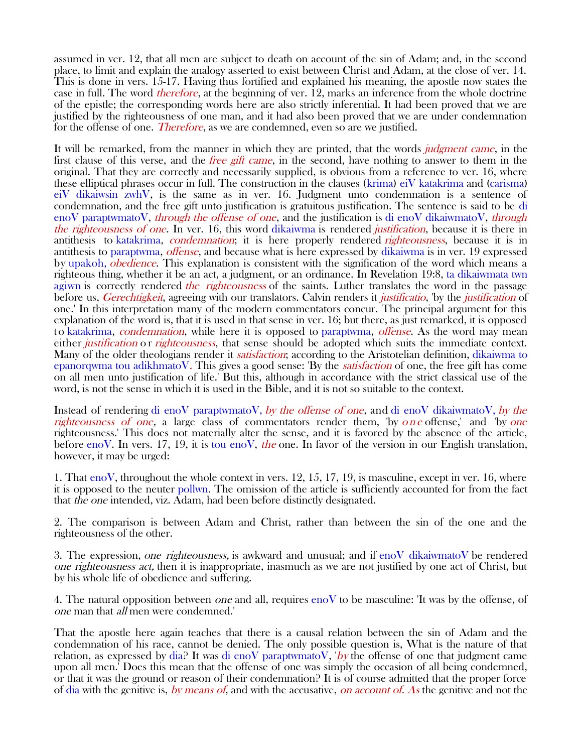assumed in ver. 12, that all men are subject to death on account of the sin of Adam; and, in the second place, to limit and explain the analogy asserted to exist between Christ and Adam, at the close of ver. 14. This is done in vers. 15-17. Having thus fortified and explained his meaning, the apostle now states the case in full. The word *therefore*, at the beginning of ver. 12, marks an inference from the whole doctrine of the epistle; the corresponding words here are also strictly inferential. It had been proved that we are justified by the righteousness of one man, and it had also been proved that we are under condemnation for the offense of one. *Therefore*, as we are condemned, even so are we justified.

It will be remarked, from the manner in which they are printed, that the words *judgment came*, in the first clause of this verse, and the *free gift came*, in the second, have nothing to answer to them in the original. That they are correctly and necessarily supplied, is obvious from a reference to ver. 16, where these elliptical phrases occur in full. The construction in the clauses (krima) eiV katakrima and (carisma) eiV dikaiwsin zwhV, is the same as in ver. 16. Judgment unto condemnation is a sentence of condemnation, and the free gift unto justification is gratuitous justification. The sentence is said to be di enoV paraptwmatoV, *through the offense of one*, and the justification is di enoV dikaiwmatoV, *through the righteousness of one*. In ver. 16, this word dikaiwma is rendered *justification*, because it is there in antithesis to katakrima, *condemnation*; it is here properly rendered *righteousness*, because it is in antithesis to paraptwma, *offense*, and because what is here expressed by dikaiwma is in ver. 19 expressed by upakoh, *obedience*. This explanation is consistent with the signification of the word which means a righteous thing, whether it be an act, a judgment, or an ordinance. In Revelation 19:8, ta dikaiwmata twn agiwn is correctly rendered *the righteousness* of the saints. Luther translates the word in the passage before us, *Gerechtigkeit*, agreeing with our translators. Calvin renders it *justificatio*, 'by the *justification* of one.' In this interpretation many of the modern commentators concur. The principal argument for this explanation of the word is, that it is used in that sense in ver. 16; but there, as just remarked, it is opposed to katakrima, *condemnation*, while here it is opposed to paraptwma, *offense*. As the word may mean either *justification* or *righteousness*, that sense should be adopted which suits the immediate context. Many of the older theologians render it *satisfaction*; according to the Aristotelian definition, dikaiwma to epanorqwma tou adikhmatoV. This gives a good sense: 'By the *satisfaction* of one, the free gift has come on all men unto justification of life.' But this, although in accordance with the strict classical use of the word, is not the sense in which it is used in the Bible, and it is not so suitable to the context.

Instead of rendering di enoV paraptwmatoV, *by the offense of one,* and di enoV dikaiwmatoV, *by the righteousness of one,* a large class of commentators render them, 'by *one* offense,' and 'by *one* righteousness.' This does not materially alter the sense, and it is favored by the absence of the article, before enoV. In vers. 17, 19, it is tou enoV, *the* one. In favor of the version in our English translation, however, it may be urged:

1. That enoV, throughout the whole context in vers. 12, 15, 17, 19, is masculine, except in ver. 16, where it is opposed to the neuter pollwn. The omission of the article is sufficiently accounted for from the fact that *the one* intended, viz. Adam, had been before distinctly designated.

2. The comparison is between Adam and Christ, rather than between the sin of the one and the righteousness of the other.

3. The expression, *one righteousness,* is awkward and unusual; and if enoV dikaiwmatoV be rendered *one righteousness act,* then it is inappropriate, inasmuch as we are not justified by one act of Christ, but by his whole life of obedience and suffering.

4. The natural opposition between *one* and all, requires enoV to be masculine: 'It was by the offense, of *one* man that *all* men were condemned.'

That the apostle here again teaches that there is a causal relation between the sin of Adam and the condemnation of his race, cannot be denied. The only possible question is, What is the nature of that relation, as expressed by dia? It was di enoV paraptwmatoV, '*by* the offense of one that judgment came upon all men.' Does this mean that the offense of one was simply the occasion of all being condemned, or that it was the ground or reason of their condemnation? It is of course admitted that the proper force of dia with the genitive is, *by means of*, and with the accusative, *on account of. As* the genitive and not the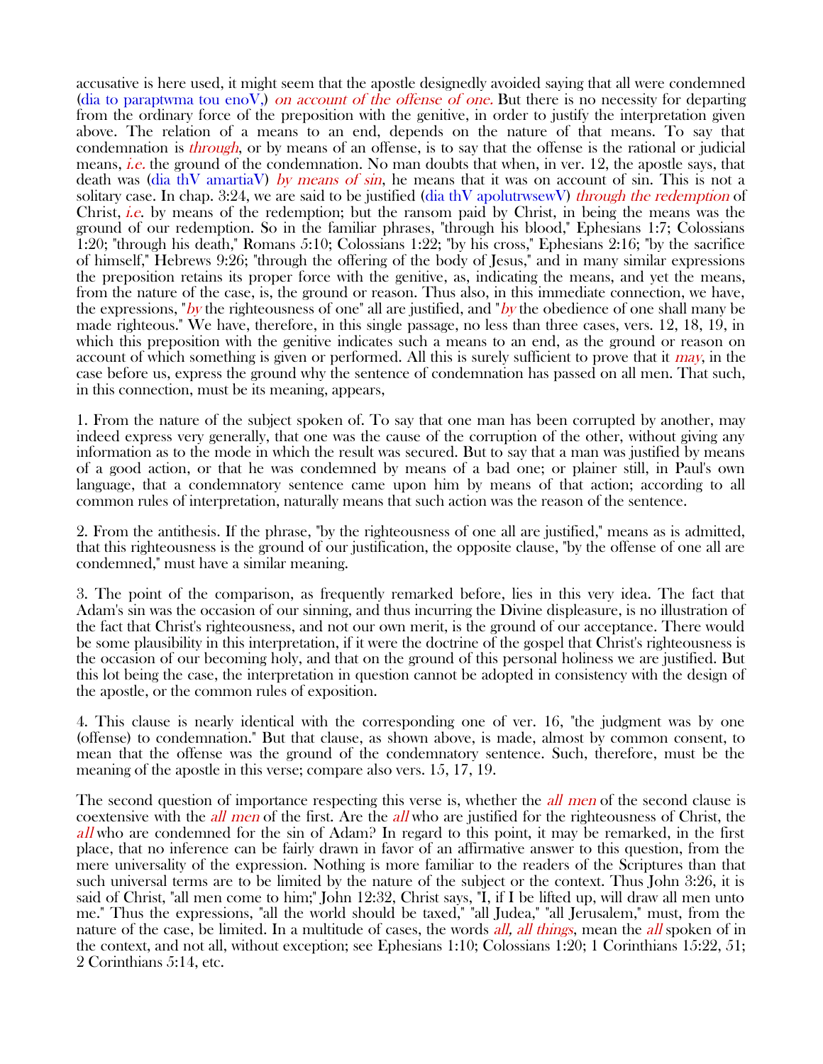accusative is here used, it might seem that the apostle designedly avoided saying that all were condemned (dia to paraptwma tou enoV,) *on account of the offense of one.* But there is no necessity for departing from the ordinary force of the preposition with the genitive, in order to justify the interpretation given above. The relation of a means to an end, depends on the nature of that means. To say that condemnation is *through*, or by means of an offense, is to say that the offense is the rational or judicial means, *i.e.* the ground of the condemnation. No man doubts that when, in ver. 12, the apostle says, that death was (dia thV amartiaV) *by means of sin*, he means that it was on account of sin. This is not a solitary case. In chap. 3:24, we are said to be justified (dia thV apolutrwsewV) *through the redemption* of Christ, *i.e.* by means of the redemption; but the ransom paid by Christ, in being the means was the ground of our redemption. So in the familiar phrases, "through his blood," Ephesians 1:7; Colossians 1:20; "through his death," Romans 5:10; Colossians 1:22; "by his cross," Ephesians 2:16; "by the sacrifice of himself," Hebrews 9:26; "through the offering of the body of Jesus," and in many similar expressions the preposition retains its proper force with the genitive, as, indicating the means, and yet the means, from the nature of the case, is, the ground or reason. Thus also, in this immediate connection, we have, the expressions, "*by* the righteousness of one" all are justified, and "*by* the obedience of one shall many be made righteous." We have, therefore, in this single passage, no less than three cases, vers. 12, 18, 19, in which this preposition with the genitive indicates such a means to an end, as the ground or reason on account of which something is given or performed. All this is surely sufficient to prove that it *may*, in the case before us, express the ground why the sentence of condemnation has passed on all men. That such, in this connection, must be its meaning, appears,

1. From the nature of the subject spoken of. To say that one man has been corrupted by another, may indeed express very generally, that one was the cause of the corruption of the other, without giving any information as to the mode in which the result was secured. But to say that a man was justified by means of a good action, or that he was condemned by means of a bad one; or plainer still, in Paul's own language, that a condemnatory sentence came upon him by means of that action; according to all common rules of interpretation, naturally means that such action was the reason of the sentence.

2. From the antithesis. If the phrase, "by the righteousness of one all are justified," means as is admitted, that this righteousness is the ground of our justification, the opposite clause, "by the offense of one all are condemned," must have a similar meaning.

3. The point of the comparison, as frequently remarked before, lies in this very idea. The fact that Adam's sin was the occasion of our sinning, and thus incurring the Divine displeasure, is no illustration of the fact that Christ's righteousness, and not our own merit, is the ground of our acceptance. There would be some plausibility in this interpretation, if it were the doctrine of the gospel that Christ's righteousness is the occasion of our becoming holy, and that on the ground of this personal holiness we are justified. But this lot being the case, the interpretation in question cannot be adopted in consistency with the design of the apostle, or the common rules of exposition.

4. This clause is nearly identical with the corresponding one of ver. 16, "the judgment was by one (offense) to condemnation." But that clause, as shown above, is made, almost by common consent, to mean that the offense was the ground of the condemnatory sentence. Such, therefore, must be the meaning of the apostle in this verse; compare also vers. 15, 17, 19.

The second question of importance respecting this verse is, whether the *all men* of the second clause is coextensive with the *all men* of the first. Are the *all* who are justified for the righteousness of Christ, the *all* who are condemned for the sin of Adam? In regard to this point, it may be remarked, in the first place, that no inference can be fairly drawn in favor of an affirmative answer to this question, from the mere universality of the expression. Nothing is more familiar to the readers of the Scriptures than that such universal terms are to be limited by the nature of the subject or the context. Thus John 3:26, it is said of Christ, "all men come to him;" John 12:32, Christ says, "I, if I be lifted up, will draw all men unto me." Thus the expressions, "all the world should be taxed," "all Judea," "all Jerusalem," must, from the nature of the case, be limited. In a multitude of cases, the words *all, all things*, mean the *all* spoken of in the context, and not all, without exception; see Ephesians 1:10; Colossians 1:20; 1 Corinthians 15:22, 51; 2 Corinthians 5:14, etc.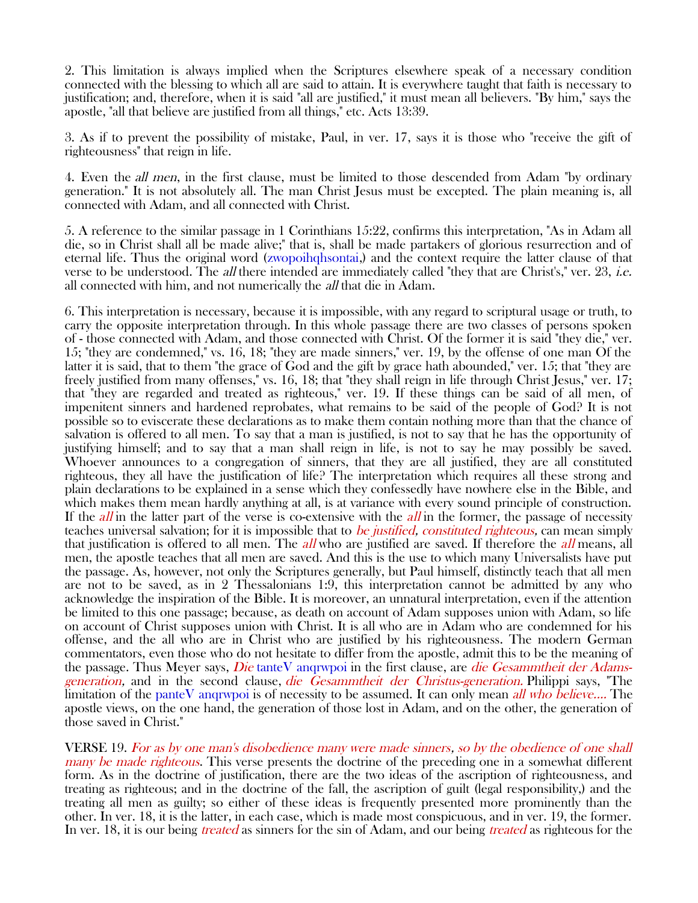2. This limitation is always implied when the Scriptures elsewhere speak of a necessary condition connected with the blessing to which all are said to attain. It is everywhere taught that faith is necessary to justification; and, therefore, when it is said "all are justified," it must mean all believers. "By him," says the apostle, "all that believe are justified from all things," etc. Acts 13:39.

3. As if to prevent the possibility of mistake, Paul, in ver. 17, says it is those who "receive the gift of righteousness" that reign in life.

4. Even the *all men*, in the first clause, must be limited to those descended from Adam "by ordinary generation." It is not absolutely all. The man Christ Jesus must be excepted. The plain meaning is, all connected with Adam, and all connected with Christ.

5. A reference to the similar passage in 1 Corinthians 15:22, confirms this interpretation, "As in Adam all die, so in Christ shall all be made alive;" that is, shall be made partakers of glorious resurrection and of eternal life. Thus the original word (zwopoihqhsontai,) and the context require the latter clause of that verse to be understood. The *all* there intended are immediately called "they that are Christ's," ver. 23, *i.e.* all connected with him, and not numerically the *all* that die in Adam.

6. This interpretation is necessary, because it is impossible, with any regard to scriptural usage or truth, to carry the opposite interpretation through. In this whole passage there are two classes of persons spoken of - those connected with Adam, and those connected with Christ. Of the former it is said "they die," ver. 15; "they are condemned," vs. 16, 18; "they are made sinners," ver. 19, by the offense of one man Of the latter it is said, that to them "the grace of God and the gift by grace hath abounded," ver. 15; that "they are freely justified from many offenses," vs. 16, 18; that "they shall reign in life through Christ Jesus," ver. 17; that "they are regarded and treated as righteous," ver. 19. If these things can be said of all men, of impenitent sinners and hardened reprobates, what remains to be said of the people of God? It is not possible so to eviscerate these declarations as to make them contain nothing more than that the chance of salvation is offered to all men. To say that a man is justified, is not to say that he has the opportunity of justifying himself; and to say that a man shall reign in life, is not to say he may possibly be saved. Whoever announces to a congregation of sinners, that they are all justified, they are all constituted righteous, they all have the justification of life? The interpretation which requires all these strong and plain declarations to be explained in a sense which they confessedly have nowhere else in the Bible, and which makes them mean hardly anything at all, is at variance with every sound principle of construction. If the *all* in the latter part of the verse is co-extensive with the *all* in the former, the passage of necessity teaches universal salvation; for it is impossible that to *be justified, constituted righteous,* can mean simply that justification is offered to all men. The *all* who are justified are saved. If therefore the *all* means, all men, the apostle teaches that all men are saved. And this is the use to which many Universalists have put the passage. As, however, not only the Scriptures generally, but Paul himself, distinctly teach that all men are not to be saved, as in 2 Thessalonians 1:9, this interpretation cannot be admitted by any who acknowledge the inspiration of the Bible. It is moreover, an unnatural interpretation, even if the attention be limited to this one passage; because, as death on account of Adam supposes union with Adam, so life on account of Christ supposes union with Christ. It is all who are in Adam who are condemned for his offense, and the all who are in Christ who are justified by his righteousness. The modern German commentators, even those who do not hesitate to differ from the apostle, admit this to be the meaning of the passage. Thus Meyer says, *Die* tanteV anqrwpoi in the first clause, are *die Gesammtheit der Adams-generation,* and in the second clause, *die Gesammtheit der Christus-generation.* Philippi says, "The limitation of the panteV anqrwpoi is of necessity to be assumed. It can only mean *all who believe....* The apostle views, on the one hand, the generation of those lost in Adam, and on the other, the generation of those saved in Christ."

VERSE 19. *For as by one man's disobedience many were made sinners, so by the obedience of one shall many be made righteous.* This verse presents the doctrine of the preceding one in a somewhat different form. As in the doctrine of justification, there are the two ideas of the ascription of righteousness, and treating as righteous; and in the doctrine of the fall, the ascription of guilt (legal responsibility,) and the treating all men as guilty; so either of these ideas is frequently presented more prominently than the other. In ver. 18, it is the latter, in each case, which is made most conspicuous, and in ver. 19, the former. In ver. 18, it is our being *treated* as sinners for the sin of Adam, and our being *treated* as righteous for the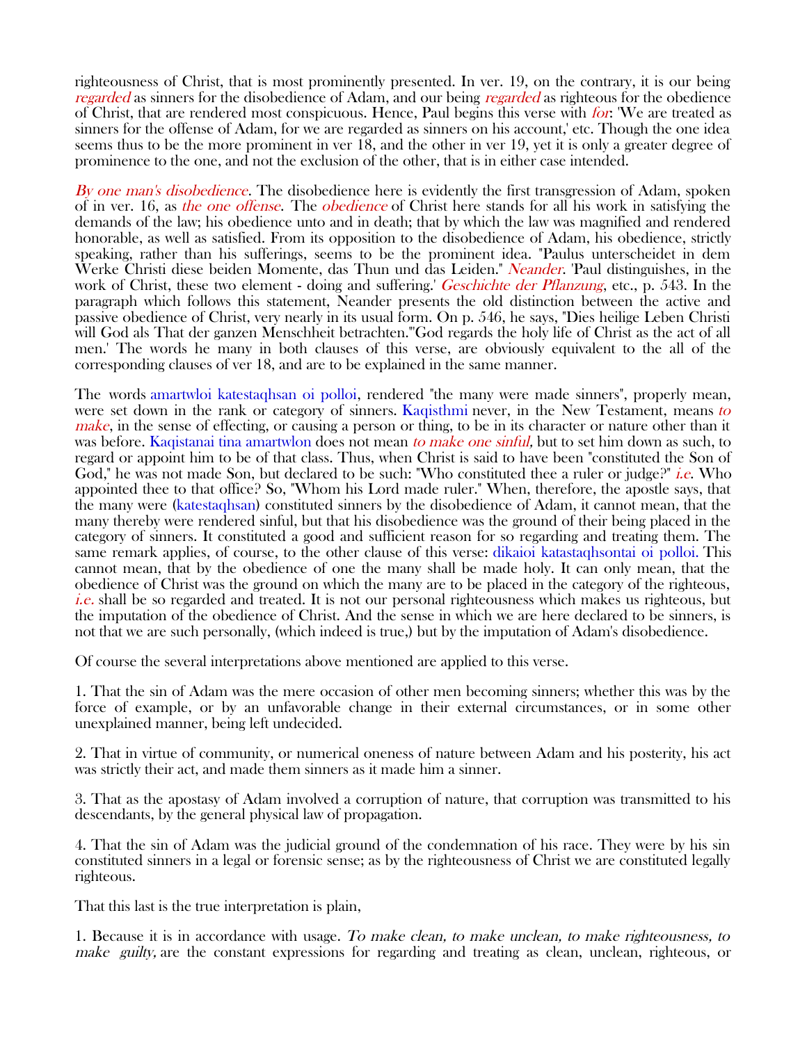righteousness of Christ, that is most prominently presented. In ver. 19, on the contrary, it is our being *regarded* as sinners for the disobedience of Adam, and our being *regarded* as righteous for the obedience of Christ, that are rendered most conspicuous. Hence, Paul begins this verse with *for*: 'We are treated as sinners for the offense of Adam, for we are regarded as sinners on his account,' etc. Though the one idea seems thus to be the more prominent in ver 18, and the other in ver 19, yet it is only a greater degree of prominence to the one, and not the exclusion of the other, that is in either case intended.

*By one man's disobedience*. The disobedience here is evidently the first transgression of Adam, spoken of in ver. 16, as *the one offense*. The *obedience* of Christ here stands for all his work in satisfying the demands of the law; his obedience unto and in death; that by which the law was magnified and rendered honorable, as well as satisfied. From its opposition to the disobedience of Adam, his obedience, strictly speaking, rather than his sufferings, seems to be the prominent idea. "Paulus unterscheidet in dem Werke Christi diese beiden Momente, das Thun und das Leiden." *Neander*. 'Paul distinguishes, in the work of Christ, these two element - doing and suffering.' *Geschichte der Pflanzung*, etc., p. 543. In the paragraph which follows this statement, Neander presents the old distinction between the active and passive obedience of Christ, very nearly in its usual form. On p. 546, he says, "Dies heilige Leben Christi will God als That der ganzen Menschheit betrachten."'God regards the holy life of Christ as the act of all men.' The words he many in both clauses of this verse, are obviously equivalent to the all of the corresponding clauses of ver 18, and are to be explained in the same manner.

The words amartwloi katestaqhsan oi polloi, rendered "the many were made sinners", properly mean, were set down in the rank or category of sinners. Kaqisthmi never, in the New Testament, means *to make*, in the sense of effecting, or causing a person or thing, to be in its character or nature other than it was before. Kaqistanai tina amartwlon does not mean *to make one sinful,* but to set him down as such, to regard or appoint him to be of that class. Thus, when Christ is said to have been "constituted the Son of God," he was not made Son, but declared to be such: "Who constituted thee a ruler or judge?" *i.e.* Who appointed thee to that office? So, "Whom his Lord made ruler." When, therefore, the apostle says, that the many were (katestaqhsan) constituted sinners by the disobedience of Adam, it cannot mean, that the many thereby were rendered sinful, but that his disobedience was the ground of their being placed in the category of sinners. It constituted a good and sufficient reason for so regarding and treating them. The same remark applies, of course, to the other clause of this verse: dikaioi katastaqhsontai oi polloi. This cannot mean, that by the obedience of one the many shall be made holy. It can only mean, that the obedience of Christ was the ground on which the many are to be placed in the category of the righteous, *i.e.* shall be so regarded and treated. It is not our personal righteousness which makes us righteous, but the imputation of the obedience of Christ. And the sense in which we are here declared to be sinners, is not that we are such personally, (which indeed is true,) but by the imputation of Adam's disobedience.

Of course the several interpretations above mentioned are applied to this verse.

1. That the sin of Adam was the mere occasion of other men becoming sinners; whether this was by the force of example, or by an unfavorable change in their external circumstances, or in some other unexplained manner, being left undecided.

2. That in virtue of community, or numerical oneness of nature between Adam and his posterity, his act was strictly their act, and made them sinners as it made him a sinner.

3. That as the apostasy of Adam involved a corruption of nature, that corruption was transmitted to his descendants, by the general physical law of propagation.

4. That the sin of Adam was the judicial ground of the condemnation of his race. They were by his sin constituted sinners in a legal or forensic sense; as by the righteousness of Christ we are constituted legally righteous.

That this last is the true interpretation is plain,

1. Because it is in accordance with usage. *To make clean, to make unclean, to make righteousness, to make guilty,* are the constant expressions for regarding and treating as clean, unclean, righteous, or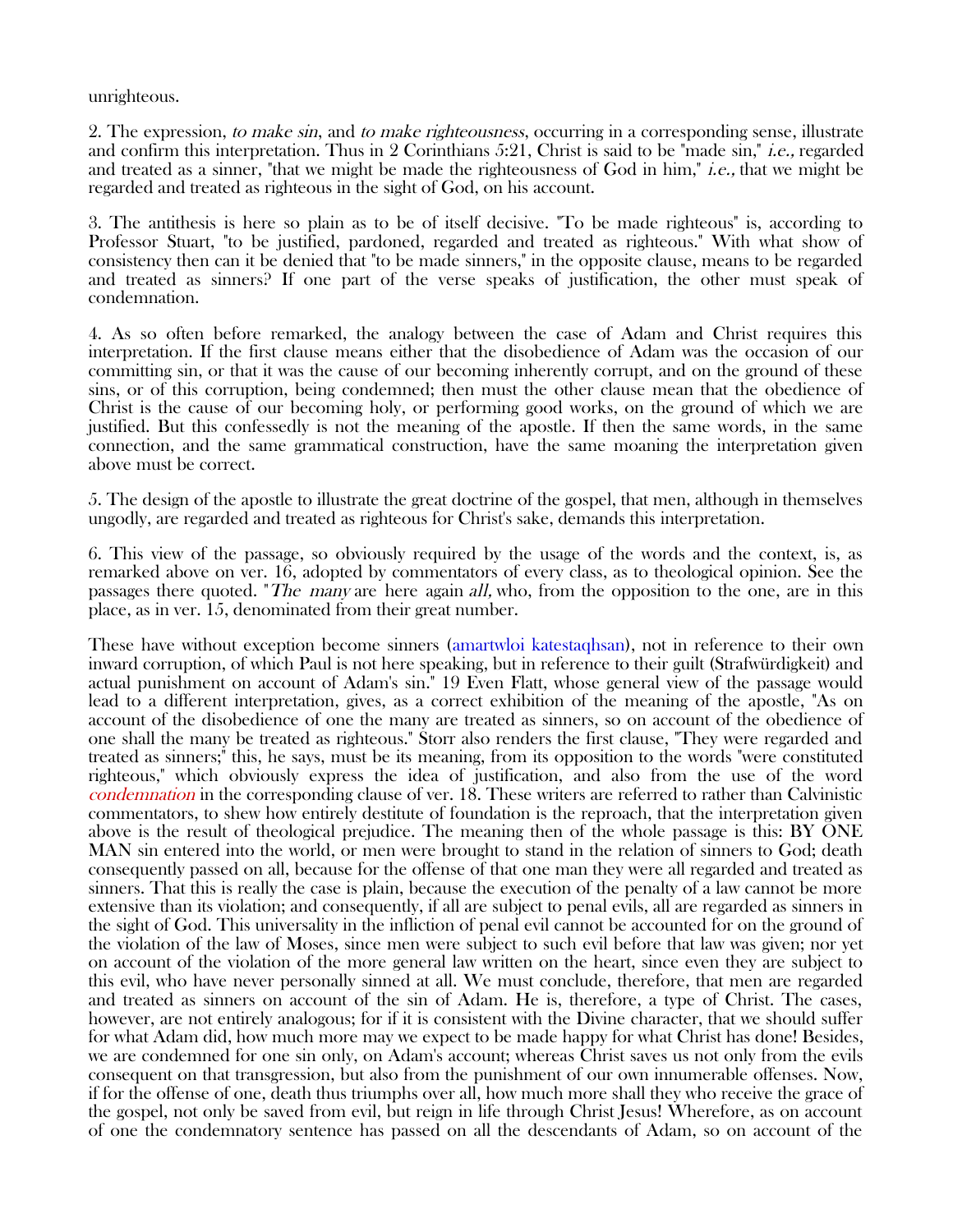unrighteous.

2. The expression, *to make sin*, and *to make righteousness*, occurring in a corresponding sense, illustrate and confirm this interpretation. Thus in 2 Corinthians 5:21, Christ is said to be "made sin," *i.e.,* regarded and treated as a sinner, "that we might be made the righteousness of God in him," *i.e.,* that we might be regarded and treated as righteous in the sight of God, on his account.

3. The antithesis is here so plain as to be of itself decisive. "To be made righteous" is, according to Professor Stuart, "to be justified, pardoned, regarded and treated as righteous." With what show of consistency then can it be denied that "to be made sinners," in the opposite clause, means to be regarded and treated as sinners? If one part of the verse speaks of justification, the other must speak of condemnation.

4. As so often before remarked, the analogy between the case of Adam and Christ requires this interpretation. If the first clause means either that the disobedience of Adam was the occasion of our committing sin, or that it was the cause of our becoming inherently corrupt, and on the ground of these sins, or of this corruption, being condemned; then must the other clause mean that the obedience of Christ is the cause of our becoming holy, or performing good works, on the ground of which we are justified. But this confessedly is not the meaning of the apostle. If then the same words, in the same connection, and the same grammatical construction, have the same moaning the interpretation given above must be correct.

5. The design of the apostle to illustrate the great doctrine of the gospel, that men, although in themselves ungodly, are regarded and treated as righteous for Christ's sake, demands this interpretation.

6. This view of the passage, so obviously required by the usage of the words and the context, is, as remarked above on ver. 16, adopted by commentators of every class, as to theological opinion. See the passages there quoted. "*The many* are here again *all,* who, from the opposition to the one, are in this place, as in ver. 15, denominated from their great number.

These have without exception become sinners (amartwloi katestaqhsan), not in reference to their own inward corruption, of which Paul is not here speaking, but in reference to their guilt (Strafwürdigkeit) and actual punishment on account of Adam's sin." 19 Even Flatt, whose general view of the passage would lead to a different interpretation, gives, as a correct exhibition of the meaning of the apostle, "As on account of the disobedience of one the many are treated as sinners, so on account of the obedience of one shall the many be treated as righteous." Storr also renders the first clause, "They were regarded and treated as sinners;" this, he says, must be its meaning, from its opposition to the words "were constituted righteous," which obviously express the idea of justification, and also from the use of the word *condemnation* in the corresponding clause of ver. 18. These writers are referred to rather than Calvinistic commentators, to shew how entirely destitute of foundation is the reproach, that the interpretation given above is the result of theological prejudice. The meaning then of the whole passage is this: BY ONE MAN sin entered into the world, or men were brought to stand in the relation of sinners to God; death consequently passed on all, because for the offense of that one man they were all regarded and treated as sinners. That this is really the case is plain, because the execution of the penalty of a law cannot be more extensive than its violation; and consequently, if all are subject to penal evils, all are regarded as sinners in the sight of God. This universality in the infliction of penal evil cannot be accounted for on the ground of the violation of the law of Moses, since men were subject to such evil before that law was given; nor yet on account of the violation of the more general law written on the heart, since even they are subject to this evil, who have never personally sinned at all. We must conclude, therefore, that men are regarded and treated as sinners on account of the sin of Adam. He is, therefore, a type of Christ. The cases, however, are not entirely analogous; for if it is consistent with the Divine character, that we should suffer for what Adam did, how much more may we expect to be made happy for what Christ has done! Besides, we are condemned for one sin only, on Adam's account; whereas Christ saves us not only from the evils consequent on that transgression, but also from the punishment of our own innumerable offenses. Now, if for the offense of one, death thus triumphs over all, how much more shall they who receive the grace of the gospel, not only be saved from evil, but reign in life through Christ Jesus! Wherefore, as on account of one the condemnatory sentence has passed on all the descendants of Adam, so on account of the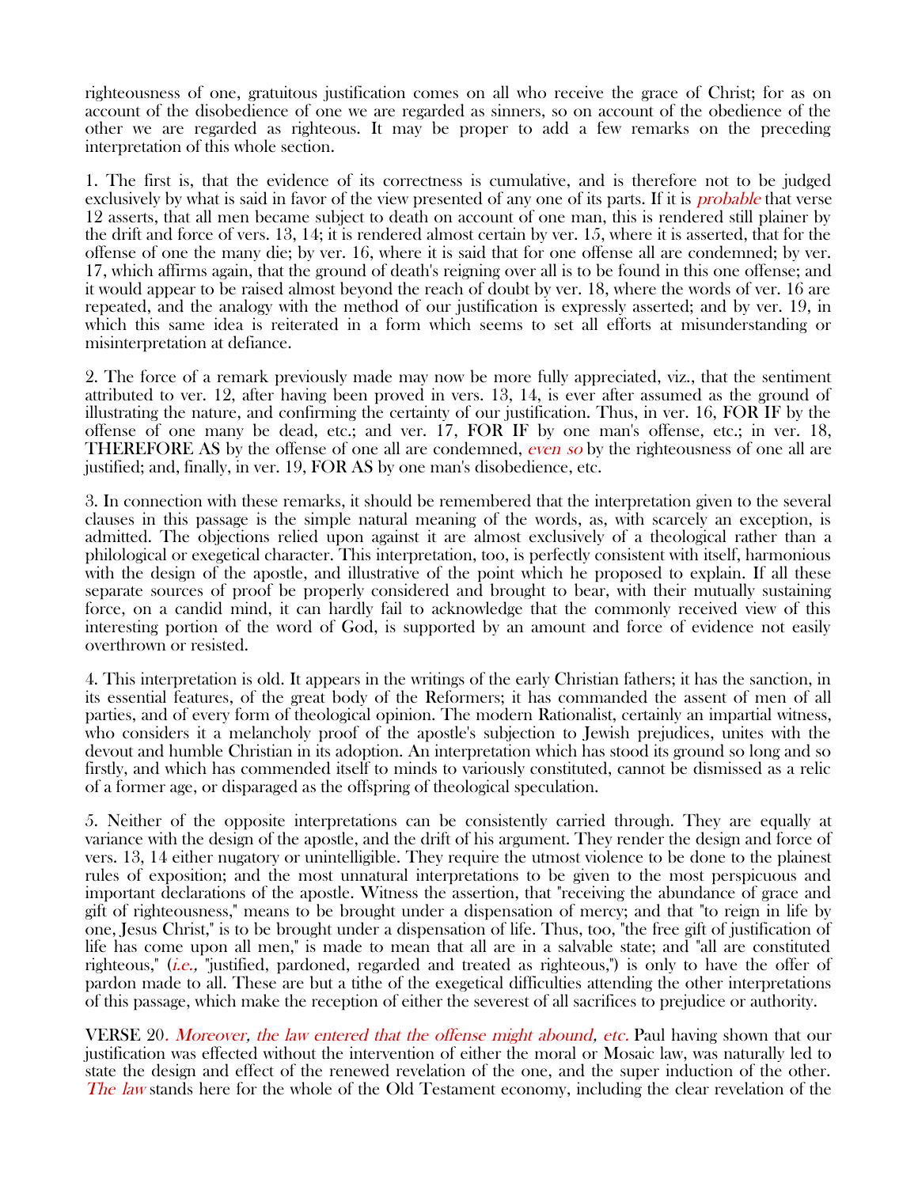righteousness of one, gratuitous justification comes on all who receive the grace of Christ; for as on account of the disobedience of one we are regarded as sinners, so on account of the obedience of the other we are regarded as righteous. It may be proper to add a few remarks on the preceding interpretation of this whole section.

1. The first is, that the evidence of its correctness is cumulative, and is therefore not to be judged exclusively by what is said in favor of the view presented of any one of its parts. If it is *probable* that verse 12 asserts, that all men became subject to death on account of one man, this is rendered still plainer by the drift and force of vers. 13, 14; it is rendered almost certain by ver. 15, where it is asserted, that for the offense of one the many die; by ver. 16, where it is said that for one offense all are condemned; by ver. 17, which affirms again, that the ground of death's reigning over all is to be found in this one offense; and it would appear to be raised almost beyond the reach of doubt by ver. 18, where the words of ver. 16 are repeated, and the analogy with the method of our justification is expressly asserted; and by ver. 19, in which this same idea is reiterated in a form which seems to set all efforts at misunderstanding or misinterpretation at defiance.

2. The force of a remark previously made may now be more fully appreciated, viz., that the sentiment attributed to ver. 12, after having been proved in vers. 13, 14, is ever after assumed as the ground of illustrating the nature, and confirming the certainty of our justification. Thus, in ver. 16, FOR IF by the offense of one many be dead, etc.; and ver. 17, FOR IF by one man's offense, etc.; in ver. 18, THEREFORE AS by the offense of one all are condemned, *even so* by the righteousness of one all are justified; and, finally, in ver. 19, FOR AS by one man's disobedience, etc.

3. In connection with these remarks, it should be remembered that the interpretation given to the several clauses in this passage is the simple natural meaning of the words, as, with scarcely an exception, is admitted. The objections relied upon against it are almost exclusively of a theological rather than a philological or exegetical character. This interpretation, too, is perfectly consistent with itself, harmonious with the design of the apostle, and illustrative of the point which he proposed to explain. If all these separate sources of proof be properly considered and brought to bear, with their mutually sustaining force, on a candid mind, it can hardly fail to acknowledge that the commonly received view of this interesting portion of the word of God, is supported by an amount and force of evidence not easily overthrown or resisted.

4. This interpretation is old. It appears in the writings of the early Christian fathers; it has the sanction, in its essential features, of the great body of the Reformers; it has commanded the assent of men of all parties, and of every form of theological opinion. The modern Rationalist, certainly an impartial witness, who considers it a melancholy proof of the apostle's subjection to Jewish prejudices, unites with the devout and humble Christian in its adoption. An interpretation which has stood its ground so long and so firstly, and which has commended itself to minds to variously constituted, cannot be dismissed as a relic of a former age, or disparaged as the offspring of theological speculation.

5. Neither of the opposite interpretations can be consistently carried through. They are equally at variance with the design of the apostle, and the drift of his argument. They render the design and force of vers. 13, 14 either nugatory or unintelligible. They require the utmost violence to be done to the plainest rules of exposition; and the most unnatural interpretations to be given to the most perspicuous and important declarations of the apostle. Witness the assertion, that "receiving the abundance of grace and gift of righteousness," means to be brought under a dispensation of mercy; and that "to reign in life by one, Jesus Christ," is to be brought under a dispensation of life. Thus, too, "the free gift of justification of life has come upon all men," is made to mean that all are in a salvable state; and "all are constituted righteous," (*i.e.,* "justified, pardoned, regarded and treated as righteous,") is only to have the offer of pardon made to all. These are but a tithe of the exegetical difficulties attending the other interpretations of this passage, which make the reception of either the severest of all sacrifices to prejudice or authority.

VERSE 20. *Moreover, the law entered that the offense might abound, etc.* Paul having shown that our justification was effected without the intervention of either the moral or Mosaic law, was naturally led to state the design and effect of the renewed revelation of the one, and the super induction of the other. *The law* stands here for the whole of the Old Testament economy, including the clear revelation of the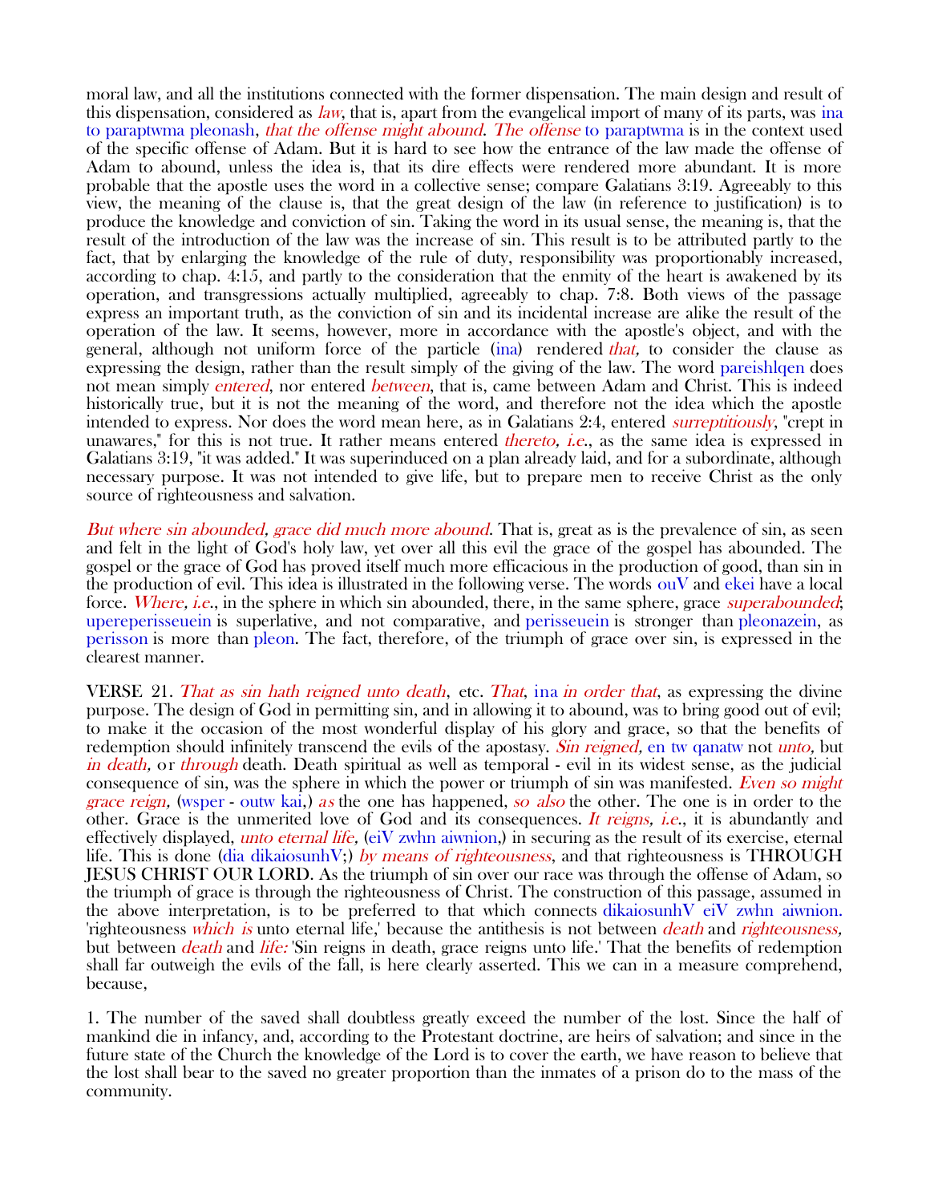moral law, and all the institutions connected with the former dispensation. The main design and result of this dispensation, considered as *law*, that is, apart from the evangelical import of many of its parts, was ina to paraptwma pleonash, *that the offense might abound*. *The offense* to paraptwma is in the context used of the specific offense of Adam. But it is hard to see how the entrance of the law made the offense of Adam to abound, unless the idea is, that its dire effects were rendered more abundant. It is more probable that the apostle uses the word in a collective sense; compare Galatians 3:19. Agreeably to this view, the meaning of the clause is, that the great design of the law (in reference to justification) is to produce the knowledge and conviction of sin. Taking the word in its usual sense, the meaning is, that the result of the introduction of the law was the increase of sin. This result is to be attributed partly to the fact, that by enlarging the knowledge of the rule of duty, responsibility was proportionably increased, according to chap. 4:15, and partly to the consideration that the enmity of the heart is awakened by its operation, and transgressions actually multiplied, agreeably to chap. 7:8. Both views of the passage express an important truth, as the conviction of sin and its incidental increase are alike the result of the operation of the law. It seems, however, more in accordance with the apostle's object, and with the general, although not uniform force of the particle (ina) rendered *that,* to consider the clause as expressing the design, rather than the result simply of the giving of the law. The word pareishlqen does not mean simply *entered*, nor entered *between*, that is, came between Adam and Christ. This is indeed historically true, but it is not the meaning of the word, and therefore not the idea which the apostle intended to express. Nor does the word mean here, as in Galatians 2:4, entered *surreptitiously*, "crept in unawares," for this is not true. It rather means entered *thereto, i.e.*, as the same idea is expressed in Galatians 3:19, "it was added." It was superinduced on a plan already laid, and for a subordinate, although necessary purpose. It was not intended to give life, but to prepare men to receive Christ as the only source of righteousness and salvation.

*But where sin abounded, grace did much more abound*. That is, great as is the prevalence of sin, as seen and felt in the light of God's holy law, yet over all this evil the grace of the gospel has abounded. The gospel or the grace of God has proved itself much more efficacious in the production of good, than sin in the production of evil. This idea is illustrated in the following verse. The words ouV and ekei have a local force. *Where, i.e.*, in the sphere in which sin abounded, there, in the same sphere, grace *superabounded*; upereperisseuein is superlative, and not comparative, and perisseuein is stronger than pleonazein, as perisson is more than pleon. The fact, therefore, of the triumph of grace over sin, is expressed in the clearest manner.

VERSE 21. *That as sin hath reigned unto death*, etc. *That*, ina *in order that*, as expressing the divine purpose. The design of God in permitting sin, and in allowing it to abound, was to bring good out of evil; to make it the occasion of the most wonderful display of his glory and grace, so that the benefits of redemption should infinitely transcend the evils of the apostasy. *Sin reigned,* en tw qanatw not *unto,* but *in death,* or *through* death. Death spiritual as well as temporal - evil in its widest sense, as the judicial consequence of sin, was the sphere in which the power or triumph of sin was manifested. *Even so might grace reign,* (wsper - outw kai,) *as* the one has happened, *so also* the other. The one is in order to the other. Grace is the unmerited love of God and its consequences. *It reigns, i.e.*, it is abundantly and effectively displayed, *unto eternal life,* (eiV zwhn aiwnion,) in securing as the result of its exercise, eternal life. This is done (dia dikaiosunhV;) *by means of righteousness*, and that righteousness is THROUGH JESUS CHRIST OUR LORD. As the triumph of sin over our race was through the offense of Adam, so the triumph of grace is through the righteousness of Christ. The construction of this passage, assumed in the above interpretation, is to be preferred to that which connects dikaiosunhV eiV zwhn aiwnion. 'righteousness *which is* unto eternal life,' because the antithesis is not between *death* and *righteousness,* but between *death* and *life:* 'Sin reigns in death, grace reigns unto life.' That the benefits of redemption shall far outweigh the evils of the fall, is here clearly asserted. This we can in a measure comprehend, because,

1. The number of the saved shall doubtless greatly exceed the number of the lost. Since the half of mankind die in infancy, and, according to the Protestant doctrine, are heirs of salvation; and since in the future state of the Church the knowledge of the Lord is to cover the earth, we have reason to believe that the lost shall bear to the saved no greater proportion than the inmates of a prison do to the mass of the community.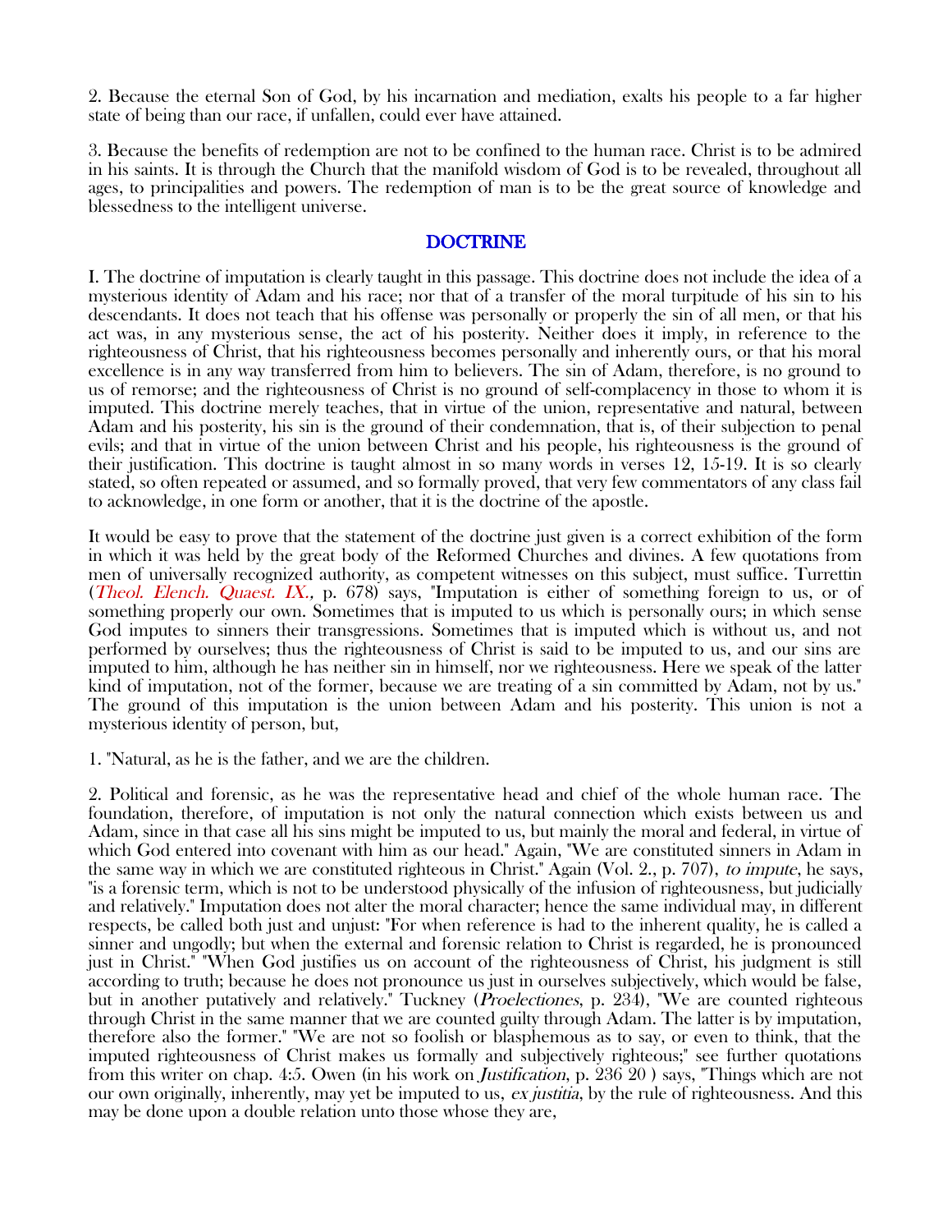2. Because the eternal Son of God, by his incarnation and mediation, exalts his people to a far higher state of being than our race, if unfallen, could ever have attained.

3. Because the benefits of redemption are not to be confined to the human race. Christ is to be admired in his saints. It is through the Church that the manifold wisdom of God is to be revealed, throughout all ages, to principalities and powers. The redemption of man is to be the great source of knowledge and blessedness to the intelligent universe.

## DOCTRINE

I. The doctrine of imputation is clearly taught in this passage. This doctrine does not include the idea of a mysterious identity of Adam and his race; nor that of a transfer of the moral turpitude of his sin to his descendants. It does not teach that his offense was personally or properly the sin of all men, or that his act was, in any mysterious sense, the act of his posterity. Neither does it imply, in reference to the righteousness of Christ, that his righteousness becomes personally and inherently ours, or that his moral excellence is in any way transferred from him to believers. The sin of Adam, therefore, is no ground to us of remorse; and the righteousness of Christ is no ground of self-complacency in those to whom it is imputed. This doctrine merely teaches, that in virtue of the union, representative and natural, between Adam and his posterity, his sin is the ground of their condemnation, that is, of their subjection to penal evils; and that in virtue of the union between Christ and his people, his righteousness is the ground of their justification. This doctrine is taught almost in so many words in verses 12, 15-19. It is so clearly stated, so often repeated or assumed, and so formally proved, that very few commentators of any class fail to acknowledge, in one form or another, that it is the doctrine of the apostle.

It would be easy to prove that the statement of the doctrine just given is a correct exhibition of the form in which it was held by the great body of the Reformed Churches and divines. A few quotations from men of universally recognized authority, as competent witnesses on this subject, must suffice. Turrettin (*Theol. Elench. Quaest. IX.,* p. 678) says, "Imputation is either of something foreign to us, or of something properly our own. Sometimes that is imputed to us which is personally ours; in which sense God imputes to sinners their transgressions. Sometimes that is imputed which is without us, and not performed by ourselves; thus the righteousness of Christ is said to be imputed to us, and our sins are imputed to him, although he has neither sin in himself, nor we righteousness. Here we speak of the latter kind of imputation, not of the former, because we are treating of a sin committed by Adam, not by us." The ground of this imputation is the union between Adam and his posterity. This union is not a mysterious identity of person, but,

1. "Natural, as he is the father, and we are the children.

2. Political and forensic, as he was the representative head and chief of the whole human race. The foundation, therefore, of imputation is not only the natural connection which exists between us and Adam, since in that case all his sins might be imputed to us, but mainly the moral and federal, in virtue of which God entered into covenant with him as our head." Again, "We are constituted sinners in Adam in the same way in which we are constituted righteous in Christ." Again (Vol. 2., p. 707), *to impute*, he says, "is a forensic term, which is not to be understood physically of the infusion of righteousness, but judicially and relatively." Imputation does not alter the moral character; hence the same individual may, in different respects, be called both just and unjust: "For when reference is had to the inherent quality, he is called a sinner and ungodly; but when the external and forensic relation to Christ is regarded, he is pronounced just in Christ." "When God justifies us on account of the righteousness of Christ, his judgment is still according to truth; because he does not pronounce us just in ourselves subjectively, which would be false, but in another putatively and relatively." Tuckney (*Proelectiones*, p. 234), "We are counted righteous through Christ in the same manner that we are counted guilty through Adam. The latter is by imputation, therefore also the former." "We are not so foolish or blasphemous as to say, or even to think, that the imputed righteousness of Christ makes us formally and subjectively righteous;" see further quotations from this writer on chap. 4:5. Owen (in his work on *Justification*, p. 236 20 ) says, "Things which are not our own originally, inherently, may yet be imputed to us, *ex justitia*, by the rule of righteousness. And this may be done upon a double relation unto those whose they are,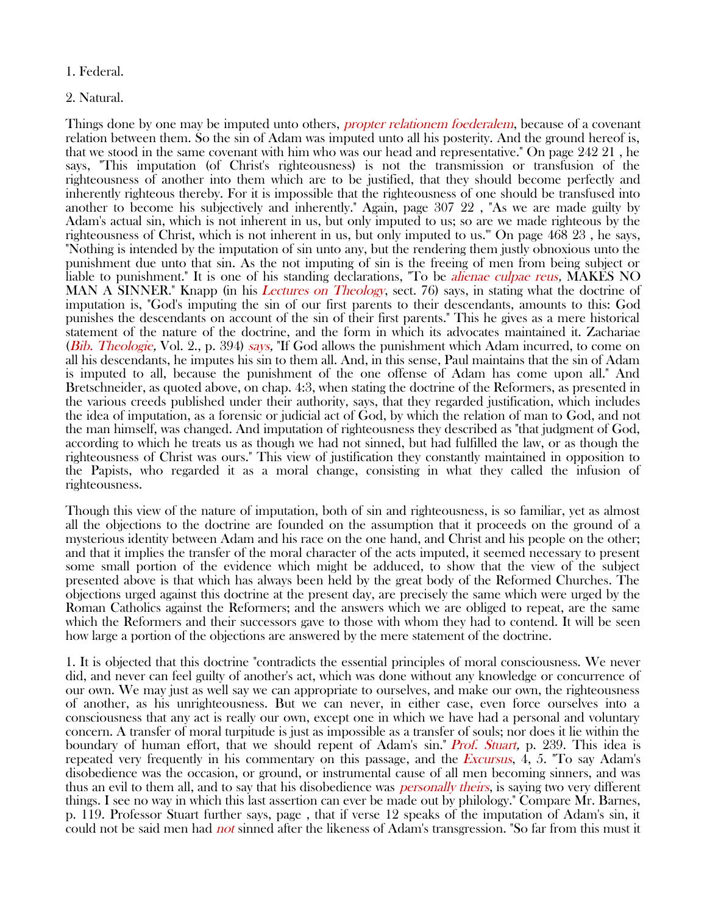1. Federal.

2. Natural.

Things done by one may be imputed unto others, *propter relationem foederalem*, because of a covenant relation between them. So the sin of Adam was imputed unto all his posterity. And the ground hereof is, that we stood in the same covenant with him who was our head and representative." On page 242 21 , he says, "This imputation (of Christ's righteousness) is not the transmission or transfusion of the righteousness of another into them which are to be justified, that they should become perfectly and inherently righteous thereby. For it is impossible that the righteousness of one should be transfused into another to become his subjectively and inherently." Again, page 307 22 , "As we are made guilty by Adam's actual sin, which is not inherent in us, but only imputed to us; so are we made righteous by the righteousness of Christ, which is not inherent in us, but only imputed to us.'" On page 468 23 , he says, "Nothing is intended by the imputation of sin unto any, but the rendering them justly obnoxious unto the punishment due unto that sin. As the not imputing of sin is the freeing of men from being subject or liable to punishment." It is one of his standing declarations, "To be *alienae culpae reus,* MAKES NO MAN A SINNER." Knapp (in his *Lectures on Theology*, sect. 76) says, in stating what the doctrine of imputation is, "God's imputing the sin of our first parents to their descendants, amounts to this: God punishes the descendants on account of the sin of their first parents." This he gives as a mere historical statement of the nature of the doctrine, and the form in which its advocates maintained it. Zachariae (*Bib. Theologie,* Vol. 2., p. 394) *says,* "If God allows the punishment which Adam incurred, to come on all his descendants, he imputes his sin to them all. And, in this sense, Paul maintains that the sin of Adam is imputed to all, because the punishment of the one offense of Adam has come upon all." And Bretschneider, as quoted above, on chap. 4:3, when stating the doctrine of the Reformers, as presented in the various creeds published under their authority, says, that they regarded justification, which includes the idea of imputation, as a forensic or judicial act of God, by which the relation of man to God, and not the man himself, was changed. And imputation of righteousness they described as "that judgment of God, according to which he treats us as though we had not sinned, but had fulfilled the law, or as though the righteousness of Christ was ours." This view of justification they constantly maintained in opposition to the Papists, who regarded it as a moral change, consisting in what they called the infusion of righteousness.

Though this view of the nature of imputation, both of sin and righteousness, is so familiar, yet as almost all the objections to the doctrine are founded on the assumption that it proceeds on the ground of a mysterious identity between Adam and his race on the one hand, and Christ and his people on the other; and that it implies the transfer of the moral character of the acts imputed, it seemed necessary to present some small portion of the evidence which might be adduced, to show that the view of the subject presented above is that which has always been held by the great body of the Reformed Churches. The objections urged against this doctrine at the present day, are precisely the same which were urged by the Roman Catholics against the Reformers; and the answers which we are obliged to repeat, are the same which the Reformers and their successors gave to those with whom they had to contend. It will be seen how large a portion of the objections are answered by the mere statement of the doctrine.

1. It is objected that this doctrine "contradicts the essential principles of moral consciousness. We never did, and never can feel guilty of another's act, which was done without any knowledge or concurrence of our own. We may just as well say we can appropriate to ourselves, and make our own, the righteousness of another, as his unrighteousness. But we can never, in either case, even force ourselves into a consciousness that any act is really our own, except one in which we have had a personal and voluntary concern. A transfer of moral turpitude is just as impossible as a transfer of souls; nor does it lie within the boundary of human effort, that we should repent of Adam's sin." *Prof. Stuart,* p. 239. This idea is repeated very frequently in his commentary on this passage, and the *Excursus*, 4, 5. "To say Adam's disobedience was the occasion, or ground, or instrumental cause of all men becoming sinners, and was thus an evil to them all, and to say that his disobedience was *personally theirs*, is saying two very different things. I see no way in which this last assertion can ever be made out by philology." Compare Mr. Barnes, p. 119. Professor Stuart further says, page , that if verse 12 speaks of the imputation of Adam's sin, it could not be said men had *not* sinned after the likeness of Adam's transgression. "So far from this must it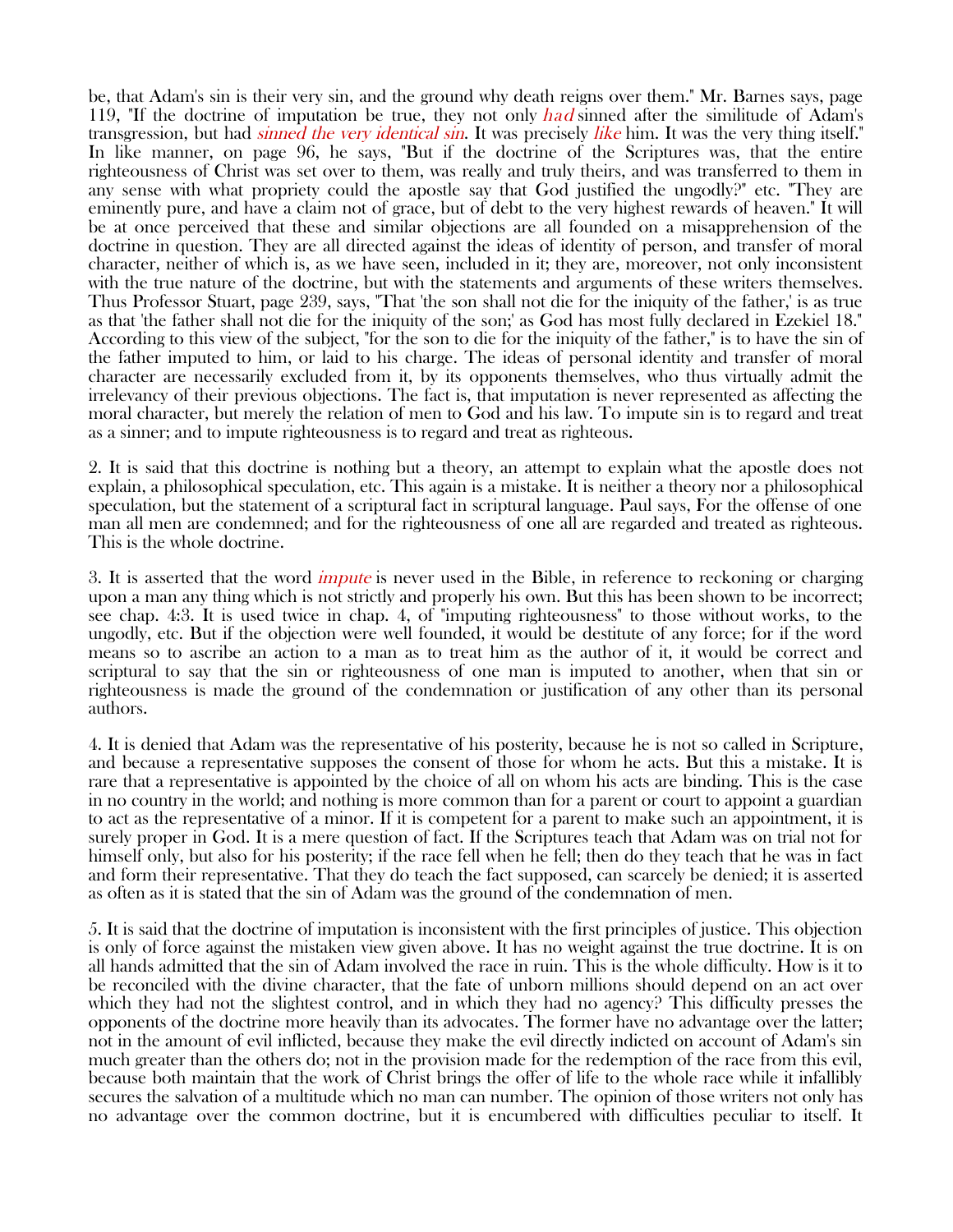be, that Adam's sin is their very sin, and the ground why death reigns over them." Mr. Barnes says, page 119, "If the doctrine of imputation be true, they not only *had* sinned after the similitude of Adam's transgression, but had *sinned the very identical sin*. It was precisely *like* him. It was the very thing itself." In like manner, on page 96, he says, "But if the doctrine of the Scriptures was, that the entire righteousness of Christ was set over to them, was really and truly theirs, and was transferred to them in any sense with what propriety could the apostle say that God justified the ungodly?" etc. "They are eminently pure, and have a claim not of grace, but of debt to the very highest rewards of heaven." It will be at once perceived that these and similar objections are all founded on a misapprehension of the doctrine in question. They are all directed against the ideas of identity of person, and transfer of moral character, neither of which is, as we have seen, included in it; they are, moreover, not only inconsistent with the true nature of the doctrine, but with the statements and arguments of these writers themselves. Thus Professor Stuart, page 239, says, "That 'the son shall not die for the iniquity of the father,' is as true as that 'the father shall not die for the iniquity of the son;' as God has most fully declared in Ezekiel 18." According to this view of the subject, "for the son to die for the iniquity of the father," is to have the sin of the father imputed to him, or laid to his charge. The ideas of personal identity and transfer of moral character are necessarily excluded from it, by its opponents themselves, who thus virtually admit the irrelevancy of their previous objections. The fact is, that imputation is never represented as affecting the moral character, but merely the relation of men to God and his law. To impute sin is to regard and treat as a sinner; and to impute righteousness is to regard and treat as righteous.

2. It is said that this doctrine is nothing but a theory, an attempt to explain what the apostle does not explain, a philosophical speculation, etc. This again is a mistake. It is neither a theory nor a philosophical speculation, but the statement of a scriptural fact in scriptural language. Paul says, For the offense of one man all men are condemned; and for the righteousness of one all are regarded and treated as righteous. This is the whole doctrine.

3. It is asserted that the word *impute* is never used in the Bible, in reference to reckoning or charging upon a man any thing which is not strictly and properly his own. But this has been shown to be incorrect; see chap. 4:3. It is used twice in chap. 4, of "imputing righteousness" to those without works, to the ungodly, etc. But if the objection were well founded, it would be destitute of any force; for if the word means so to ascribe an action to a man as to treat him as the author of it, it would be correct and scriptural to say that the sin or righteousness of one man is imputed to another, when that sin or righteousness is made the ground of the condemnation or justification of any other than its personal authors.

4. It is denied that Adam was the representative of his posterity, because he is not so called in Scripture, and because a representative supposes the consent of those for whom he acts. But this a mistake. It is rare that a representative is appointed by the choice of all on whom his acts are binding. This is the case in no country in the world; and nothing is more common than for a parent or court to appoint a guardian to act as the representative of a minor. If it is competent for a parent to make such an appointment, it is surely proper in God. It is a mere question of fact. If the Scriptures teach that Adam was on trial not for himself only, but also for his posterity; if the race fell when he fell; then do they teach that he was in fact and form their representative. That they do teach the fact supposed, can scarcely be denied; it is asserted as often as it is stated that the sin of Adam was the ground of the condemnation of men.

5. It is said that the doctrine of imputation is inconsistent with the first principles of justice. This objection is only of force against the mistaken view given above. It has no weight against the true doctrine. It is on all hands admitted that the sin of Adam involved the race in ruin. This is the whole difficulty. How is it to be reconciled with the divine character, that the fate of unborn millions should depend on an act over which they had not the slightest control, and in which they had no agency? This difficulty presses the opponents of the doctrine more heavily than its advocates. The former have no advantage over the latter; not in the amount of evil inflicted, because they make the evil directly indicted on account of Adam's sin much greater than the others do; not in the provision made for the redemption of the race from this evil, because both maintain that the work of Christ brings the offer of life to the whole race while it infallibly secures the salvation of a multitude which no man can number. The opinion of those writers not only has no advantage over the common doctrine, but it is encumbered with difficulties peculiar to itself. It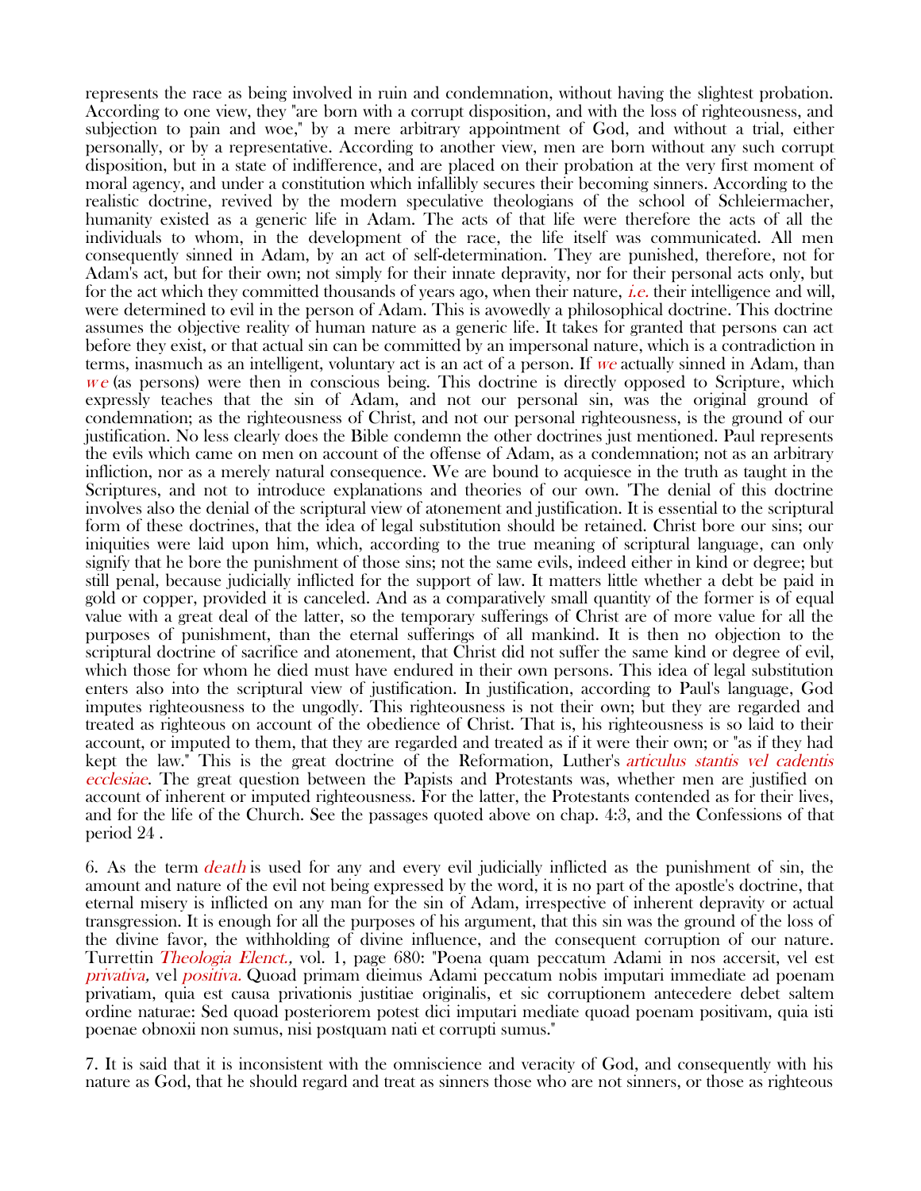represents the race as being involved in ruin and condemnation, without having the slightest probation. According to one view, they "are born with a corrupt disposition, and with the loss of righteousness, and subjection to pain and woe," by a mere arbitrary appointment of God, and without a trial, either personally, or by a representative. According to another view, men are born without any such corrupt disposition, but in a state of indifference, and are placed on their probation at the very first moment of moral agency, and under a constitution which infallibly secures their becoming sinners. According to the realistic doctrine, revived by the modern speculative theologians of the school of Schleiermacher, humanity existed as a generic life in Adam. The acts of that life were therefore the acts of all the individuals to whom, in the development of the race, the life itself was communicated. All men consequently sinned in Adam, by an act of self-determination. They are punished, therefore, not for Adam's act, but for their own; not simply for their innate depravity, nor for their personal acts only, but for the act which they committed thousands of years ago, when their nature, *i.e.* their intelligence and will, were determined to evil in the person of Adam. This is avowedly a philosophical doctrine. This doctrine assumes the objective reality of human nature as a generic life. It takes for granted that persons can act before they exist, or that actual sin can be committed by an impersonal nature, which is a contradiction in terms, inasmuch as an intelligent, voluntary act is an act of a person. If *we* actually sinned in Adam, than *we* (as persons) were then in conscious being. This doctrine is directly opposed to Scripture, which expressly teaches that the sin of Adam, and not our personal sin, was the original ground of condemnation; as the righteousness of Christ, and not our personal righteousness, is the ground of our justification. No less clearly does the Bible condemn the other doctrines just mentioned. Paul represents the evils which came on men on account of the offense of Adam, as a condemnation; not as an arbitrary infliction, nor as a merely natural consequence. We are bound to acquiesce in the truth as taught in the Scriptures, and not to introduce explanations and theories of our own. 'The denial of this doctrine involves also the denial of the scriptural view of atonement and justification. It is essential to the scriptural form of these doctrines, that the idea of legal substitution should be retained. Christ bore our sins; our iniquities were laid upon him, which, according to the true meaning of scriptural language, can only signify that he bore the punishment of those sins; not the same evils, indeed either in kind or degree; but still penal, because judicially inflicted for the support of law. It matters little whether a debt be paid in gold or copper, provided it is canceled. And as a comparatively small quantity of the former is of equal value with a great deal of the latter, so the temporary sufferings of Christ are of more value for all the purposes of punishment, than the eternal sufferings of all mankind. It is then no objection to the scriptural doctrine of sacrifice and atonement, that Christ did not suffer the same kind or degree of evil, which those for whom he died must have endured in their own persons. This idea of legal substitution enters also into the scriptural view of justification. In justification, according to Paul's language, God imputes righteousness to the ungodly. This righteousness is not their own; but they are regarded and treated as righteous on account of the obedience of Christ. That is, his righteousness is so laid to their account, or imputed to them, that they are regarded and treated as if it were their own; or "as if they had kept the law." This is the great doctrine of the Reformation, Luther's *articulus stantis vel cadentis ecclesiae*. The great question between the Papists and Protestants was, whether men are justified on account of inherent or imputed righteousness. For the latter, the Protestants contended as for their lives, and for the life of the Church. See the passages quoted above on chap. 4:3, and the Confessions of that period 24 .

6. As the term *death* is used for any and every evil judicially inflicted as the punishment of sin, the amount and nature of the evil not being expressed by the word, it is no part of the apostle's doctrine, that eternal misery is inflicted on any man for the sin of Adam, irrespective of inherent depravity or actual transgression. It is enough for all the purposes of his argument, that this sin was the ground of the loss of the divine favor, the withholding of divine influence, and the consequent corruption of our nature. Turrettin *Theologia Elenct.,* vol. 1, page 680: "Poena quam peccatum Adami in nos accersit, vel est *privativa,* vel *positiva.* Quoad primam dieimus Adami peccatum nobis imputari immediate ad poenam privatiam, quia est causa privationis justitiae originalis, et sic corruptionem antecedere debet saltem ordine naturae: Sed quoad posteriorem potest dici imputari mediate quoad poenam positivam, quia isti poenae obnoxii non sumus, nisi postquam nati et corrupti sumus."

7. It is said that it is inconsistent with the omniscience and veracity of God, and consequently with his nature as God, that he should regard and treat as sinners those who are not sinners, or those as righteous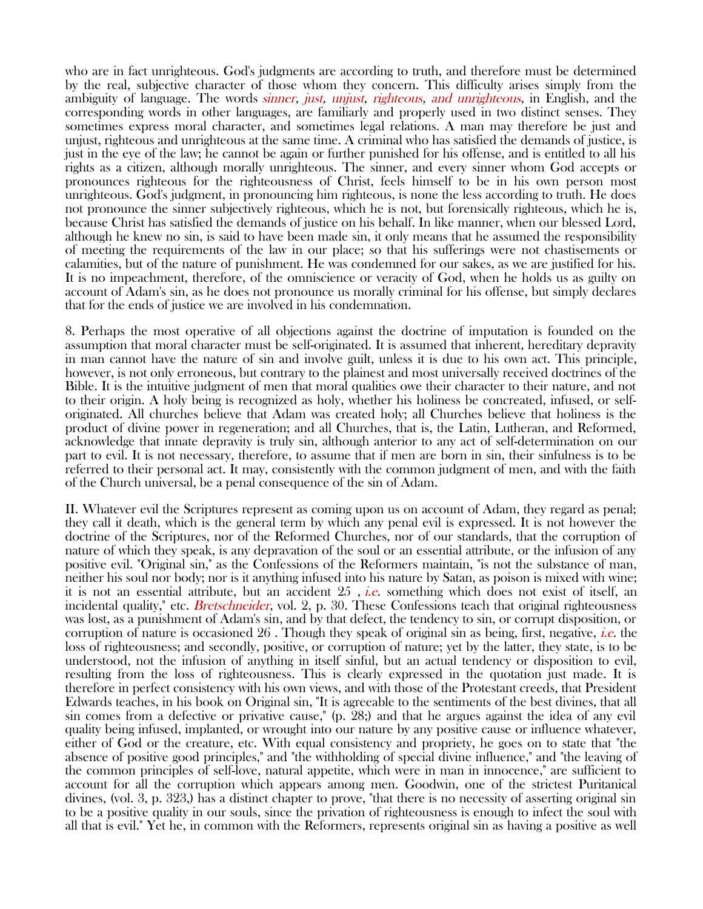who are in fact unrighteous. God's judgments are according to truth, and therefore must be determined by the real, subjective character of those whom they concern. This difficulty arises simply from the ambiguity of language. The words *sinner, just, unjust, righteous, and unrighteous,* in English, and the corresponding words in other languages, are familiarly and properly used in two distinct senses. They sometimes express moral character, and sometimes legal relations. A man may therefore be just and unjust, righteous and unrighteous at the same time. A criminal who has satisfied the demands of justice, is just in the eye of the law; he cannot be again or further punished for his offense, and is entitled to all his rights as a citizen, although morally unrighteous. The sinner, and every sinner whom God accepts or pronounces righteous for the righteousness of Christ, feels himself to be in his own person most unrighteous. God's judgment, in pronouncing him righteous, is none the less according to truth. He does not pronounce the sinner subjectively righteous, which he is not, but forensically righteous, which he is, because Christ has satisfied the demands of justice on his behalf. In like manner, when our blessed Lord, although he knew no sin, is said to have been made sin, it only means that he assumed the responsibility of meeting the requirements of the law in our place; so that his sufferings were not chastisements or calamities, but of the nature of punishment. He was condemned for our sakes, as we are justified for his. It is no impeachment, therefore, of the omniscience or veracity of God, when he holds us as guilty on account of Adam's sin, as he does not pronounce us morally criminal for his offense, but simply declares that for the ends of justice we are involved in his condemnation.

8. Perhaps the most operative of all objections against the doctrine of imputation is founded on the assumption that moral character must be self-originated. It is assumed that inherent, hereditary depravity in man cannot have the nature of sin and involve guilt, unless it is due to his own act. This principle, however, is not only erroneous, but contrary to the plainest and most universally received doctrines of the Bible. It is the intuitive judgment of men that moral qualities owe their character to their nature, and not to their origin. A holy being is recognized as holy, whether his holiness be concreated, infused, or self-originated. All churches believe that Adam was created holy; all Churches believe that holiness is the product of divine power in regeneration; and all Churches, that is, the Latin, Lutheran, and Reformed, acknowledge that innate depravity is truly sin, although anterior to any act of self-determination on our part to evil. It is not necessary, therefore, to assume that if men are born in sin, their sinfulness is to be referred to their personal act. It may, consistently with the common judgment of men, and with the faith of the Church universal, be a penal consequence of the sin of Adam.

II. Whatever evil the Scriptures represent as coming upon us on account of Adam, they regard as penal; they call it death, which is the general term by which any penal evil is expressed. It is not however the doctrine of the Scriptures, nor of the Reformed Churches, nor of our standards, that the corruption of nature of which they speak, is any depravation of the soul or an essential attribute, or the infusion of any positive evil. "Original sin," as the Confessions of the Reformers maintain, "is not the substance of man, neither his soul nor body; nor is it anything infused into his nature by Satan, as poison is mixed with wine; it is not an essential attribute, but an accident 25 , *i.e.* something which does not exist of itself, an incidental quality," etc. *Bretschneider*, vol. 2, p. 30. These Confessions teach that original righteousness was lost, as a punishment of Adam's sin, and by that defect, the tendency to sin, or corrupt disposition, or corruption of nature is occasioned 26 . Though they speak of original sin as being, first, negative, *i.e.* the loss of righteousness; and secondly, positive, or corruption of nature; yet by the latter, they state, is to be understood, not the infusion of anything in itself sinful, but an actual tendency or disposition to evil, resulting from the loss of righteousness. This is clearly expressed in the quotation just made. It is therefore in perfect consistency with his own views, and with those of the Protestant creeds, that President Edwards teaches, in his book on Original sin, "It is agreeable to the sentiments of the best divines, that all sin comes from a defective or privative cause," (p. 28;) and that he argues against the idea of any evil quality being infused, implanted, or wrought into our nature by any positive cause or influence whatever, either of God or the creature, etc. With equal consistency and propriety, he goes on to state that "the absence of positive good principles," and "the withholding of special divine influence," and "the leaving of the common principles of self-love, natural appetite, which were in man in innocence," are sufficient to account for all the corruption which appears among men. Goodwin, one of the strictest Puritanical divines, (vol. 3, p. 323,) has a distinct chapter to prove, "that there is no necessity of asserting original sin to be a positive quality in our souls, since the privation of righteousness is enough to infect the soul with all that is evil." Yet he, in common with the Reformers, represents original sin as having a positive as well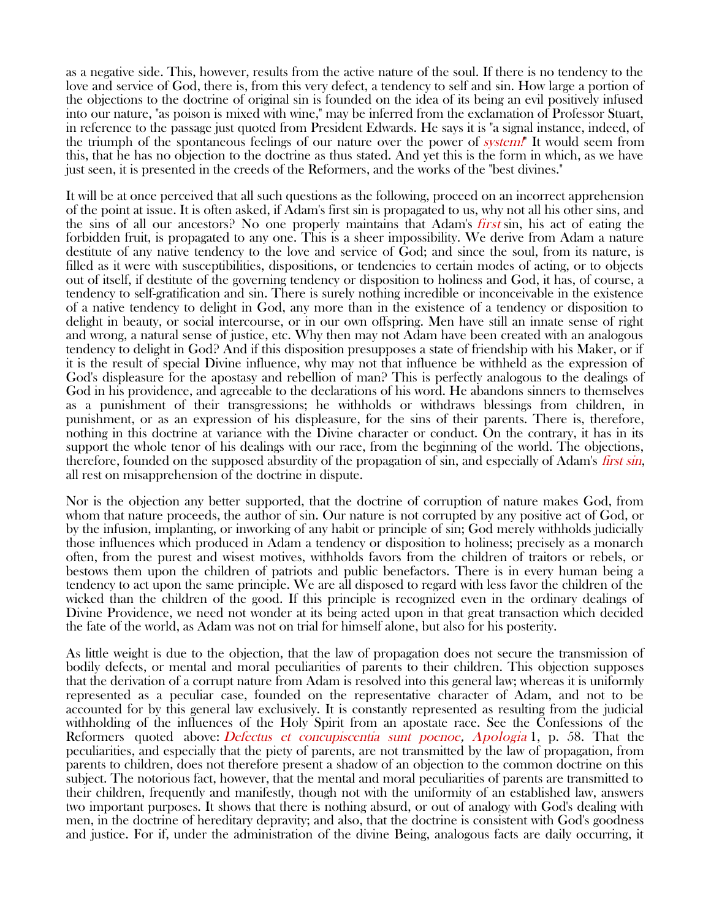as a negative side. This, however, results from the active nature of the soul. If there is no tendency to the love and service of God, there is, from this very defect, a tendency to self and sin. How large a portion of the objections to the doctrine of original sin is founded on the idea of its being an evil positively infused into our nature, "as poison is mixed with wine," may be inferred from the exclamation of Professor Stuart, in reference to the passage just quoted from President Edwards. He says it is "a signal instance, indeed, of the triumph of the spontaneous feelings of our nature over the power of *system!*" It would seem from this, that he has no objection to the doctrine as thus stated. And yet this is the form in which, as we have just seen, it is presented in the creeds of the Reformers, and the works of the "best divines."

It will be at once perceived that all such questions as the following, proceed on an incorrect apprehension of the point at issue. It is often asked, if Adam's first sin is propagated to us, why not all his other sins, and the sins of all our ancestors? No one properly maintains that Adam's *first* sin, his act of eating the forbidden fruit, is propagated to any one. This is a sheer impossibility. We derive from Adam a nature destitute of any native tendency to the love and service of God; and since the soul, from its nature, is filled as it were with susceptibilities, dispositions, or tendencies to certain modes of acting, or to objects out of itself, if destitute of the governing tendency or disposition to holiness and God, it has, of course, a tendency to self-gratification and sin. There is surely nothing incredible or inconceivable in the existence of a native tendency to delight in God, any more than in the existence of a tendency or disposition to delight in beauty, or social intercourse, or in our own offspring. Men have still an innate sense of right and wrong, a natural sense of justice, etc. Why then may not Adam have been created with an analogous tendency to delight in God? And if this disposition presupposes a state of friendship with his Maker, or if it is the result of special Divine influence, why may not that influence be withheld as the expression of God's displeasure for the apostasy and rebellion of man? This is perfectly analogous to the dealings of God in his providence, and agreeable to the declarations of his word. He abandons sinners to themselves as a punishment of their transgressions; he withholds or withdraws blessings from children, in punishment, or as an expression of his displeasure, for the sins of their parents. There is, therefore, nothing in this doctrine at variance with the Divine character or conduct. On the contrary, it has in its support the whole tenor of his dealings with our race, from the beginning of the world. The objections, therefore, founded on the supposed absurdity of the propagation of sin, and especially of Adam's *first sin*, all rest on misapprehension of the doctrine in dispute.

Nor is the objection any better supported, that the doctrine of corruption of nature makes God, from whom that nature proceeds, the author of sin. Our nature is not corrupted by any positive act of God, or by the infusion, implanting, or inworking of any habit or principle of sin; God merely withholds judicially those influences which produced in Adam a tendency or disposition to holiness; precisely as a monarch often, from the purest and wisest motives, withholds favors from the children of traitors or rebels, or bestows them upon the children of patriots and public benefactors. There is in every human being a tendency to act upon the same principle. We are all disposed to regard with less favor the children of the wicked than the children of the good. If this principle is recognized even in the ordinary dealings of Divine Providence, we need not wonder at its being acted upon in that great transaction which decided the fate of the world, as Adam was not on trial for himself alone, but also for his posterity.

As little weight is due to the objection, that the law of propagation does not secure the transmission of bodily defects, or mental and moral peculiarities of parents to their children. This objection supposes that the derivation of a corrupt nature from Adam is resolved into this general law; whereas it is uniformly represented as a peculiar case, founded on the representative character of Adam, and not to be accounted for by this general law exclusively. It is constantly represented as resulting from the judicial withholding of the influences of the Holy Spirit from an apostate race. See the Confessions of the Reformers quoted above: *Defectus et concupiscentia sunt poenoe, Apologia* 1, p. 58. That the peculiarities, and especially that the piety of parents, are not transmitted by the law of propagation, from parents to children, does not therefore present a shadow of an objection to the common doctrine on this subject. The notorious fact, however, that the mental and moral peculiarities of parents are transmitted to their children, frequently and manifestly, though not with the uniformity of an established law, answers two important purposes. It shows that there is nothing absurd, or out of analogy with God's dealing with men, in the doctrine of hereditary depravity; and also, that the doctrine is consistent with God's goodness and justice. For if, under the administration of the divine Being, analogous facts are daily occurring, it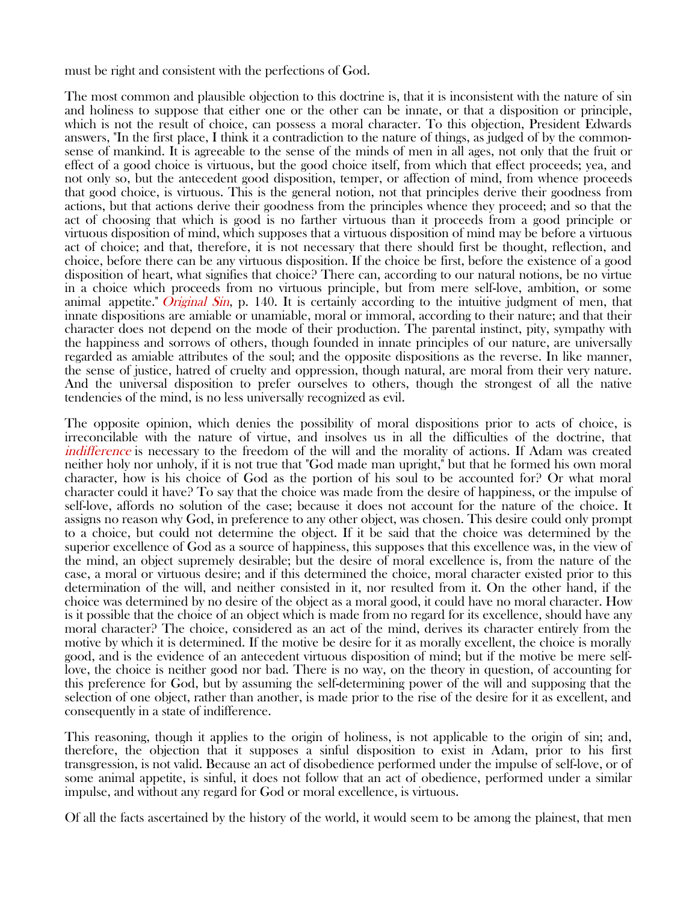must be right and consistent with the perfections of God.

The most common and plausible objection to this doctrine is, that it is inconsistent with the nature of sin and holiness to suppose that either one or the other can be innate, or that a disposition or principle, which is not the result of choice, can possess a moral character. To this objection, President Edwards answers, "In the first place, I think it a contradiction to the nature of things, as judged of by the common-sense of mankind. It is agreeable to the sense of the minds of men in all ages, not only that the fruit or effect of a good choice is virtuous, but the good choice itself, from which that effect proceeds; yea, and not only so, but the antecedent good disposition, temper, or affection of mind, from whence proceeds that good choice, is virtuous. This is the general notion, not that principles derive their goodness from actions, but that actions derive their goodness from the principles whence they proceed; and so that the act of choosing that which is good is no farther virtuous than it proceeds from a good principle or virtuous disposition of mind, which supposes that a virtuous disposition of mind may be before a virtuous act of choice; and that, therefore, it is not necessary that there should first be thought, reflection, and choice, before there can be any virtuous disposition. If the choice be first, before the existence of a good disposition of heart, what signifies that choice? There can, according to our natural notions, be no virtue in a choice which proceeds from no virtuous principle, but from mere self-love, ambition, or some animal appetite." *Original Sin*, p. 140. It is certainly according to the intuitive judgment of men, that innate dispositions are amiable or unamiable, moral or immoral, according to their nature; and that their character does not depend on the mode of their production. The parental instinct, pity, sympathy with the happiness and sorrows of others, though founded in innate principles of our nature, are universally regarded as amiable attributes of the soul; and the opposite dispositions as the reverse. In like manner, the sense of justice, hatred of cruelty and oppression, though natural, are moral from their very nature. And the universal disposition to prefer ourselves to others, though the strongest of all the native tendencies of the mind, is no less universally recognized as evil.

The opposite opinion, which denies the possibility of moral dispositions prior to acts of choice, is irreconcilable with the nature of virtue, and insolves us in all the difficulties of the doctrine, that *indifference* is necessary to the freedom of the will and the morality of actions. If Adam was created neither holy nor unholy, if it is not true that "God made man upright," but that he formed his own moral character, how is his choice of God as the portion of his soul to be accounted for? Or what moral character could it have? To say that the choice was made from the desire of happiness, or the impulse of self-love, affords no solution of the case; because it does not account for the nature of the choice. It assigns no reason why God, in preference to any other object, was chosen. This desire could only prompt to a choice, but could not determine the object. If it be said that the choice was determined by the superior excellence of God as a source of happiness, this supposes that this excellence was, in the view of the mind, an object supremely desirable; but the desire of moral excellence is, from the nature of the case, a moral or virtuous desire; and if this determined the choice, moral character existed prior to this determination of the will, and neither consisted in it, nor resulted from it. On the other hand, if the choice was determined by no desire of the object as a moral good, it could have no moral character. How is it possible that the choice of an object which is made from no regard for its excellence, should have any moral character? The choice, considered as an act of the mind, derives its character entirely from the motive by which it is determined. If the motive be desire for it as morally excellent, the choice is morally good, and is the evidence of an antecedent virtuous disposition of mind; but if the motive be mere self-love, the choice is neither good nor bad. There is no way, on the theory in question, of accounting for this preference for God, but by assuming the self-determining power of the will and supposing that the selection of one object, rather than another, is made prior to the rise of the desire for it as excellent, and consequently in a state of indifference.

This reasoning, though it applies to the origin of holiness, is not applicable to the origin of sin; and, therefore, the objection that it supposes a sinful disposition to exist in Adam, prior to his first transgression, is not valid. Because an act of disobedience performed under the impulse of self-love, or of some animal appetite, is sinful, it does not follow that an act of obedience, performed under a similar impulse, and without any regard for God or moral excellence, is virtuous.

Of all the facts ascertained by the history of the world, it would seem to be among the plainest, that men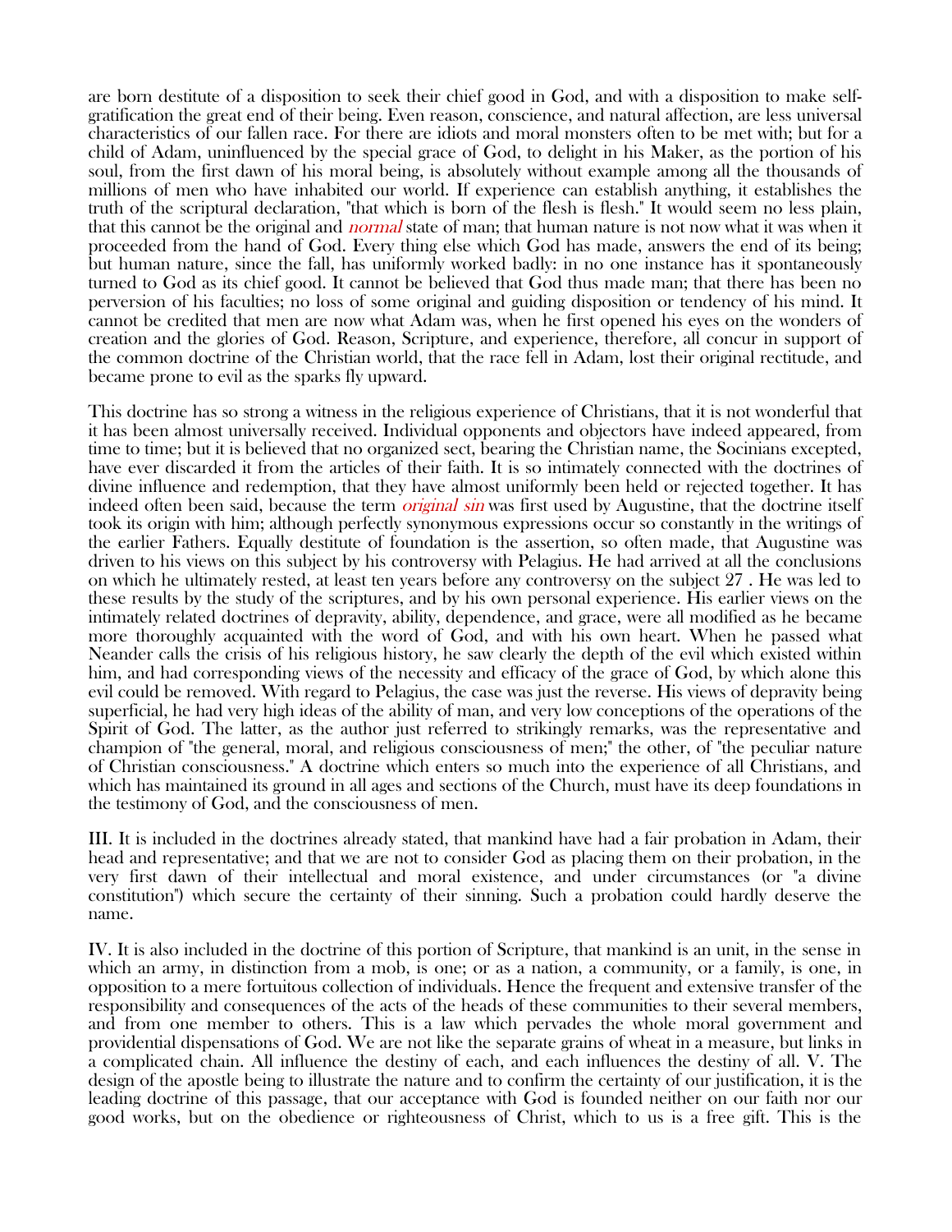are born destitute of a disposition to seek their chief good in God, and with a disposition to make self-gratification the great end of their being. Even reason, conscience, and natural affection, are less universal characteristics of our fallen race. For there are idiots and moral monsters often to be met with; but for a child of Adam, uninfluenced by the special grace of God, to delight in his Maker, as the portion of his soul, from the first dawn of his moral being, is absolutely without example among all the thousands of millions of men who have inhabited our world. If experience can establish anything, it establishes the truth of the scriptural declaration, "that which is born of the flesh is flesh." It would seem no less plain, that this cannot be the original and *normal* state of man; that human nature is not now what it was when it proceeded from the hand of God. Every thing else which God has made, answers the end of its being; but human nature, since the fall, has uniformly worked badly: in no one instance has it spontaneously turned to God as its chief good. It cannot be believed that God thus made man; that there has been no perversion of his faculties; no loss of some original and guiding disposition or tendency of his mind. It cannot be credited that men are now what Adam was, when he first opened his eyes on the wonders of creation and the glories of God. Reason, Scripture, and experience, therefore, all concur in support of the common doctrine of the Christian world, that the race fell in Adam, lost their original rectitude, and became prone to evil as the sparks fly upward.

This doctrine has so strong a witness in the religious experience of Christians, that it is not wonderful that it has been almost universally received. Individual opponents and objectors have indeed appeared, from time to time; but it is believed that no organized sect, bearing the Christian name, the Socinians excepted, have ever discarded it from the articles of their faith. It is so intimately connected with the doctrines of divine influence and redemption, that they have almost uniformly been held or rejected together. It has indeed often been said, because the term *original sin* was first used by Augustine, that the doctrine itself took its origin with him; although perfectly synonymous expressions occur so constantly in the writings of the earlier Fathers. Equally destitute of foundation is the assertion, so often made, that Augustine was driven to his views on this subject by his controversy with Pelagius. He had arrived at all the conclusions on which he ultimately rested, at least ten years before any controversy on the subject 27 . He was led to these results by the study of the scriptures, and by his own personal experience. His earlier views on the intimately related doctrines of depravity, ability, dependence, and grace, were all modified as he became more thoroughly acquainted with the word of God, and with his own heart. When he passed what Neander calls the crisis of his religious history, he saw clearly the depth of the evil which existed within him, and had corresponding views of the necessity and efficacy of the grace of God, by which alone this evil could be removed. With regard to Pelagius, the case was just the reverse. His views of depravity being superficial, he had very high ideas of the ability of man, and very low conceptions of the operations of the Spirit of God. The latter, as the author just referred to strikingly remarks, was the representative and champion of "the general, moral, and religious consciousness of men;" the other, of "the peculiar nature of Christian consciousness." A doctrine which enters so much into the experience of all Christians, and which has maintained its ground in all ages and sections of the Church, must have its deep foundations in the testimony of God, and the consciousness of men.

III. It is included in the doctrines already stated, that mankind have had a fair probation in Adam, their head and representative; and that we are not to consider God as placing them on their probation, in the very first dawn of their intellectual and moral existence, and under circumstances (or "a divine constitution") which secure the certainty of their sinning. Such a probation could hardly deserve the name.

IV. It is also included in the doctrine of this portion of Scripture, that mankind is an unit, in the sense in which an army, in distinction from a mob, is one; or as a nation, a community, or a family, is one, in opposition to a mere fortuitous collection of individuals. Hence the frequent and extensive transfer of the responsibility and consequences of the acts of the heads of these communities to their several members, and from one member to others. This is a law which pervades the whole moral government and providential dispensations of God. We are not like the separate grains of wheat in a measure, but links in a complicated chain. All influence the destiny of each, and each influences the destiny of all. V. The design of the apostle being to illustrate the nature and to confirm the certainty of our justification, it is the leading doctrine of this passage, that our acceptance with God is founded neither on our faith nor our good works, but on the obedience or righteousness of Christ, which to us is a free gift. This is the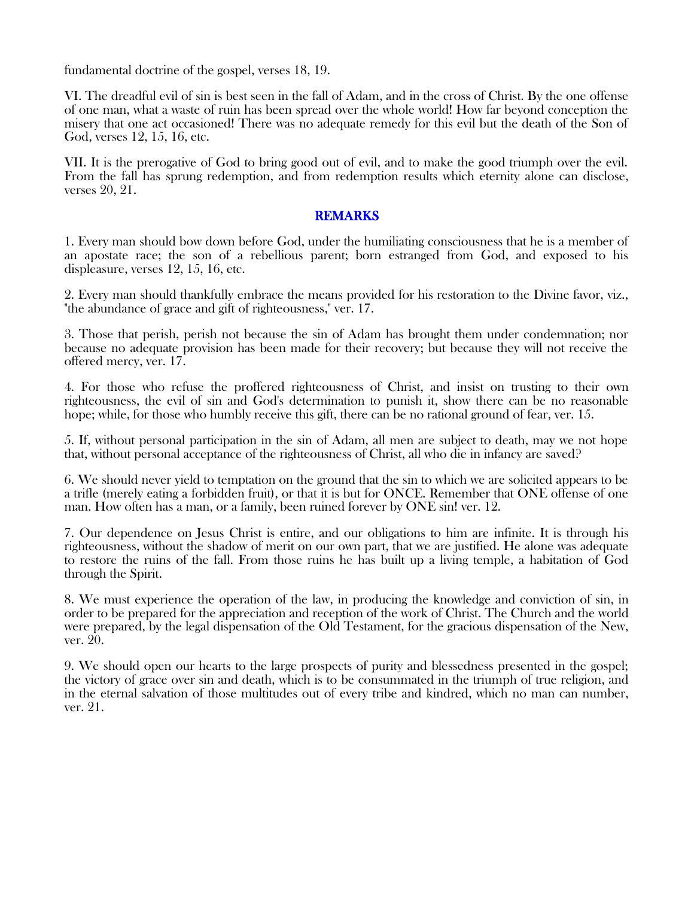fundamental doctrine of the gospel, verses 18, 19.

VI. The dreadful evil of sin is best seen in the fall of Adam, and in the cross of Christ. By the one offense of one man, what a waste of ruin has been spread over the whole world! How far beyond conception the misery that one act occasioned! There was no adequate remedy for this evil but the death of the Son of God, verses 12, 15, 16, etc.

VII. It is the prerogative of God to bring good out of evil, and to make the good triumph over the evil. From the fall has sprung redemption, and from redemption results which eternity alone can disclose, verses 20, 21.

## REMARKS

1. Every man should bow down before God, under the humiliating consciousness that he is a member of an apostate race; the son of a rebellious parent; born estranged from God, and exposed to his displeasure, verses 12, 15, 16, etc.

2. Every man should thankfully embrace the means provided for his restoration to the Divine favor, viz., "the abundance of grace and gift of righteousness," ver. 17.

3. Those that perish, perish not because the sin of Adam has brought them under condemnation; nor because no adequate provision has been made for their recovery; but because they will not receive the offered mercy, ver. 17.

4. For those who refuse the proffered righteousness of Christ, and insist on trusting to their own righteousness, the evil of sin and God's determination to punish it, show there can be no reasonable hope; while, for those who humbly receive this gift, there can be no rational ground of fear, ver. 15.

5. If, without personal participation in the sin of Adam, all men are subject to death, may we not hope that, without personal acceptance of the righteousness of Christ, all who die in infancy are saved?

6. We should never yield to temptation on the ground that the sin to which we are solicited appears to be a trifle (merely eating a forbidden fruit), or that it is but for ONCE. Remember that ONE offense of one man. How often has a man, or a family, been ruined forever by ONE sin! ver. 12.

7. Our dependence on Jesus Christ is entire, and our obligations to him are infinite. It is through his righteousness, without the shadow of merit on our own part, that we are justified. He alone was adequate to restore the ruins of the fall. From those ruins he has built up a living temple, a habitation of God through the Spirit.

8. We must experience the operation of the law, in producing the knowledge and conviction of sin, in order to be prepared for the appreciation and reception of the work of Christ. The Church and the world were prepared, by the legal dispensation of the Old Testament, for the gracious dispensation of the New, ver. 20.

9. We should open our hearts to the large prospects of purity and blessedness presented in the gospel; the victory of grace over sin and death, which is to be consummated in the triumph of true religion, and in the eternal salvation of those multitudes out of every tribe and kindred, which no man can number, ver. 21.